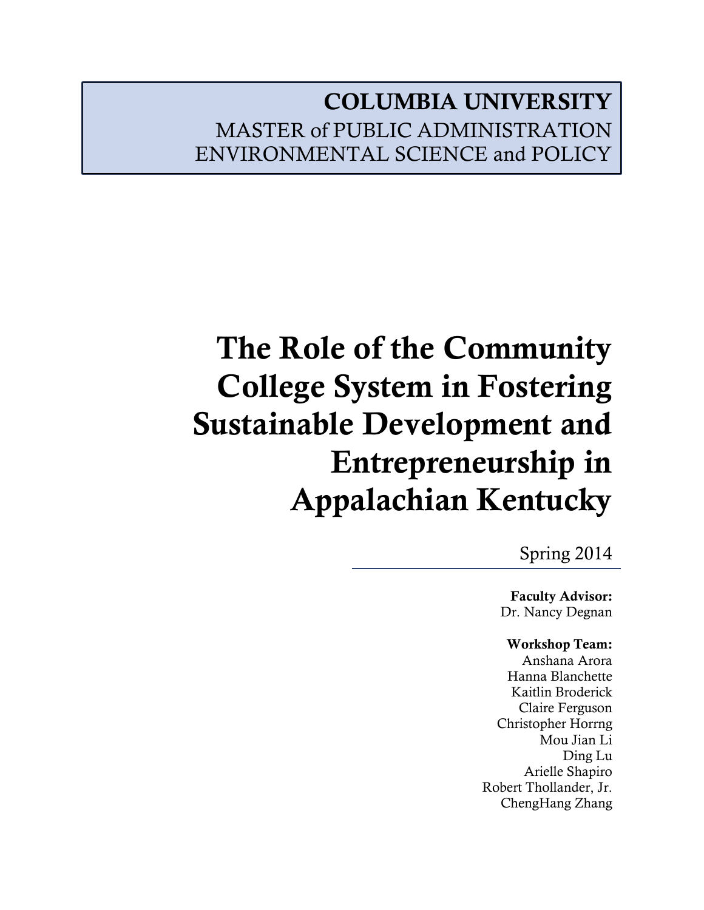**COLUMBIA UNIVERSITY**
MASTER of PUBLIC ADMINISTRATION
ENVIRONMENTAL SCIENCE and POLICY

# The Role of the Community College System in Fostering Sustainable Development and Entrepreneurship in Appalachian Kentucky

Spring 2014

**Faculty Advisor:**
Dr. Nancy Degnan

**Workshop Team:**
Anshana Arora
Hanna Blanchette
Kaitlin Broderick
Claire Ferguson
Christopher Horrng
Mou Jian Li
Ding Lu
Arielle Shapiro
Robert Thollander, Jr.
ChengHang Zhang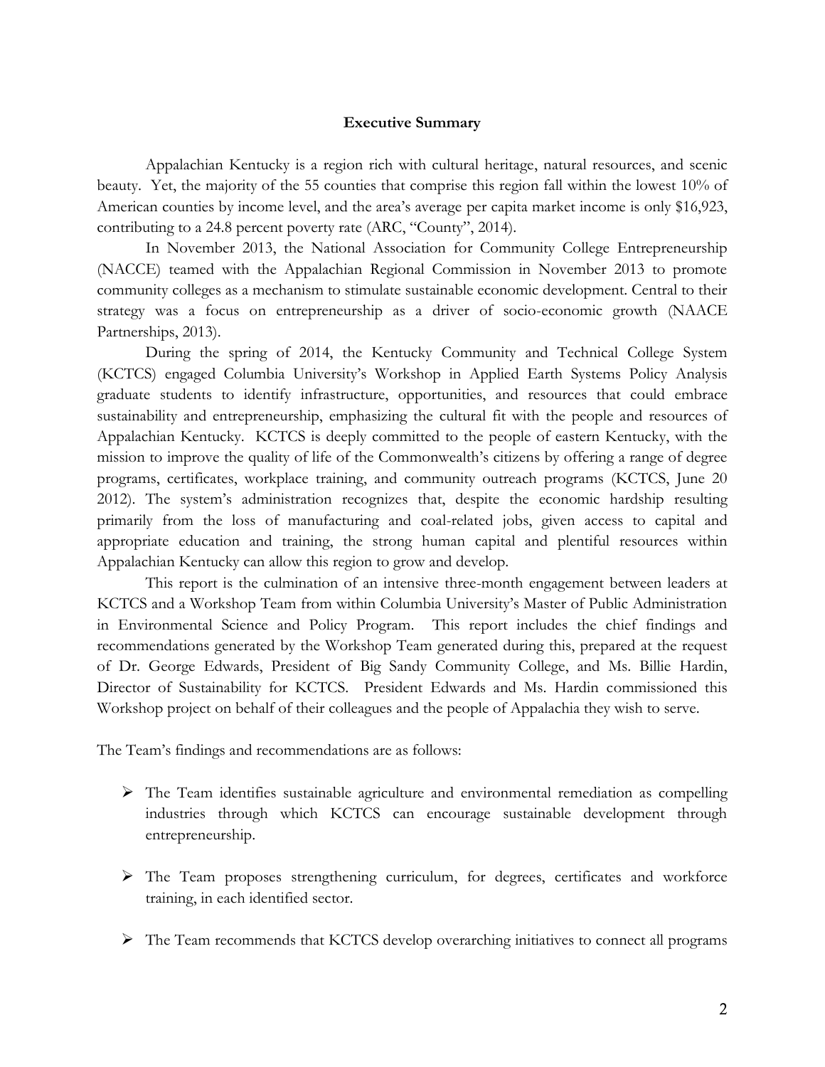## Executive Summary

Appalachian Kentucky is a region rich with cultural heritage, natural resources, and scenic beauty. Yet, the majority of the 55 counties that comprise this region fall within the lowest 10% of American counties by income level, and the area's average per capita market income is only $16,923, contributing to a 24.8 percent poverty rate (ARC, "County", 2014).

In November 2013, the National Association for Community College Entrepreneurship (NACCE) teamed with the Appalachian Regional Commission in November 2013 to promote community colleges as a mechanism to stimulate sustainable economic development. Central to their strategy was a focus on entrepreneurship as a driver of socio-economic growth (NAACE Partnerships, 2013).

During the spring of 2014, the Kentucky Community and Technical College System (KCTCS) engaged Columbia University's Workshop in Applied Earth Systems Policy Analysis graduate students to identify infrastructure, opportunities, and resources that could embrace sustainability and entrepreneurship, emphasizing the cultural fit with the people and resources of Appalachian Kentucky. KCTCS is deeply committed to the people of eastern Kentucky, with the mission to improve the quality of life of the Commonwealth's citizens by offering a range of degree programs, certificates, workplace training, and community outreach programs (KCTCS, June 20 2012). The system's administration recognizes that, despite the economic hardship resulting primarily from the loss of manufacturing and coal-related jobs, given access to capital and appropriate education and training, the strong human capital and plentiful resources within Appalachian Kentucky can allow this region to grow and develop.

This report is the culmination of an intensive three-month engagement between leaders at KCTCS and a Workshop Team from within Columbia University's Master of Public Administration in Environmental Science and Policy Program. This report includes the chief findings and recommendations generated by the Workshop Team generated during this, prepared at the request of Dr. George Edwards, President of Big Sandy Community College, and Ms. Billie Hardin, Director of Sustainability for KCTCS. President Edwards and Ms. Hardin commissioned this Workshop project on behalf of their colleagues and the people of Appalachia they wish to serve.

The Team's findings and recommendations are as follows:

- The Team identifies sustainable agriculture and environmental remediation as compelling industries through which KCTCS can encourage sustainable development through entrepreneurship.

- The Team proposes strengthening curriculum, for degrees, certificates and workforce training, in each identified sector.

- The Team recommends that KCTCS develop overarching initiatives to connect all programs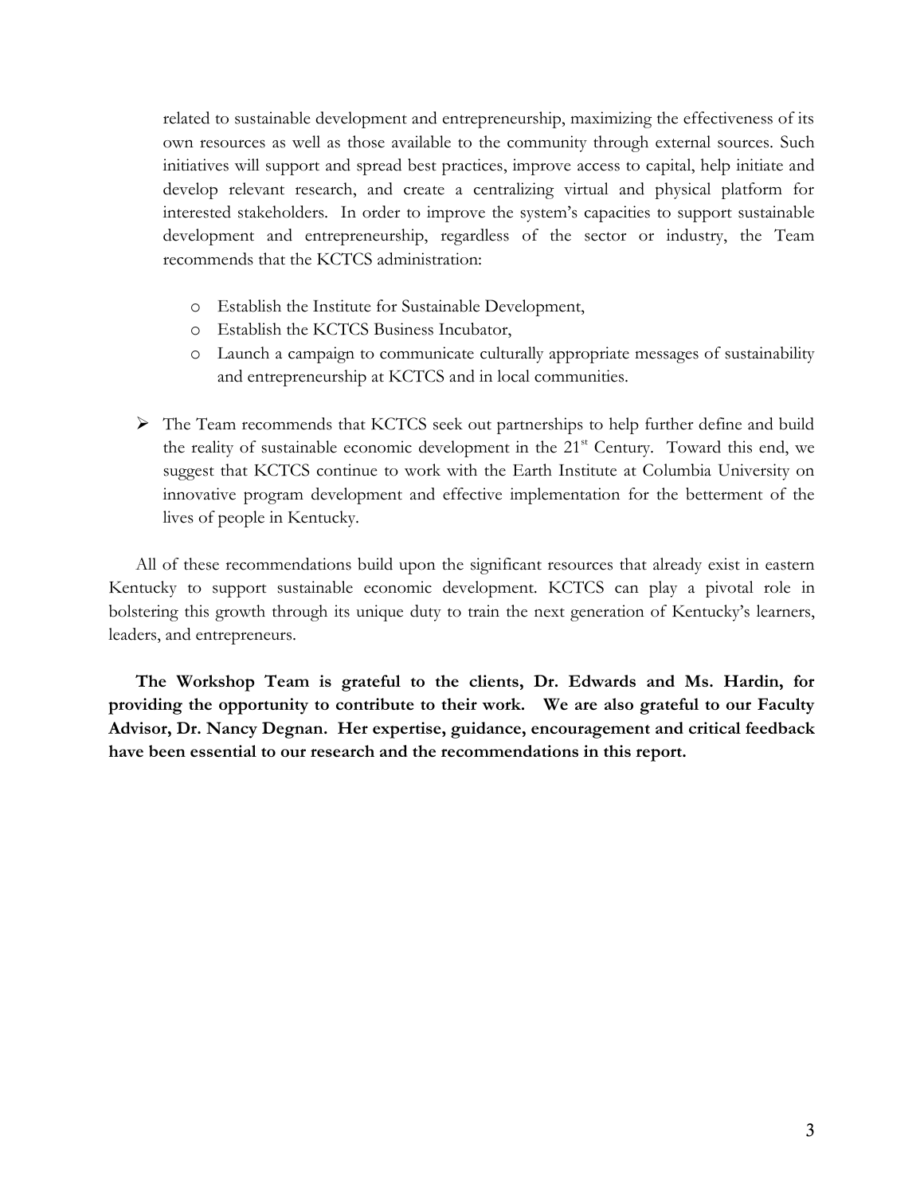related to sustainable development and entrepreneurship, maximizing the effectiveness of its own resources as well as those available to the community through external sources. Such initiatives will support and spread best practices, improve access to capital, help initiate and develop relevant research, and create a centralizing virtual and physical platform for interested stakeholders. In order to improve the system's capacities to support sustainable development and entrepreneurship, regardless of the sector or industry, the Team recommends that the KCTCS administration:

  - Establish the Institute for Sustainable Development,
  - Establish the KCTCS Business Incubator,
  - Launch a campaign to communicate culturally appropriate messages of sustainability and entrepreneurship at KCTCS and in local communities.

- The Team recommends that KCTCS seek out partnerships to help further define and build the reality of sustainable economic development in the 21st Century. Toward this end, we suggest that KCTCS continue to work with the Earth Institute at Columbia University on innovative program development and effective implementation for the betterment of the lives of people in Kentucky.

All of these recommendations build upon the significant resources that already exist in eastern Kentucky to support sustainable economic development. KCTCS can play a pivotal role in bolstering this growth through its unique duty to train the next generation of Kentucky's learners, leaders, and entrepreneurs.

**The Workshop Team is grateful to the clients, Dr. Edwards and Ms. Hardin, for providing the opportunity to contribute to their work. We are also grateful to our Faculty Advisor, Dr. Nancy Degnan. Her expertise, guidance, encouragement and critical feedback have been essential to our research and the recommendations in this report.**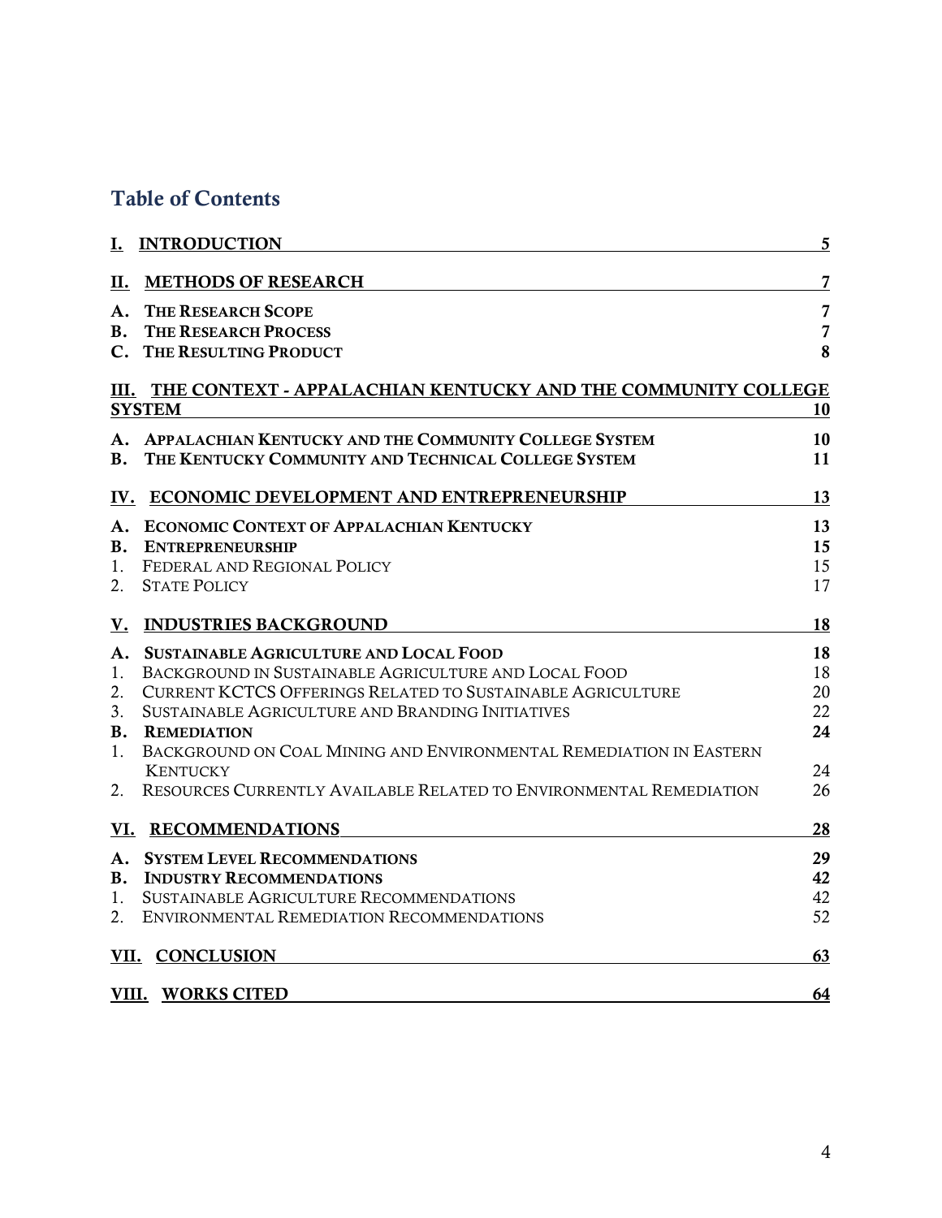## Table of Contents

| | | |
|---|---|---|
| **I.** | **INTRODUCTION** | **5** |
| **II.** | **METHODS OF RESEARCH** | **7** |
| **A.** | **THE RESEARCH SCOPE** | **7** |
| **B.** | **THE RESEARCH PROCESS** | **7** |
| **C.** | **THE RESULTING PRODUCT** | **8** |
| **III.** | **THE CONTEXT - APPALACHIAN KENTUCKY AND THE COMMUNITY COLLEGE SYSTEM** | **10** |
| **A.** | **APPALACHIAN KENTUCKY AND THE COMMUNITY COLLEGE SYSTEM** | **10** |
| **B.** | **THE KENTUCKY COMMUNITY AND TECHNICAL COLLEGE SYSTEM** | **11** |
| **IV.** | **ECONOMIC DEVELOPMENT AND ENTREPRENEURSHIP** | **13** |
| **A.** | **ECONOMIC CONTEXT OF APPALACHIAN KENTUCKY** | **13** |
| **B.** | **ENTREPRENEURSHIP** | **15** |
| 1. | FEDERAL AND REGIONAL POLICY | 15 |
| 2. | STATE POLICY | 17 |
| **V.** | **INDUSTRIES BACKGROUND** | **18** |
| **A.** | **SUSTAINABLE AGRICULTURE AND LOCAL FOOD** | **18** |
| 1. | BACKGROUND IN SUSTAINABLE AGRICULTURE AND LOCAL FOOD | 18 |
| 2. | CURRENT KCTCS OFFERINGS RELATED TO SUSTAINABLE AGRICULTURE | 20 |
| 3. | SUSTAINABLE AGRICULTURE AND BRANDING INITIATIVES | 22 |
| **B.** | **REMEDIATION** | **24** |
| 1. | BACKGROUND ON COAL MINING AND ENVIRONMENTAL REMEDIATION IN EASTERN KENTUCKY | 24 |
| 2. | RESOURCES CURRENTLY AVAILABLE RELATED TO ENVIRONMENTAL REMEDIATION | 26 |
| **VI.** | **RECOMMENDATIONS** | **28** |
| **A.** | **SYSTEM LEVEL RECOMMENDATIONS** | **29** |
| **B.** | **INDUSTRY RECOMMENDATIONS** | **42** |
| 1. | SUSTAINABLE AGRICULTURE RECOMMENDATIONS | 42 |
| 2. | ENVIRONMENTAL REMEDIATION RECOMMENDATIONS | 52 |
| **VII.** | **CONCLUSION** | **63** |
| **VIII.** | **WORKS CITED** | **64** |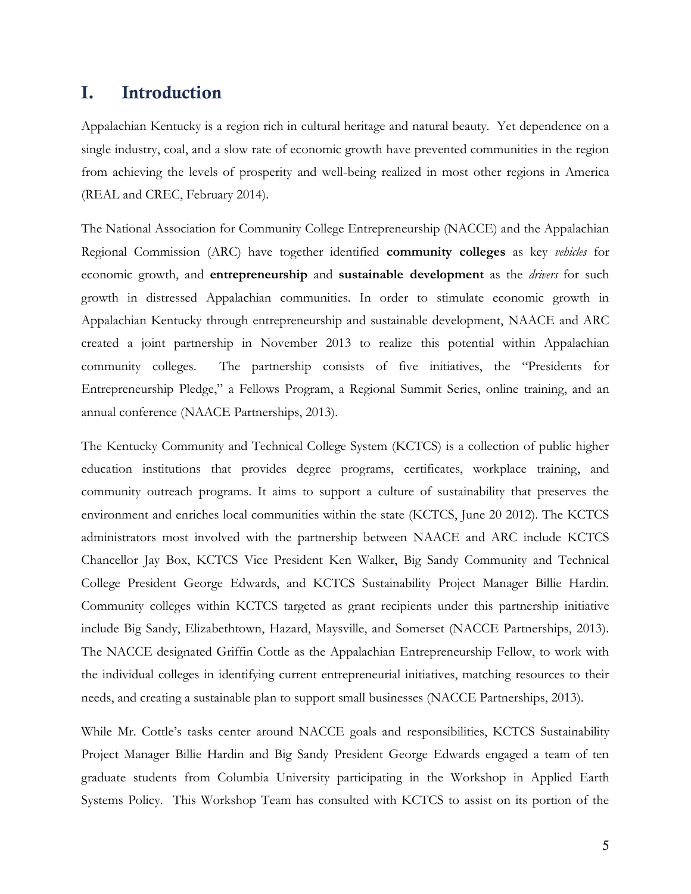# I. Introduction

Appalachian Kentucky is a region rich in cultural heritage and natural beauty. Yet dependence on a single industry, coal, and a slow rate of economic growth have prevented communities in the region from achieving the levels of prosperity and well-being realized in most other regions in America (REAL and CREC, February 2014).

The National Association for Community College Entrepreneurship (NACCE) and the Appalachian Regional Commission (ARC) have together identified **community colleges** as key *vehicles* for economic growth, and **entrepreneurship** and **sustainable development** as the *drivers* for such growth in distressed Appalachian communities. In order to stimulate economic growth in Appalachian Kentucky through entrepreneurship and sustainable development, NAACE and ARC created a joint partnership in November 2013 to realize this potential within Appalachian community colleges. The partnership consists of five initiatives, the "Presidents for Entrepreneurship Pledge," a Fellows Program, a Regional Summit Series, online training, and an annual conference (NAACE Partnerships, 2013).

The Kentucky Community and Technical College System (KCTCS) is a collection of public higher education institutions that provides degree programs, certificates, workplace training, and community outreach programs. It aims to support a culture of sustainability that preserves the environment and enriches local communities within the state (KCTCS, June 20 2012). The KCTCS administrators most involved with the partnership between NAACE and ARC include KCTCS Chancellor Jay Box, KCTCS Vice President Ken Walker, Big Sandy Community and Technical College President George Edwards, and KCTCS Sustainability Project Manager Billie Hardin. Community colleges within KCTCS targeted as grant recipients under this partnership initiative include Big Sandy, Elizabethtown, Hazard, Maysville, and Somerset (NACCE Partnerships, 2013). The NACCE designated Griffin Cottle as the Appalachian Entrepreneurship Fellow, to work with the individual colleges in identifying current entrepreneurial initiatives, matching resources to their needs, and creating a sustainable plan to support small businesses (NACCE Partnerships, 2013).

While Mr. Cottle's tasks center around NACCE goals and responsibilities, KCTCS Sustainability Project Manager Billie Hardin and Big Sandy President George Edwards engaged a team of ten graduate students from Columbia University participating in the Workshop in Applied Earth Systems Policy. This Workshop Team has consulted with KCTCS to assist on its portion of the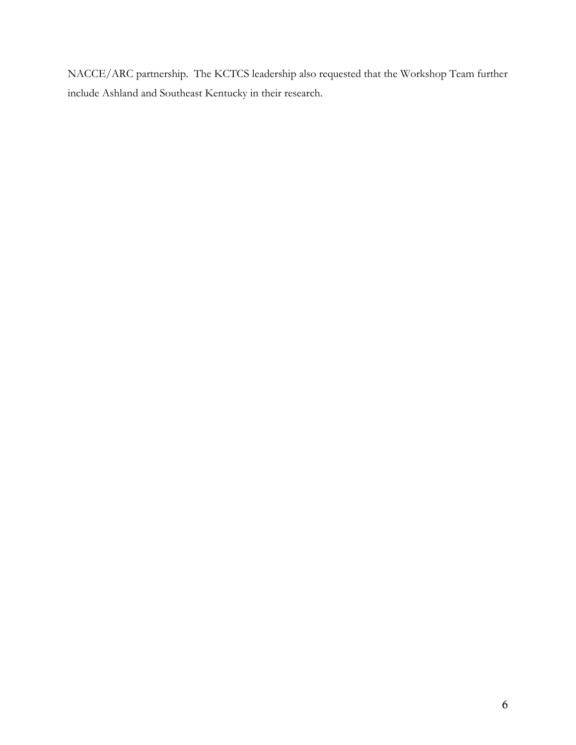NACCE/ARC partnership. The KCTCS leadership also requested that the Workshop Team further include Ashland and Southeast Kentucky in their research.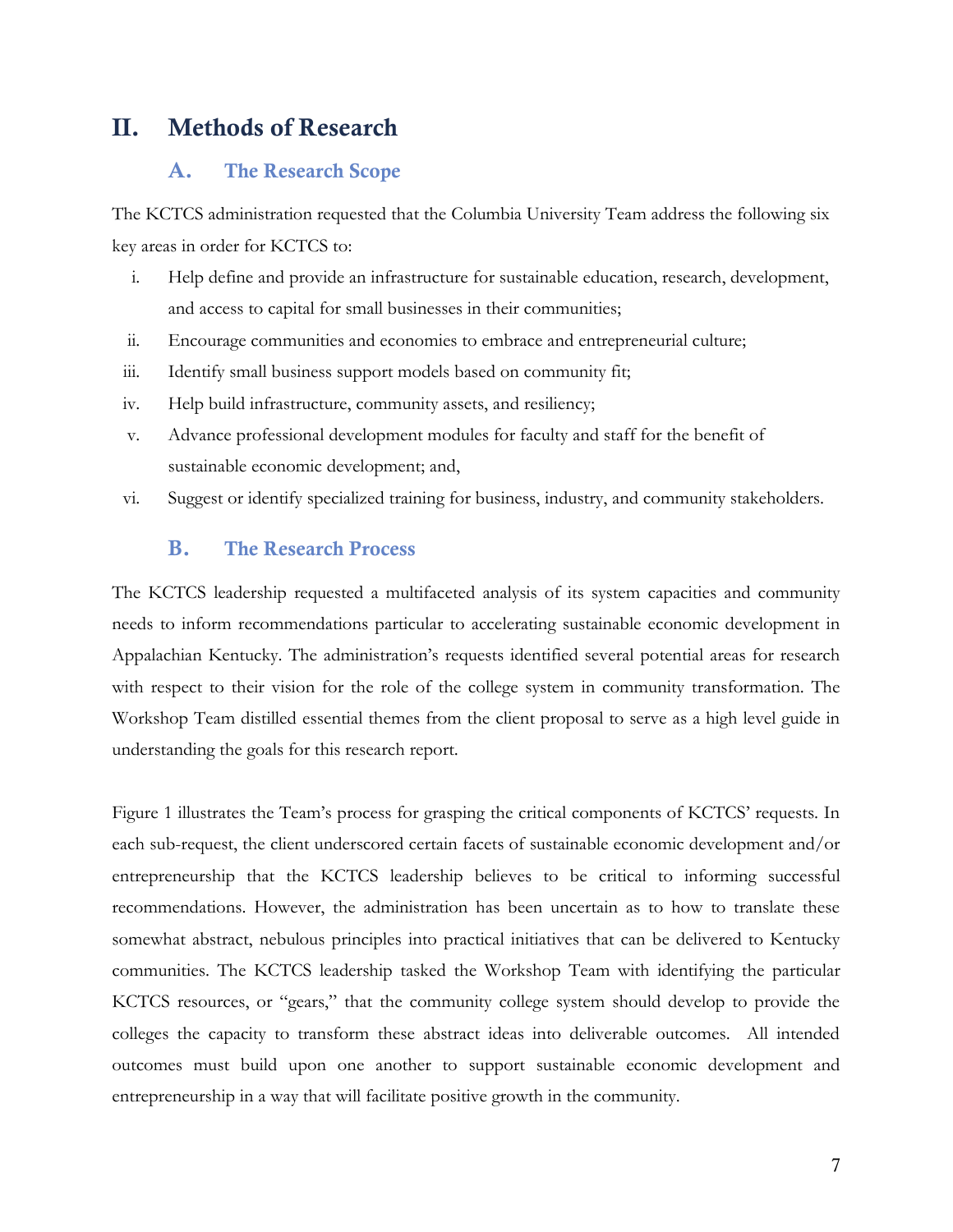# II. Methods of Research

## A. The Research Scope

The KCTCS administration requested that the Columbia University Team address the following six key areas in order for KCTCS to:

i. Help define and provide an infrastructure for sustainable education, research, development, and access to capital for small businesses in their communities;

ii. Encourage communities and economies to embrace and entrepreneurial culture;

iii. Identify small business support models based on community fit;

iv. Help build infrastructure, community assets, and resiliency;

v. Advance professional development modules for faculty and staff for the benefit of sustainable economic development; and,

vi. Suggest or identify specialized training for business, industry, and community stakeholders.

## B. The Research Process

The KCTCS leadership requested a multifaceted analysis of its system capacities and community needs to inform recommendations particular to accelerating sustainable economic development in Appalachian Kentucky. The administration's requests identified several potential areas for research with respect to their vision for the role of the college system in community transformation. The Workshop Team distilled essential themes from the client proposal to serve as a high level guide in understanding the goals for this research report.

Figure 1 illustrates the Team's process for grasping the critical components of KCTCS' requests. In each sub-request, the client underscored certain facets of sustainable economic development and/or entrepreneurship that the KCTCS leadership believes to be critical to informing successful recommendations. However, the administration has been uncertain as to how to translate these somewhat abstract, nebulous principles into practical initiatives that can be delivered to Kentucky communities. The KCTCS leadership tasked the Workshop Team with identifying the particular KCTCS resources, or "gears," that the community college system should develop to provide the colleges the capacity to transform these abstract ideas into deliverable outcomes. All intended outcomes must build upon one another to support sustainable economic development and entrepreneurship in a way that will facilitate positive growth in the community.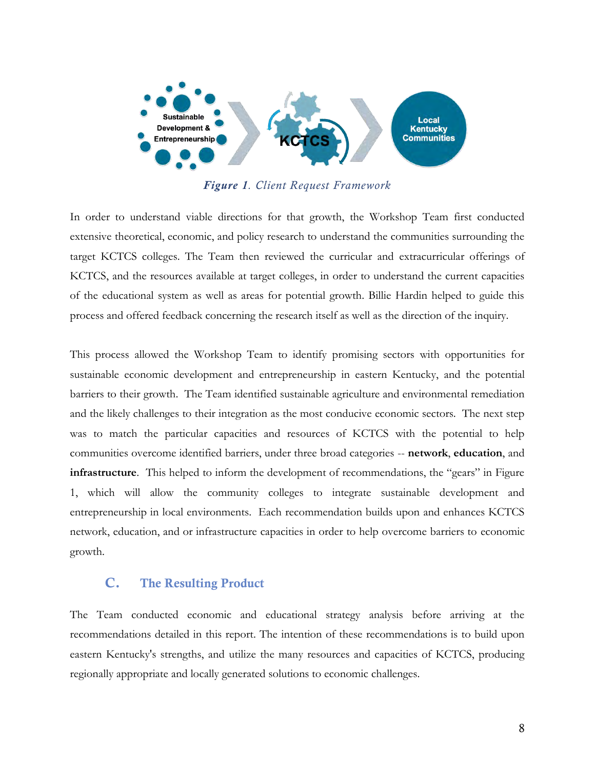*Figure 1. Client Request Framework*

In order to understand viable directions for that growth, the Workshop Team first conducted extensive theoretical, economic, and policy research to understand the communities surrounding the target KCTCS colleges. The Team then reviewed the curricular and extracurricular offerings of KCTCS, and the resources available at target colleges, in order to understand the current capacities of the educational system as well as areas for potential growth. Billie Hardin helped to guide this process and offered feedback concerning the research itself as well as the direction of the inquiry.

This process allowed the Workshop Team to identify promising sectors with opportunities for sustainable economic development and entrepreneurship in eastern Kentucky, and the potential barriers to their growth. The Team identified sustainable agriculture and environmental remediation and the likely challenges to their integration as the most conducive economic sectors. The next step was to match the particular capacities and resources of KCTCS with the potential to help communities overcome identified barriers, under three broad categories -- **network**, **education**, and **infrastructure**. This helped to inform the development of recommendations, the "gears" in Figure 1, which will allow the community colleges to integrate sustainable development and entrepreneurship in local environments. Each recommendation builds upon and enhances KCTCS network, education, and or infrastructure capacities in order to help overcome barriers to economic growth.

## C. The Resulting Product

The Team conducted economic and educational strategy analysis before arriving at the recommendations detailed in this report. The intention of these recommendations is to build upon eastern Kentucky's strengths, and utilize the many resources and capacities of KCTCS, producing regionally appropriate and locally generated solutions to economic challenges.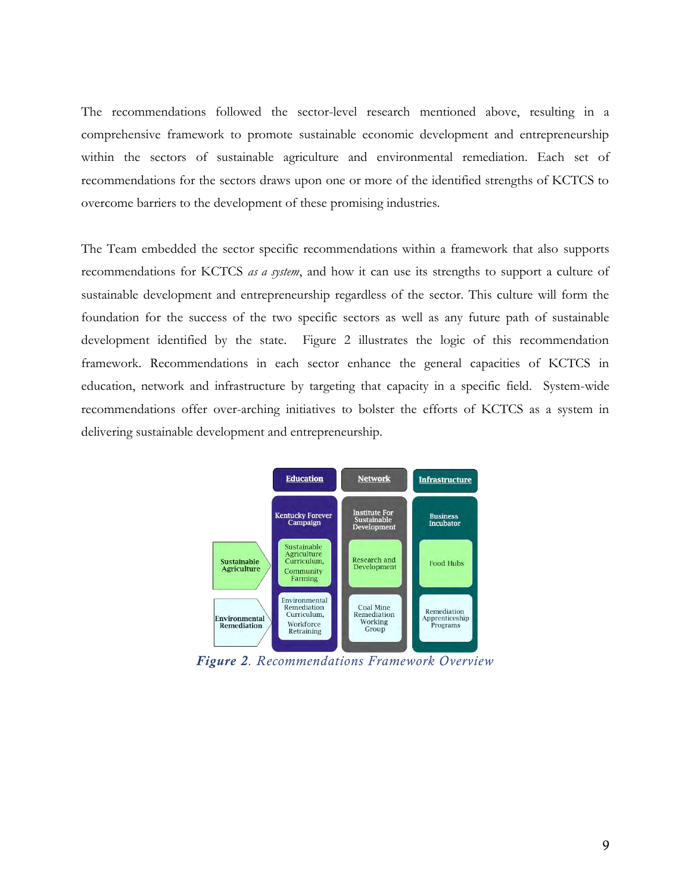The recommendations followed the sector-level research mentioned above, resulting in a comprehensive framework to promote sustainable economic development and entrepreneurship within the sectors of sustainable agriculture and environmental remediation. Each set of recommendations for the sectors draws upon one or more of the identified strengths of KCTCS to overcome barriers to the development of these promising industries.

The Team embedded the sector specific recommendations within a framework that also supports recommendations for KCTCS *as a system*, and how it can use its strengths to support a culture of sustainable development and entrepreneurship regardless of the sector. This culture will form the foundation for the success of the two specific sectors as well as any future path of sustainable development identified by the state. Figure 2 illustrates the logic of this recommendation framework. Recommendations in each sector enhance the general capacities of KCTCS in education, network and infrastructure by targeting that capacity in a specific field. System-wide recommendations offer over-arching initiatives to bolster the efforts of KCTCS as a system in delivering sustainable development and entrepreneurship.

| | Education | Network | Infrastructure |
| --- | --- | --- | --- |
| | Kentucky Forever Campaign | Institute For Sustainable Development | Business Incubator |
| Sustainable Agriculture | Sustainable Agriculture Curriculum, Community Farming | Research and Development | Food Hubs |
| Environmental Remediation | Environmental Remediation Curriculum, Workforce Retraining | Coal Mine Remediation Working Group | Remediation Apprenticeship Programs |

***Figure 2**. Recommendations Framework Overview*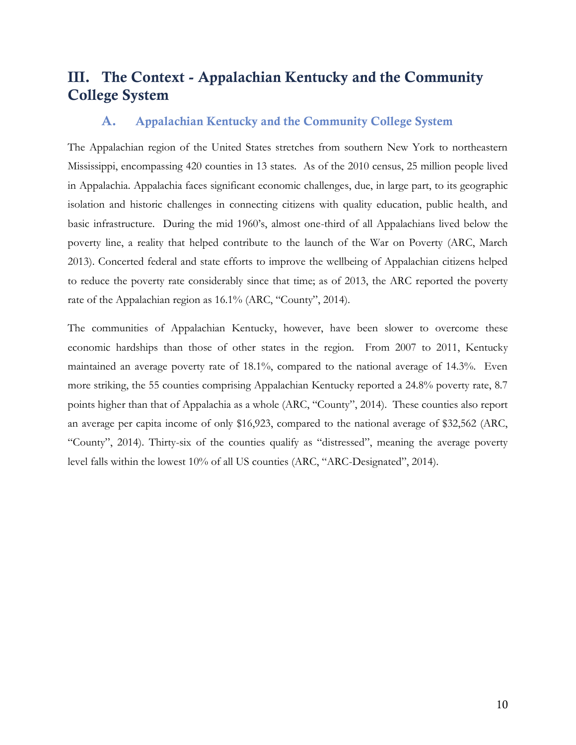# III. The Context - Appalachian Kentucky and the Community College System

## A. Appalachian Kentucky and the Community College System

The Appalachian region of the United States stretches from southern New York to northeastern Mississippi, encompassing 420 counties in 13 states. As of the 2010 census, 25 million people lived in Appalachia. Appalachia faces significant economic challenges, due, in large part, to its geographic isolation and historic challenges in connecting citizens with quality education, public health, and basic infrastructure. During the mid 1960's, almost one-third of all Appalachians lived below the poverty line, a reality that helped contribute to the launch of the War on Poverty (ARC, March 2013). Concerted federal and state efforts to improve the wellbeing of Appalachian citizens helped to reduce the poverty rate considerably since that time; as of 2013, the ARC reported the poverty rate of the Appalachian region as 16.1% (ARC, "County", 2014).

The communities of Appalachian Kentucky, however, have been slower to overcome these economic hardships than those of other states in the region. From 2007 to 2011, Kentucky maintained an average poverty rate of 18.1%, compared to the national average of 14.3%. Even more striking, the 55 counties comprising Appalachian Kentucky reported a 24.8% poverty rate, 8.7 points higher than that of Appalachia as a whole (ARC, "County", 2014). These counties also report an average per capita income of only $16,923, compared to the national average of $32,562 (ARC, "County", 2014). Thirty-six of the counties qualify as "distressed", meaning the average poverty level falls within the lowest 10% of all US counties (ARC, "ARC-Designated", 2014).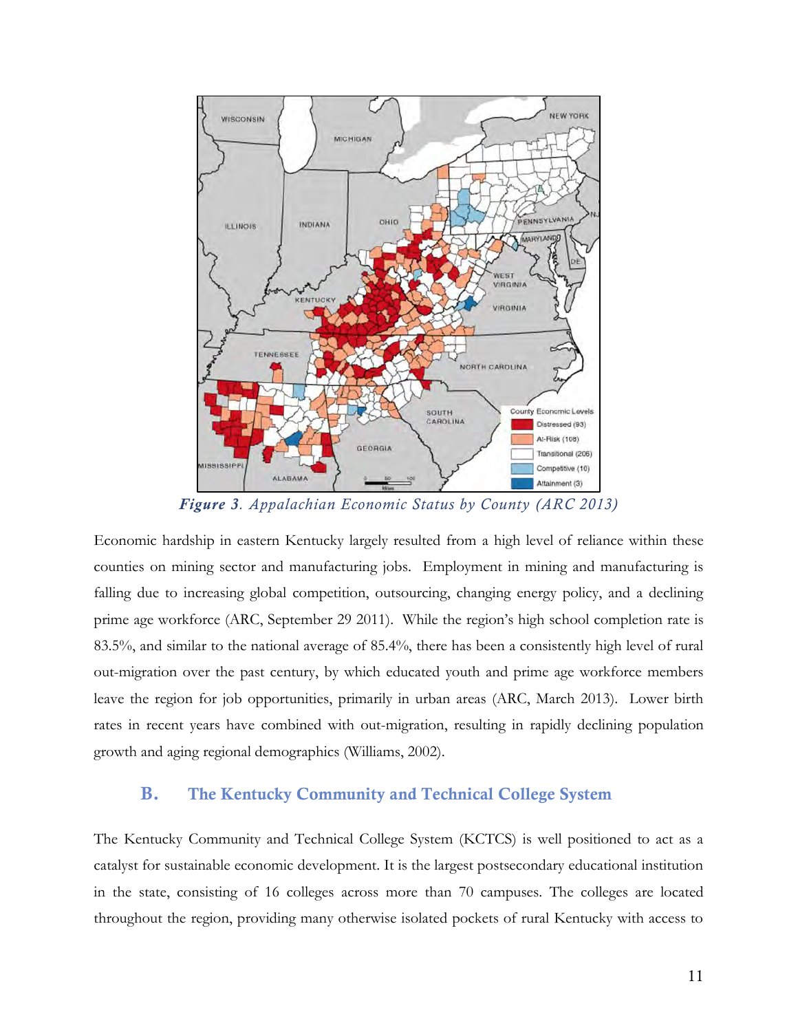*Figure 3. Appalachian Economic Status by County (ARC 2013)*

Economic hardship in eastern Kentucky largely resulted from a high level of reliance within these counties on mining sector and manufacturing jobs. Employment in mining and manufacturing is falling due to increasing global competition, outsourcing, changing energy policy, and a declining prime age workforce (ARC, September 29 2011). While the region's high school completion rate is 83.5%, and similar to the national average of 85.4%, there has been a consistently high level of rural out-migration over the past century, by which educated youth and prime age workforce members leave the region for job opportunities, primarily in urban areas (ARC, March 2013). Lower birth rates in recent years have combined with out-migration, resulting in rapidly declining population growth and aging regional demographics (Williams, 2002).

## B. The Kentucky Community and Technical College System

The Kentucky Community and Technical College System (KCTCS) is well positioned to act as a catalyst for sustainable economic development. It is the largest postsecondary educational institution in the state, consisting of 16 colleges across more than 70 campuses. The colleges are located throughout the region, providing many otherwise isolated pockets of rural Kentucky with access to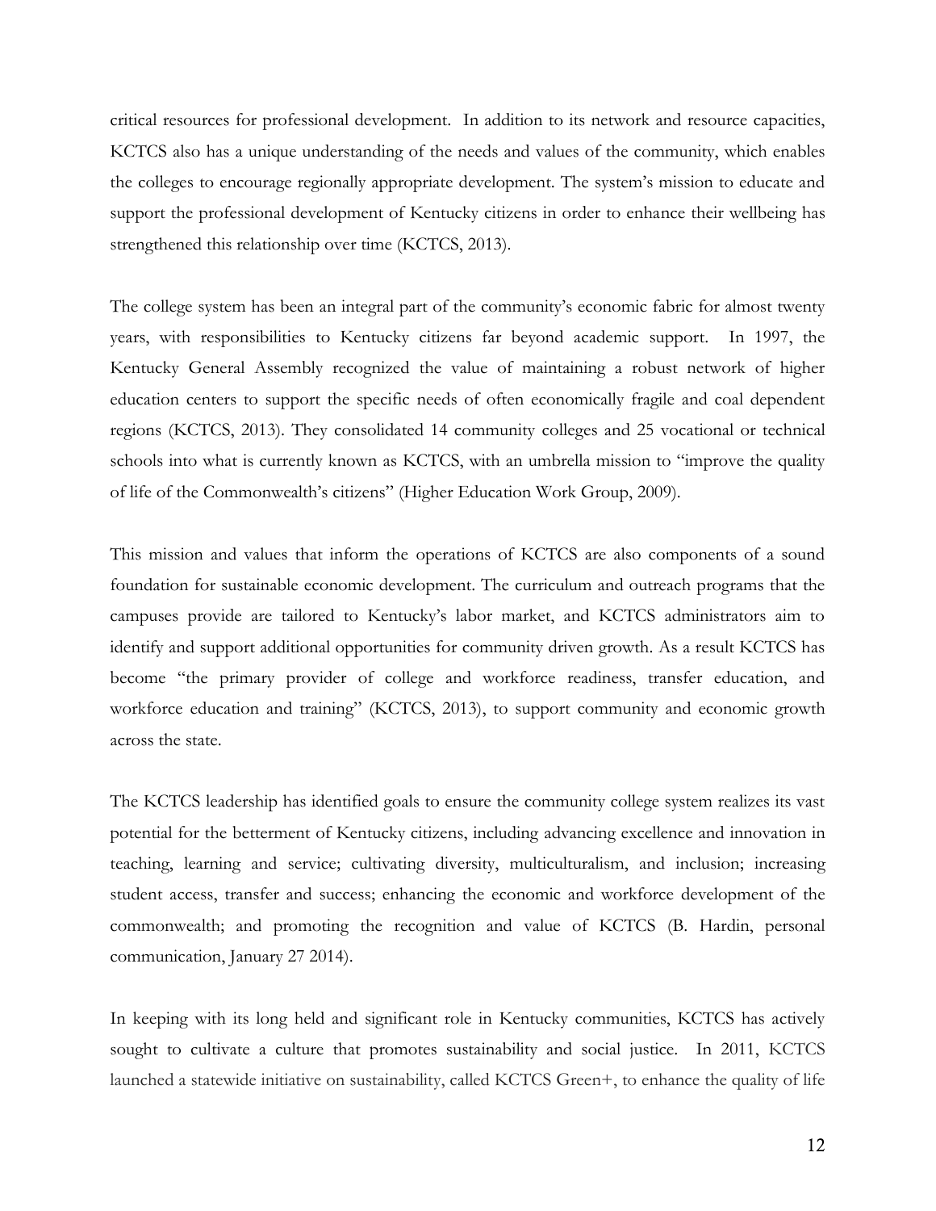critical resources for professional development. In addition to its network and resource capacities, KCTCS also has a unique understanding of the needs and values of the community, which enables the colleges to encourage regionally appropriate development. The system's mission to educate and support the professional development of Kentucky citizens in order to enhance their wellbeing has strengthened this relationship over time (KCTCS, 2013).

The college system has been an integral part of the community's economic fabric for almost twenty years, with responsibilities to Kentucky citizens far beyond academic support. In 1997, the Kentucky General Assembly recognized the value of maintaining a robust network of higher education centers to support the specific needs of often economically fragile and coal dependent regions (KCTCS, 2013). They consolidated 14 community colleges and 25 vocational or technical schools into what is currently known as KCTCS, with an umbrella mission to "improve the quality of life of the Commonwealth's citizens" (Higher Education Work Group, 2009).

This mission and values that inform the operations of KCTCS are also components of a sound foundation for sustainable economic development. The curriculum and outreach programs that the campuses provide are tailored to Kentucky's labor market, and KCTCS administrators aim to identify and support additional opportunities for community driven growth. As a result KCTCS has become "the primary provider of college and workforce readiness, transfer education, and workforce education and training" (KCTCS, 2013), to support community and economic growth across the state.

The KCTCS leadership has identified goals to ensure the community college system realizes its vast potential for the betterment of Kentucky citizens, including advancing excellence and innovation in teaching, learning and service; cultivating diversity, multiculturalism, and inclusion; increasing student access, transfer and success; enhancing the economic and workforce development of the commonwealth; and promoting the recognition and value of KCTCS (B. Hardin, personal communication, January 27 2014).

In keeping with its long held and significant role in Kentucky communities, KCTCS has actively sought to cultivate a culture that promotes sustainability and social justice. In 2011, KCTCS launched a statewide initiative on sustainability, called KCTCS Green+, to enhance the quality of life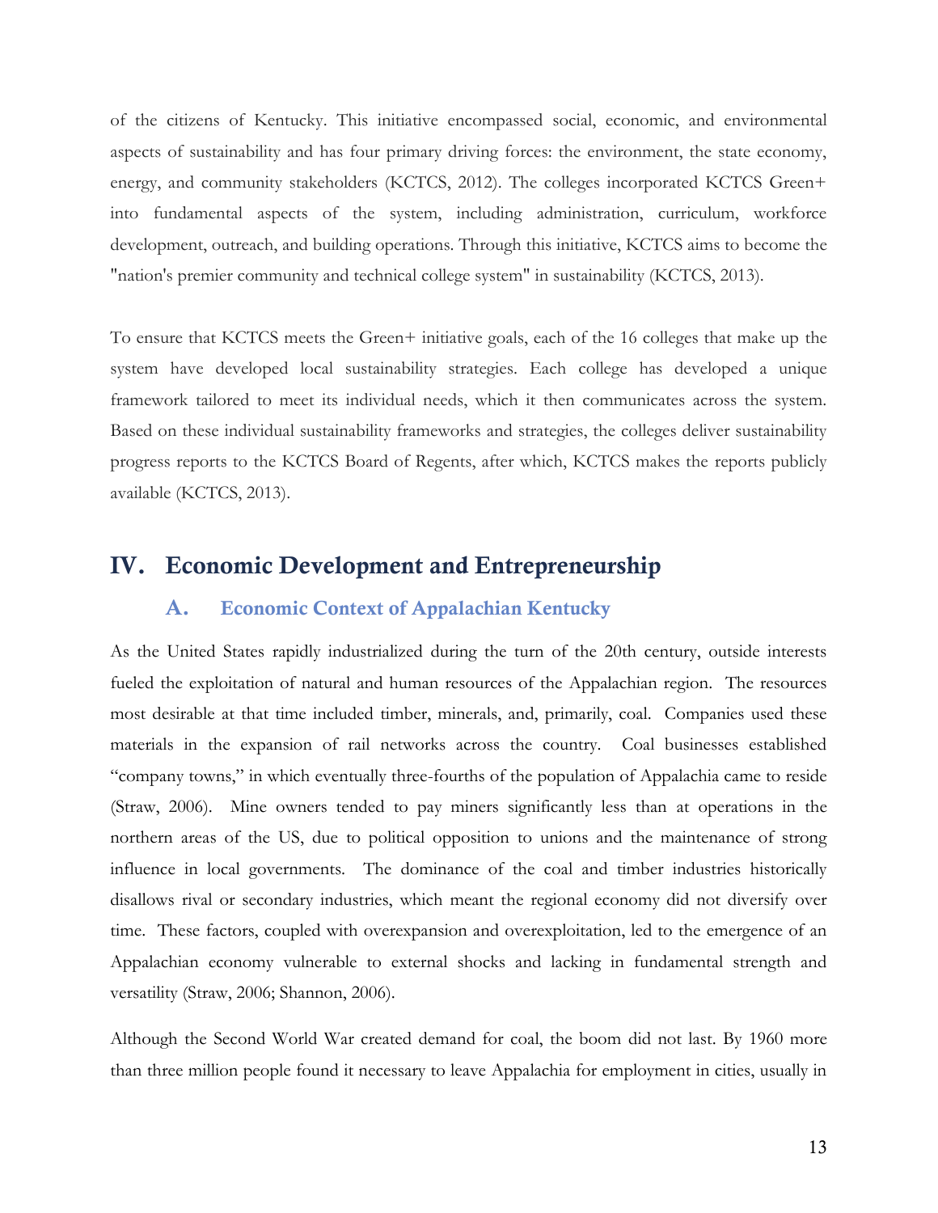of the citizens of Kentucky. This initiative encompassed social, economic, and environmental aspects of sustainability and has four primary driving forces: the environment, the state economy, energy, and community stakeholders (KCTCS, 2012). The colleges incorporated KCTCS Green+ into fundamental aspects of the system, including administration, curriculum, workforce development, outreach, and building operations. Through this initiative, KCTCS aims to become the "nation's premier community and technical college system" in sustainability (KCTCS, 2013).

To ensure that KCTCS meets the Green+ initiative goals, each of the 16 colleges that make up the system have developed local sustainability strategies. Each college has developed a unique framework tailored to meet its individual needs, which it then communicates across the system. Based on these individual sustainability frameworks and strategies, the colleges deliver sustainability progress reports to the KCTCS Board of Regents, after which, KCTCS makes the reports publicly available (KCTCS, 2013).

## IV. Economic Development and Entrepreneurship

### A. Economic Context of Appalachian Kentucky

As the United States rapidly industrialized during the turn of the 20th century, outside interests fueled the exploitation of natural and human resources of the Appalachian region. The resources most desirable at that time included timber, minerals, and, primarily, coal. Companies used these materials in the expansion of rail networks across the country. Coal businesses established "company towns," in which eventually three-fourths of the population of Appalachia came to reside (Straw, 2006). Mine owners tended to pay miners significantly less than at operations in the northern areas of the US, due to political opposition to unions and the maintenance of strong influence in local governments. The dominance of the coal and timber industries historically disallows rival or secondary industries, which meant the regional economy did not diversify over time. These factors, coupled with overexpansion and overexploitation, led to the emergence of an Appalachian economy vulnerable to external shocks and lacking in fundamental strength and versatility (Straw, 2006; Shannon, 2006).

Although the Second World War created demand for coal, the boom did not last. By 1960 more than three million people found it necessary to leave Appalachia for employment in cities, usually in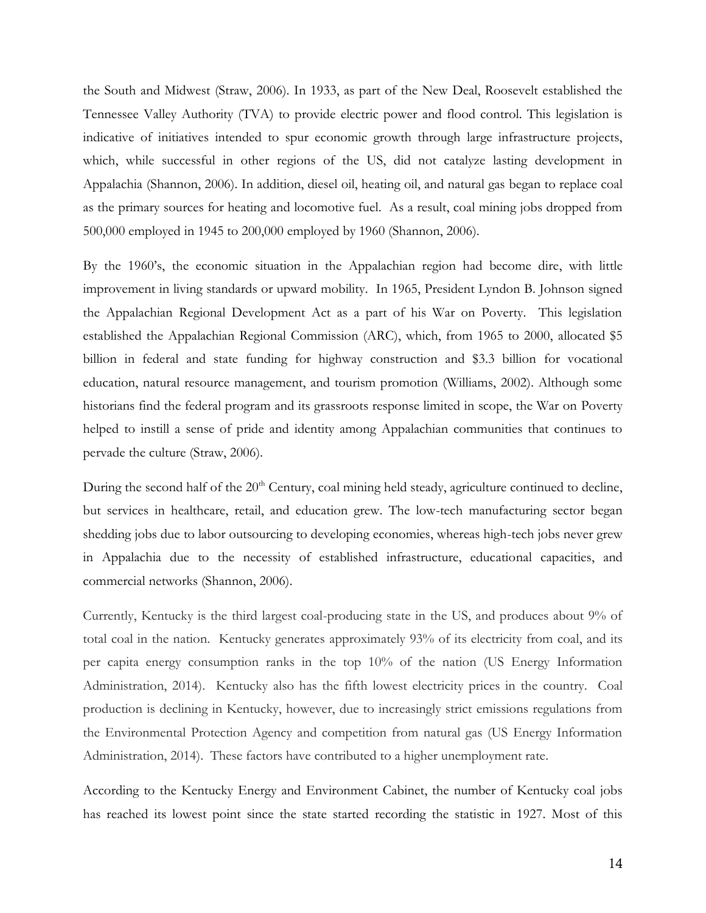the South and Midwest (Straw, 2006). In 1933, as part of the New Deal, Roosevelt established the Tennessee Valley Authority (TVA) to provide electric power and flood control. This legislation is indicative of initiatives intended to spur economic growth through large infrastructure projects, which, while successful in other regions of the US, did not catalyze lasting development in Appalachia (Shannon, 2006). In addition, diesel oil, heating oil, and natural gas began to replace coal as the primary sources for heating and locomotive fuel. As a result, coal mining jobs dropped from 500,000 employed in 1945 to 200,000 employed by 1960 (Shannon, 2006).

By the 1960's, the economic situation in the Appalachian region had become dire, with little improvement in living standards or upward mobility. In 1965, President Lyndon B. Johnson signed the Appalachian Regional Development Act as a part of his War on Poverty. This legislation established the Appalachian Regional Commission (ARC), which, from 1965 to 2000, allocated $5 billion in federal and state funding for highway construction and $3.3 billion for vocational education, natural resource management, and tourism promotion (Williams, 2002). Although some historians find the federal program and its grassroots response limited in scope, the War on Poverty helped to instill a sense of pride and identity among Appalachian communities that continues to pervade the culture (Straw, 2006).

During the second half of the 20th Century, coal mining held steady, agriculture continued to decline, but services in healthcare, retail, and education grew. The low-tech manufacturing sector began shedding jobs due to labor outsourcing to developing economies, whereas high-tech jobs never grew in Appalachia due to the necessity of established infrastructure, educational capacities, and commercial networks (Shannon, 2006).

Currently, Kentucky is the third largest coal-producing state in the US, and produces about 9% of total coal in the nation. Kentucky generates approximately 93% of its electricity from coal, and its per capita energy consumption ranks in the top 10% of the nation (US Energy Information Administration, 2014). Kentucky also has the fifth lowest electricity prices in the country. Coal production is declining in Kentucky, however, due to increasingly strict emissions regulations from the Environmental Protection Agency and competition from natural gas (US Energy Information Administration, 2014). These factors have contributed to a higher unemployment rate.

According to the Kentucky Energy and Environment Cabinet, the number of Kentucky coal jobs has reached its lowest point since the state started recording the statistic in 1927. Most of this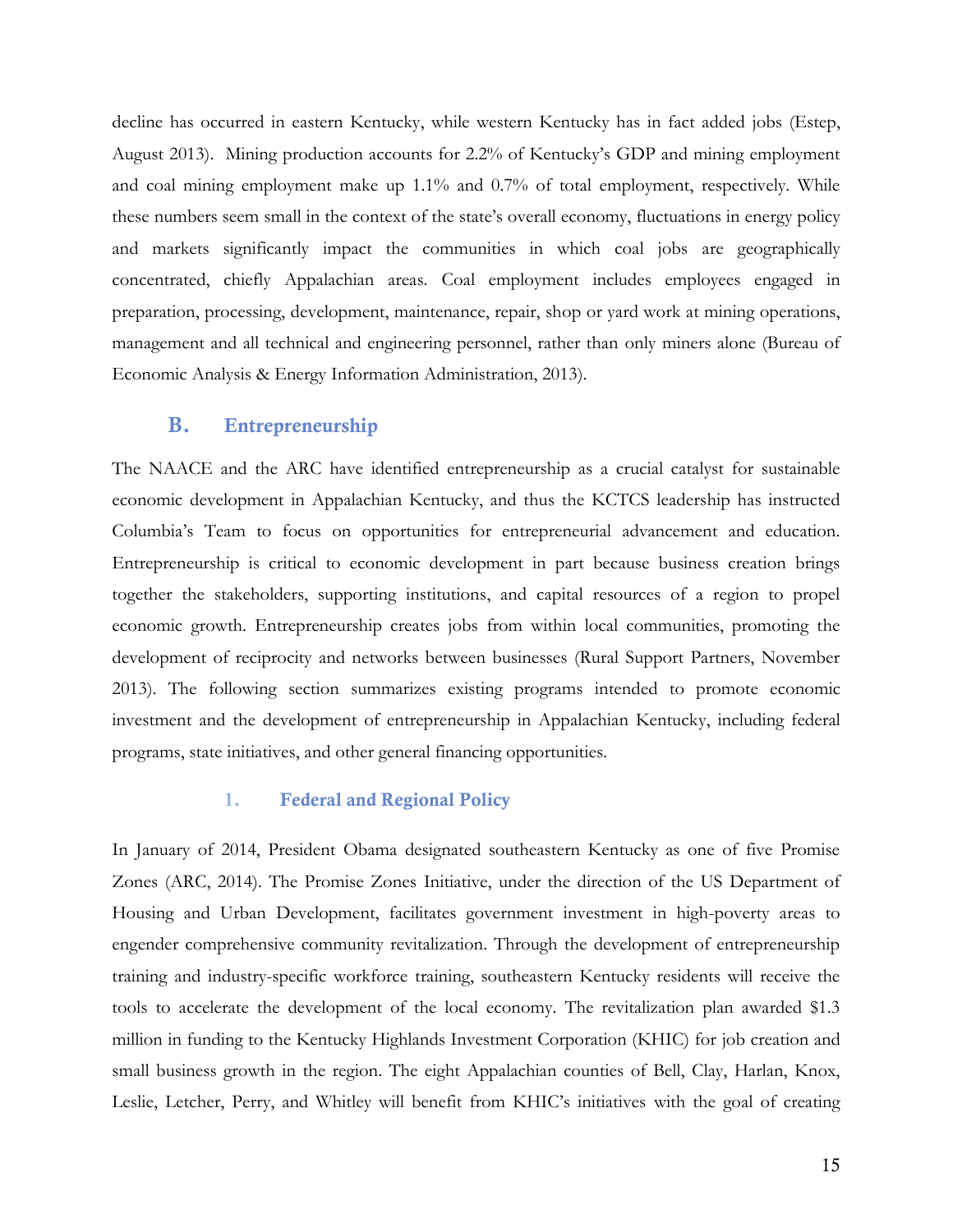decline has occurred in eastern Kentucky, while western Kentucky has in fact added jobs (Estep, August 2013). Mining production accounts for 2.2% of Kentucky's GDP and mining employment and coal mining employment make up 1.1% and 0.7% of total employment, respectively. While these numbers seem small in the context of the state's overall economy, fluctuations in energy policy and markets significantly impact the communities in which coal jobs are geographically concentrated, chiefly Appalachian areas. Coal employment includes employees engaged in preparation, processing, development, maintenance, repair, shop or yard work at mining operations, management and all technical and engineering personnel, rather than only miners alone (Bureau of Economic Analysis & Energy Information Administration, 2013).

## B. Entrepreneurship

The NAACE and the ARC have identified entrepreneurship as a crucial catalyst for sustainable economic development in Appalachian Kentucky, and thus the KCTCS leadership has instructed Columbia's Team to focus on opportunities for entrepreneurial advancement and education. Entrepreneurship is critical to economic development in part because business creation brings together the stakeholders, supporting institutions, and capital resources of a region to propel economic growth. Entrepreneurship creates jobs from within local communities, promoting the development of reciprocity and networks between businesses (Rural Support Partners, November 2013). The following section summarizes existing programs intended to promote economic investment and the development of entrepreneurship in Appalachian Kentucky, including federal programs, state initiatives, and other general financing opportunities.

### 1. Federal and Regional Policy

In January of 2014, President Obama designated southeastern Kentucky as one of five Promise Zones (ARC, 2014). The Promise Zones Initiative, under the direction of the US Department of Housing and Urban Development, facilitates government investment in high-poverty areas to engender comprehensive community revitalization. Through the development of entrepreneurship training and industry-specific workforce training, southeastern Kentucky residents will receive the tools to accelerate the development of the local economy. The revitalization plan awarded $1.3 million in funding to the Kentucky Highlands Investment Corporation (KHIC) for job creation and small business growth in the region. The eight Appalachian counties of Bell, Clay, Harlan, Knox, Leslie, Letcher, Perry, and Whitley will benefit from KHIC's initiatives with the goal of creating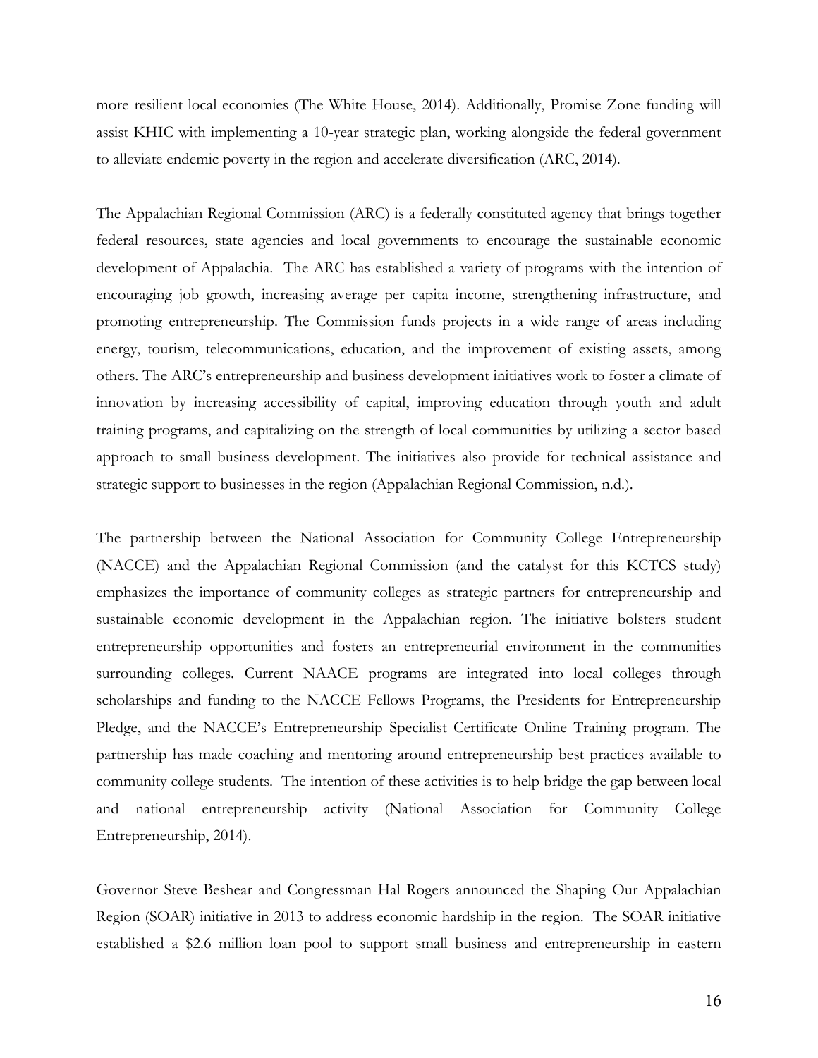more resilient local economies (The White House, 2014). Additionally, Promise Zone funding will assist KHIC with implementing a 10-year strategic plan, working alongside the federal government to alleviate endemic poverty in the region and accelerate diversification (ARC, 2014).

The Appalachian Regional Commission (ARC) is a federally constituted agency that brings together federal resources, state agencies and local governments to encourage the sustainable economic development of Appalachia. The ARC has established a variety of programs with the intention of encouraging job growth, increasing average per capita income, strengthening infrastructure, and promoting entrepreneurship. The Commission funds projects in a wide range of areas including energy, tourism, telecommunications, education, and the improvement of existing assets, among others. The ARC's entrepreneurship and business development initiatives work to foster a climate of innovation by increasing accessibility of capital, improving education through youth and adult training programs, and capitalizing on the strength of local communities by utilizing a sector based approach to small business development. The initiatives also provide for technical assistance and strategic support to businesses in the region (Appalachian Regional Commission, n.d.).

The partnership between the National Association for Community College Entrepreneurship (NACCE) and the Appalachian Regional Commission (and the catalyst for this KCTCS study) emphasizes the importance of community colleges as strategic partners for entrepreneurship and sustainable economic development in the Appalachian region. The initiative bolsters student entrepreneurship opportunities and fosters an entrepreneurial environment in the communities surrounding colleges. Current NAACE programs are integrated into local colleges through scholarships and funding to the NACCE Fellows Programs, the Presidents for Entrepreneurship Pledge, and the NACCE's Entrepreneurship Specialist Certificate Online Training program. The partnership has made coaching and mentoring around entrepreneurship best practices available to community college students. The intention of these activities is to help bridge the gap between local and national entrepreneurship activity (National Association for Community College Entrepreneurship, 2014).

Governor Steve Beshear and Congressman Hal Rogers announced the Shaping Our Appalachian Region (SOAR) initiative in 2013 to address economic hardship in the region. The SOAR initiative established a $2.6 million loan pool to support small business and entrepreneurship in eastern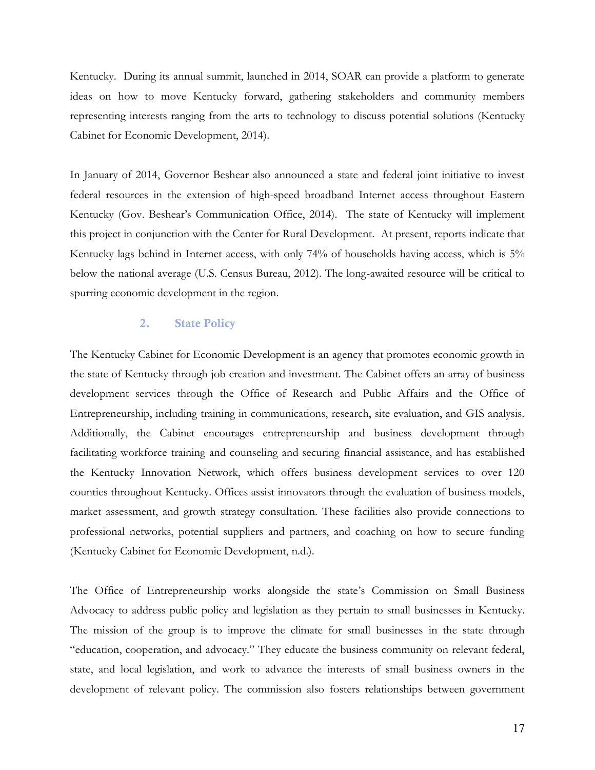Kentucky. During its annual summit, launched in 2014, SOAR can provide a platform to generate ideas on how to move Kentucky forward, gathering stakeholders and community members representing interests ranging from the arts to technology to discuss potential solutions (Kentucky Cabinet for Economic Development, 2014).

In January of 2014, Governor Beshear also announced a state and federal joint initiative to invest federal resources in the extension of high-speed broadband Internet access throughout Eastern Kentucky (Gov. Beshear's Communication Office, 2014). The state of Kentucky will implement this project in conjunction with the Center for Rural Development. At present, reports indicate that Kentucky lags behind in Internet access, with only 74% of households having access, which is 5% below the national average (U.S. Census Bureau, 2012). The long-awaited resource will be critical to spurring economic development in the region.

### 2. State Policy

The Kentucky Cabinet for Economic Development is an agency that promotes economic growth in the state of Kentucky through job creation and investment. The Cabinet offers an array of business development services through the Office of Research and Public Affairs and the Office of Entrepreneurship, including training in communications, research, site evaluation, and GIS analysis. Additionally, the Cabinet encourages entrepreneurship and business development through facilitating workforce training and counseling and securing financial assistance, and has established the Kentucky Innovation Network, which offers business development services to over 120 counties throughout Kentucky. Offices assist innovators through the evaluation of business models, market assessment, and growth strategy consultation. These facilities also provide connections to professional networks, potential suppliers and partners, and coaching on how to secure funding (Kentucky Cabinet for Economic Development, n.d.).

The Office of Entrepreneurship works alongside the state's Commission on Small Business Advocacy to address public policy and legislation as they pertain to small businesses in Kentucky. The mission of the group is to improve the climate for small businesses in the state through "education, cooperation, and advocacy." They educate the business community on relevant federal, state, and local legislation, and work to advance the interests of small business owners in the development of relevant policy. The commission also fosters relationships between government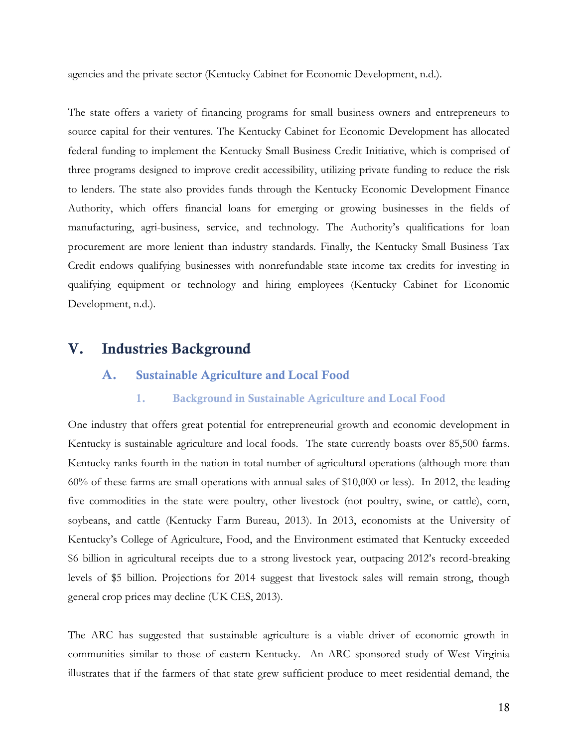agencies and the private sector (Kentucky Cabinet for Economic Development, n.d.).

The state offers a variety of financing programs for small business owners and entrepreneurs to source capital for their ventures. The Kentucky Cabinet for Economic Development has allocated federal funding to implement the Kentucky Small Business Credit Initiative, which is comprised of three programs designed to improve credit accessibility, utilizing private funding to reduce the risk to lenders. The state also provides funds through the Kentucky Economic Development Finance Authority, which offers financial loans for emerging or growing businesses in the fields of manufacturing, agri-business, service, and technology. The Authority's qualifications for loan procurement are more lenient than industry standards. Finally, the Kentucky Small Business Tax Credit endows qualifying businesses with nonrefundable state income tax credits for investing in qualifying equipment or technology and hiring employees (Kentucky Cabinet for Economic Development, n.d.).

# V. Industries Background

## A. Sustainable Agriculture and Local Food

### 1. Background in Sustainable Agriculture and Local Food

One industry that offers great potential for entrepreneurial growth and economic development in Kentucky is sustainable agriculture and local foods. The state currently boasts over 85,500 farms. Kentucky ranks fourth in the nation in total number of agricultural operations (although more than 60% of these farms are small operations with annual sales of $10,000 or less). In 2012, the leading five commodities in the state were poultry, other livestock (not poultry, swine, or cattle), corn, soybeans, and cattle (Kentucky Farm Bureau, 2013). In 2013, economists at the University of Kentucky's College of Agriculture, Food, and the Environment estimated that Kentucky exceeded $6 billion in agricultural receipts due to a strong livestock year, outpacing 2012's record-breaking levels of $5 billion. Projections for 2014 suggest that livestock sales will remain strong, though general crop prices may decline (UK CES, 2013).

The ARC has suggested that sustainable agriculture is a viable driver of economic growth in communities similar to those of eastern Kentucky. An ARC sponsored study of West Virginia illustrates that if the farmers of that state grew sufficient produce to meet residential demand, the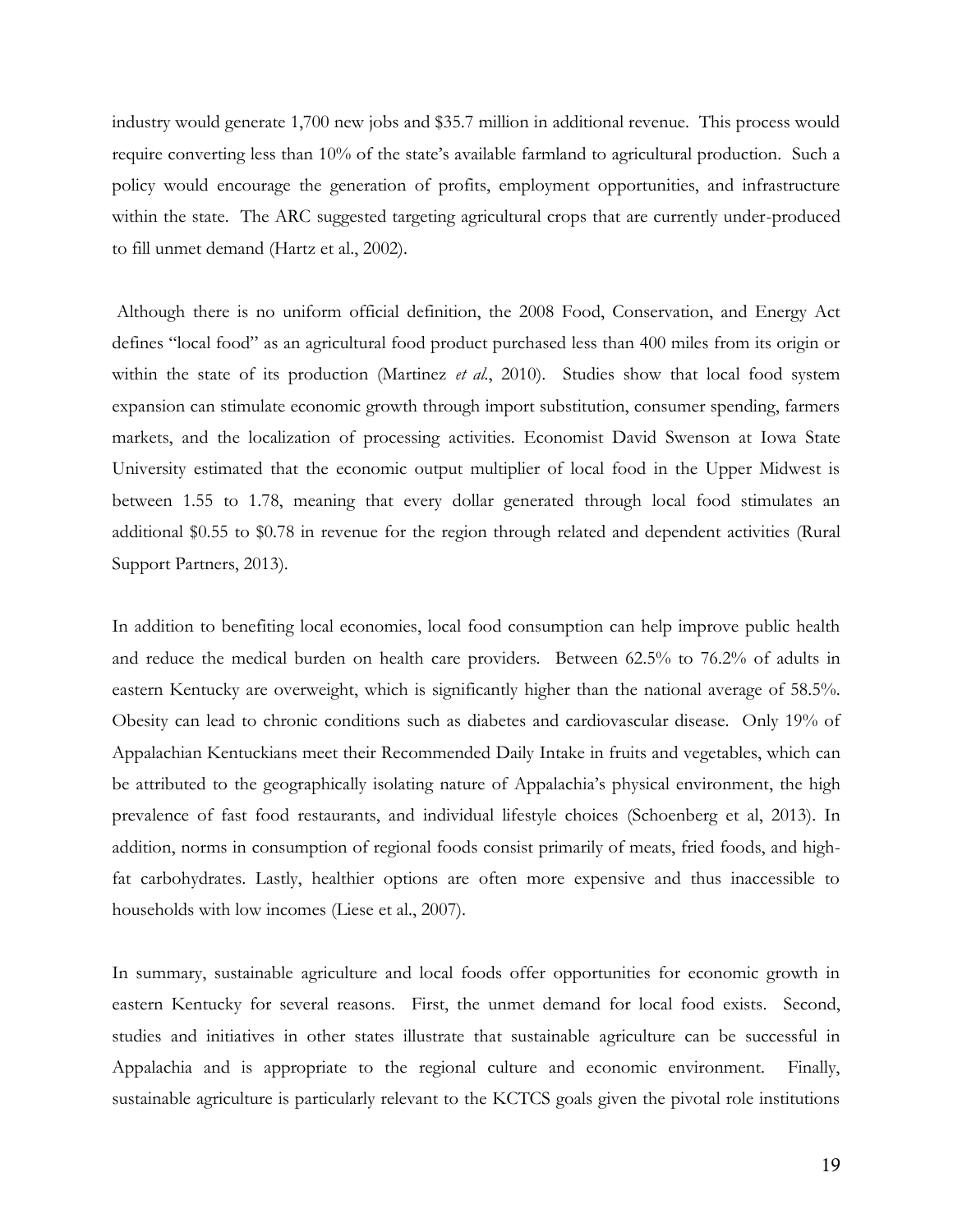industry would generate 1,700 new jobs and $35.7 million in additional revenue. This process would require converting less than 10% of the state's available farmland to agricultural production. Such a policy would encourage the generation of profits, employment opportunities, and infrastructure within the state. The ARC suggested targeting agricultural crops that are currently under-produced to fill unmet demand (Hartz et al., 2002).

Although there is no uniform official definition, the 2008 Food, Conservation, and Energy Act defines "local food" as an agricultural food product purchased less than 400 miles from its origin or within the state of its production (Martinez *et al.*, 2010). Studies show that local food system expansion can stimulate economic growth through import substitution, consumer spending, farmers markets, and the localization of processing activities. Economist David Swenson at Iowa State University estimated that the economic output multiplier of local food in the Upper Midwest is between 1.55 to 1.78, meaning that every dollar generated through local food stimulates an additional $0.55 to $0.78 in revenue for the region through related and dependent activities (Rural Support Partners, 2013).

In addition to benefiting local economies, local food consumption can help improve public health and reduce the medical burden on health care providers. Between 62.5% to 76.2% of adults in eastern Kentucky are overweight, which is significantly higher than the national average of 58.5%. Obesity can lead to chronic conditions such as diabetes and cardiovascular disease. Only 19% of Appalachian Kentuckians meet their Recommended Daily Intake in fruits and vegetables, which can be attributed to the geographically isolating nature of Appalachia's physical environment, the high prevalence of fast food restaurants, and individual lifestyle choices (Schoenberg et al, 2013). In addition, norms in consumption of regional foods consist primarily of meats, fried foods, and high-fat carbohydrates. Lastly, healthier options are often more expensive and thus inaccessible to households with low incomes (Liese et al., 2007).

In summary, sustainable agriculture and local foods offer opportunities for economic growth in eastern Kentucky for several reasons. First, the unmet demand for local food exists. Second, studies and initiatives in other states illustrate that sustainable agriculture can be successful in Appalachia and is appropriate to the regional culture and economic environment. Finally, sustainable agriculture is particularly relevant to the KCTCS goals given the pivotal role institutions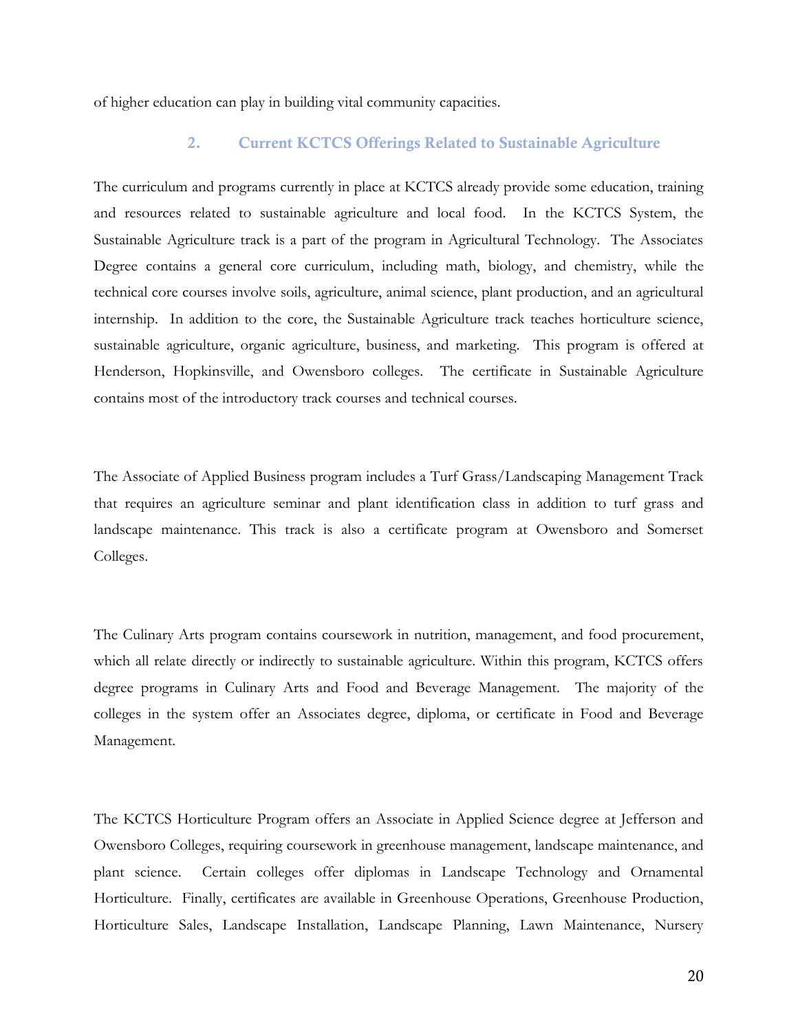of higher education can play in building vital community capacities.

## 2. Current KCTCS Offerings Related to Sustainable Agriculture

The curriculum and programs currently in place at KCTCS already provide some education, training and resources related to sustainable agriculture and local food. In the KCTCS System, the Sustainable Agriculture track is a part of the program in Agricultural Technology. The Associates Degree contains a general core curriculum, including math, biology, and chemistry, while the technical core courses involve soils, agriculture, animal science, plant production, and an agricultural internship. In addition to the core, the Sustainable Agriculture track teaches horticulture science, sustainable agriculture, organic agriculture, business, and marketing. This program is offered at Henderson, Hopkinsville, and Owensboro colleges. The certificate in Sustainable Agriculture contains most of the introductory track courses and technical courses.

The Associate of Applied Business program includes a Turf Grass/Landscaping Management Track that requires an agriculture seminar and plant identification class in addition to turf grass and landscape maintenance. This track is also a certificate program at Owensboro and Somerset Colleges.

The Culinary Arts program contains coursework in nutrition, management, and food procurement, which all relate directly or indirectly to sustainable agriculture. Within this program, KCTCS offers degree programs in Culinary Arts and Food and Beverage Management. The majority of the colleges in the system offer an Associates degree, diploma, or certificate in Food and Beverage Management.

The KCTCS Horticulture Program offers an Associate in Applied Science degree at Jefferson and Owensboro Colleges, requiring coursework in greenhouse management, landscape maintenance, and plant science. Certain colleges offer diplomas in Landscape Technology and Ornamental Horticulture. Finally, certificates are available in Greenhouse Operations, Greenhouse Production, Horticulture Sales, Landscape Installation, Landscape Planning, Lawn Maintenance, Nursery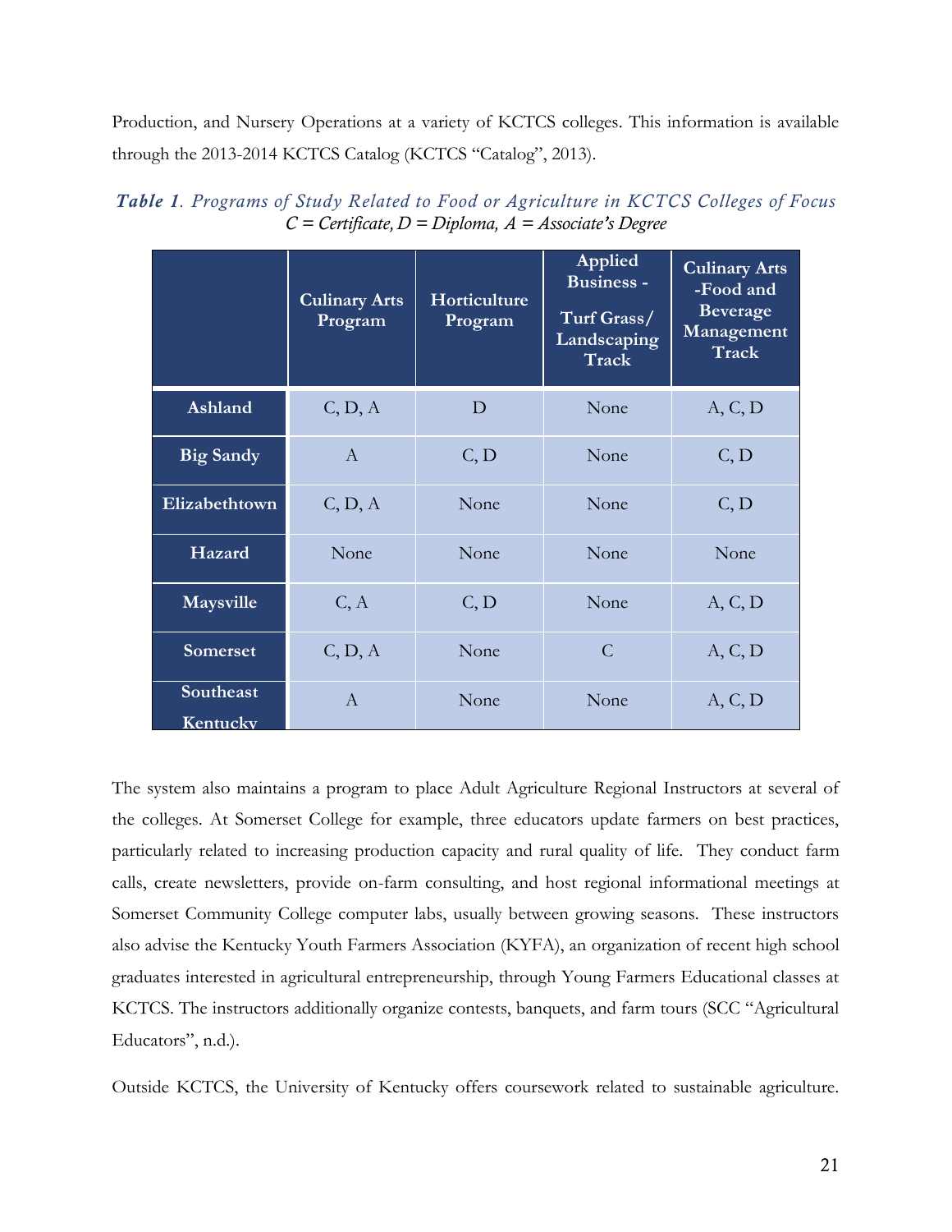Production, and Nursery Operations at a variety of KCTCS colleges. This information is available through the 2013-2014 KCTCS Catalog (KCTCS "Catalog", 2013).

***Table 1****. Programs of Study Related to Food or Agriculture in KCTCS Colleges of Focus*
*C = Certificate, D = Diploma, A = Associate's Degree*

| | Culinary Arts Program | Horticulture Program | Applied Business - Turf Grass/ Landscaping Track | Culinary Arts -Food and Beverage Management Track |
|---|---|---|---|---|
| **Ashland** | C, D, A | D | None | A, C, D |
| **Big Sandy** | A | C, D | None | C, D |
| **Elizabethtown** | C, D, A | None | None | C, D |
| **Hazard** | None | None | None | None |
| **Maysville** | C, A | C, D | None | A, C, D |
| **Somerset** | C, D, A | None | C | A, C, D |
| **Southeast Kentucky** | A | None | None | A, C, D |

The system also maintains a program to place Adult Agriculture Regional Instructors at several of the colleges. At Somerset College for example, three educators update farmers on best practices, particularly related to increasing production capacity and rural quality of life. They conduct farm calls, create newsletters, provide on-farm consulting, and host regional informational meetings at Somerset Community College computer labs, usually between growing seasons. These instructors also advise the Kentucky Youth Farmers Association (KYFA), an organization of recent high school graduates interested in agricultural entrepreneurship, through Young Farmers Educational classes at KCTCS. The instructors additionally organize contests, banquets, and farm tours (SCC "Agricultural Educators", n.d.).

Outside KCTCS, the University of Kentucky offers coursework related to sustainable agriculture.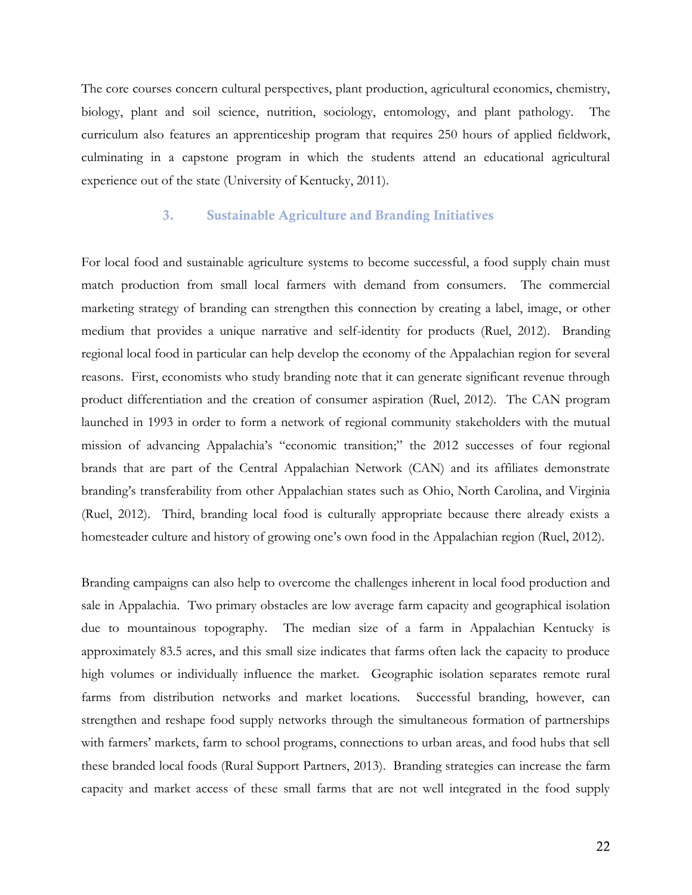The core courses concern cultural perspectives, plant production, agricultural economics, chemistry, biology, plant and soil science, nutrition, sociology, entomology, and plant pathology. The curriculum also features an apprenticeship program that requires 250 hours of applied fieldwork, culminating in a capstone program in which the students attend an educational agricultural experience out of the state (University of Kentucky, 2011).

### 3. Sustainable Agriculture and Branding Initiatives

For local food and sustainable agriculture systems to become successful, a food supply chain must match production from small local farmers with demand from consumers. The commercial marketing strategy of branding can strengthen this connection by creating a label, image, or other medium that provides a unique narrative and self-identity for products (Ruel, 2012). Branding regional local food in particular can help develop the economy of the Appalachian region for several reasons. First, economists who study branding note that it can generate significant revenue through product differentiation and the creation of consumer aspiration (Ruel, 2012). The CAN program launched in 1993 in order to form a network of regional community stakeholders with the mutual mission of advancing Appalachia's "economic transition;" the 2012 successes of four regional brands that are part of the Central Appalachian Network (CAN) and its affiliates demonstrate branding's transferability from other Appalachian states such as Ohio, North Carolina, and Virginia (Ruel, 2012). Third, branding local food is culturally appropriate because there already exists a homesteader culture and history of growing one's own food in the Appalachian region (Ruel, 2012).

Branding campaigns can also help to overcome the challenges inherent in local food production and sale in Appalachia. Two primary obstacles are low average farm capacity and geographical isolation due to mountainous topography. The median size of a farm in Appalachian Kentucky is approximately 83.5 acres, and this small size indicates that farms often lack the capacity to produce high volumes or individually influence the market. Geographic isolation separates remote rural farms from distribution networks and market locations. Successful branding, however, can strengthen and reshape food supply networks through the simultaneous formation of partnerships with farmers' markets, farm to school programs, connections to urban areas, and food hubs that sell these branded local foods (Rural Support Partners, 2013). Branding strategies can increase the farm capacity and market access of these small farms that are not well integrated in the food supply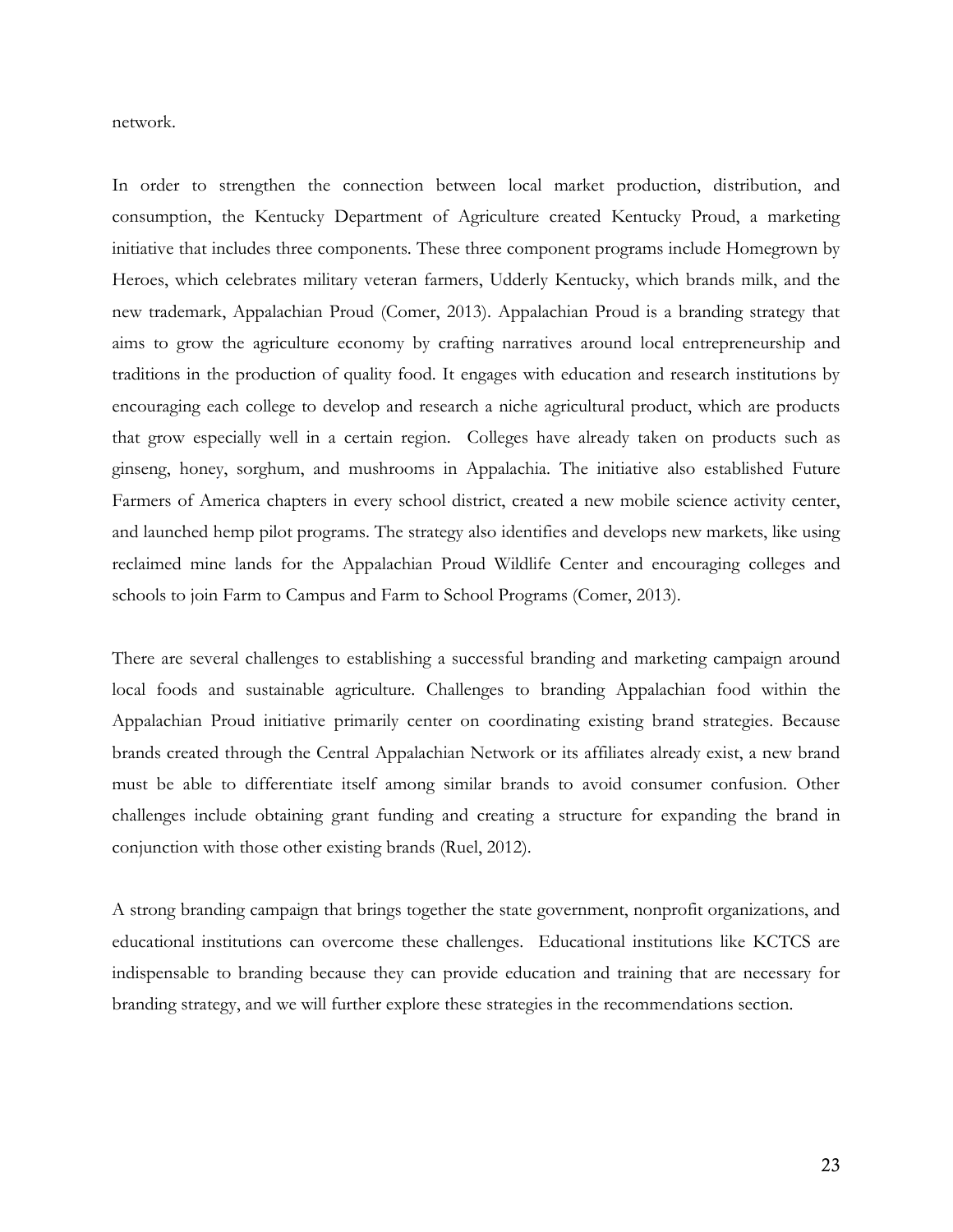network.

In order to strengthen the connection between local market production, distribution, and consumption, the Kentucky Department of Agriculture created Kentucky Proud, a marketing initiative that includes three components. These three component programs include Homegrown by Heroes, which celebrates military veteran farmers, Udderly Kentucky, which brands milk, and the new trademark, Appalachian Proud (Comer, 2013). Appalachian Proud is a branding strategy that aims to grow the agriculture economy by crafting narratives around local entrepreneurship and traditions in the production of quality food. It engages with education and research institutions by encouraging each college to develop and research a niche agricultural product, which are products that grow especially well in a certain region. Colleges have already taken on products such as ginseng, honey, sorghum, and mushrooms in Appalachia. The initiative also established Future Farmers of America chapters in every school district, created a new mobile science activity center, and launched hemp pilot programs. The strategy also identifies and develops new markets, like using reclaimed mine lands for the Appalachian Proud Wildlife Center and encouraging colleges and schools to join Farm to Campus and Farm to School Programs (Comer, 2013).

There are several challenges to establishing a successful branding and marketing campaign around local foods and sustainable agriculture. Challenges to branding Appalachian food within the Appalachian Proud initiative primarily center on coordinating existing brand strategies. Because brands created through the Central Appalachian Network or its affiliates already exist, a new brand must be able to differentiate itself among similar brands to avoid consumer confusion. Other challenges include obtaining grant funding and creating a structure for expanding the brand in conjunction with those other existing brands (Ruel, 2012).

A strong branding campaign that brings together the state government, nonprofit organizations, and educational institutions can overcome these challenges. Educational institutions like KCTCS are indispensable to branding because they can provide education and training that are necessary for branding strategy, and we will further explore these strategies in the recommendations section.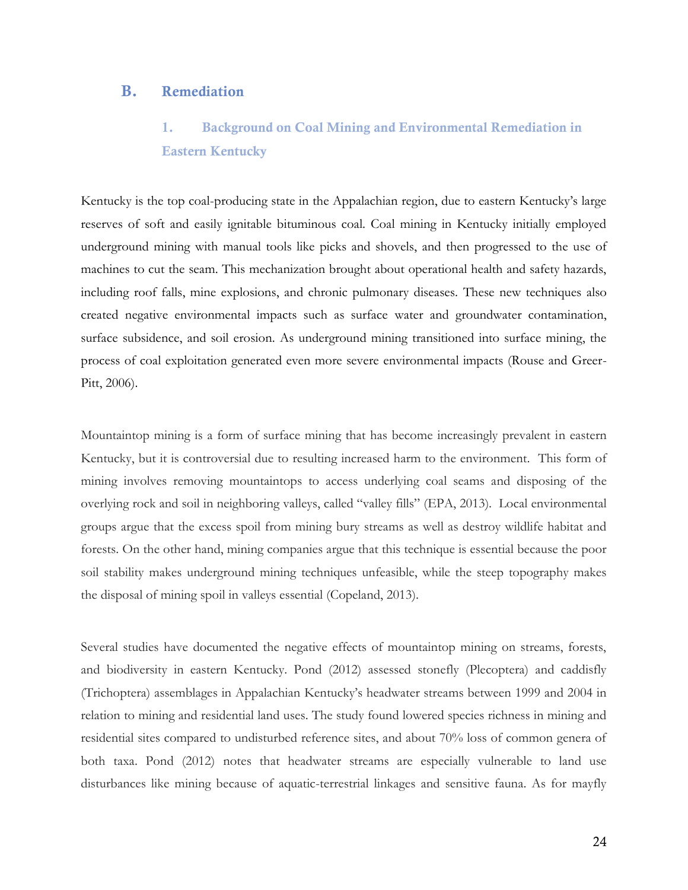## B. Remediation

### 1. Background on Coal Mining and Environmental Remediation in Eastern Kentucky

Kentucky is the top coal-producing state in the Appalachian region, due to eastern Kentucky's large reserves of soft and easily ignitable bituminous coal. Coal mining in Kentucky initially employed underground mining with manual tools like picks and shovels, and then progressed to the use of machines to cut the seam. This mechanization brought about operational health and safety hazards, including roof falls, mine explosions, and chronic pulmonary diseases. These new techniques also created negative environmental impacts such as surface water and groundwater contamination, surface subsidence, and soil erosion. As underground mining transitioned into surface mining, the process of coal exploitation generated even more severe environmental impacts (Rouse and Greer-Pitt, 2006).

Mountaintop mining is a form of surface mining that has become increasingly prevalent in eastern Kentucky, but it is controversial due to resulting increased harm to the environment. This form of mining involves removing mountaintops to access underlying coal seams and disposing of the overlying rock and soil in neighboring valleys, called "valley fills" (EPA, 2013). Local environmental groups argue that the excess spoil from mining bury streams as well as destroy wildlife habitat and forests. On the other hand, mining companies argue that this technique is essential because the poor soil stability makes underground mining techniques unfeasible, while the steep topography makes the disposal of mining spoil in valleys essential (Copeland, 2013).

Several studies have documented the negative effects of mountaintop mining on streams, forests, and biodiversity in eastern Kentucky. Pond (2012) assessed stonefly (Plecoptera) and caddisfly (Trichoptera) assemblages in Appalachian Kentucky's headwater streams between 1999 and 2004 in relation to mining and residential land uses. The study found lowered species richness in mining and residential sites compared to undisturbed reference sites, and about 70% loss of common genera of both taxa. Pond (2012) notes that headwater streams are especially vulnerable to land use disturbances like mining because of aquatic-terrestrial linkages and sensitive fauna. As for mayfly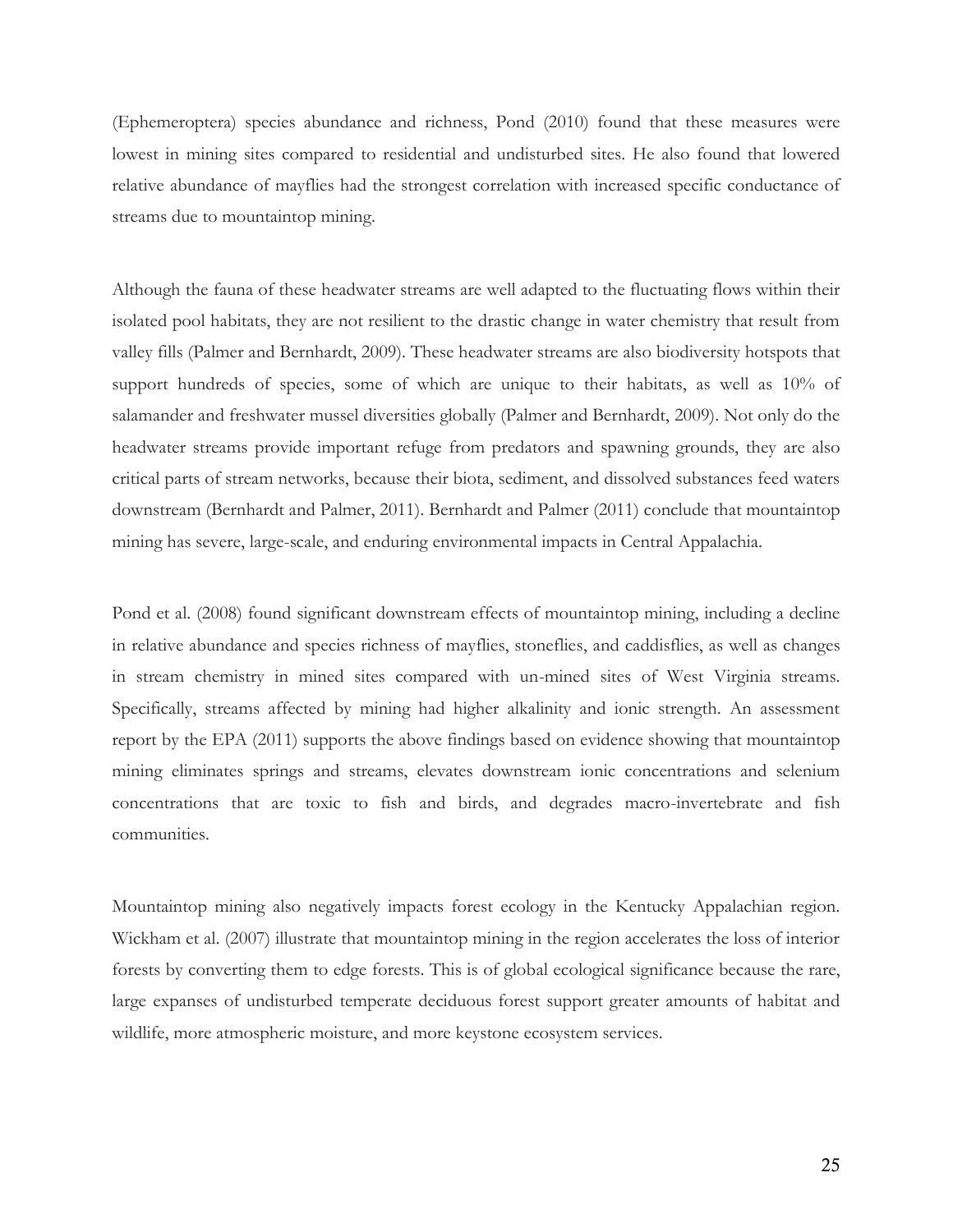(Ephemeroptera) species abundance and richness, Pond (2010) found that these measures were lowest in mining sites compared to residential and undisturbed sites. He also found that lowered relative abundance of mayflies had the strongest correlation with increased specific conductance of streams due to mountaintop mining.

Although the fauna of these headwater streams are well adapted to the fluctuating flows within their isolated pool habitats, they are not resilient to the drastic change in water chemistry that result from valley fills (Palmer and Bernhardt, 2009). These headwater streams are also biodiversity hotspots that support hundreds of species, some of which are unique to their habitats, as well as 10% of salamander and freshwater mussel diversities globally (Palmer and Bernhardt, 2009). Not only do the headwater streams provide important refuge from predators and spawning grounds, they are also critical parts of stream networks, because their biota, sediment, and dissolved substances feed waters downstream (Bernhardt and Palmer, 2011). Bernhardt and Palmer (2011) conclude that mountaintop mining has severe, large-scale, and enduring environmental impacts in Central Appalachia.

Pond et al. (2008) found significant downstream effects of mountaintop mining, including a decline in relative abundance and species richness of mayflies, stoneflies, and caddisflies, as well as changes in stream chemistry in mined sites compared with un-mined sites of West Virginia streams. Specifically, streams affected by mining had higher alkalinity and ionic strength. An assessment report by the EPA (2011) supports the above findings based on evidence showing that mountaintop mining eliminates springs and streams, elevates downstream ionic concentrations and selenium concentrations that are toxic to fish and birds, and degrades macro-invertebrate and fish communities.

Mountaintop mining also negatively impacts forest ecology in the Kentucky Appalachian region. Wickham et al. (2007) illustrate that mountaintop mining in the region accelerates the loss of interior forests by converting them to edge forests. This is of global ecological significance because the rare, large expanses of undisturbed temperate deciduous forest support greater amounts of habitat and wildlife, more atmospheric moisture, and more keystone ecosystem services.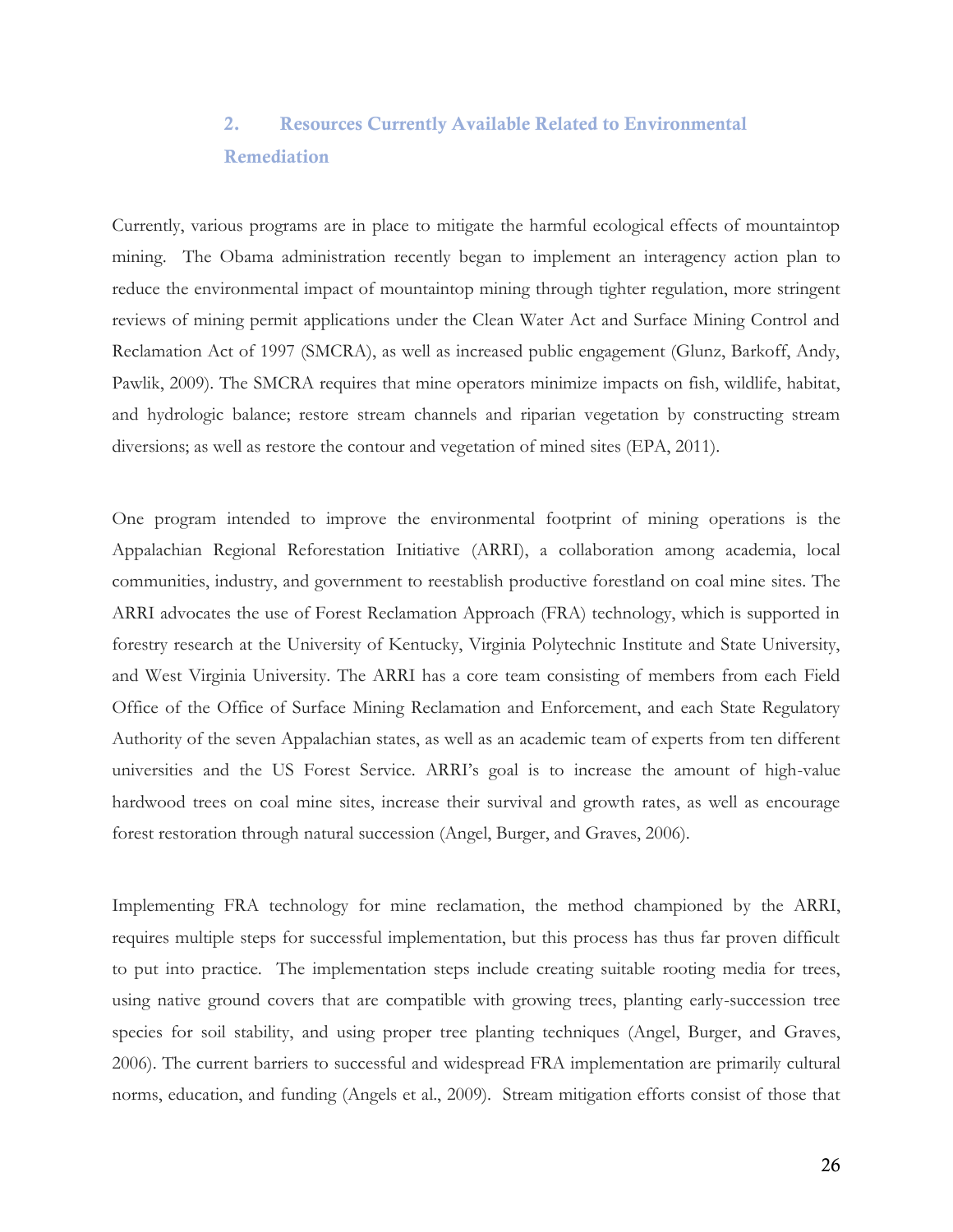## 2. Resources Currently Available Related to Environmental Remediation

Currently, various programs are in place to mitigate the harmful ecological effects of mountaintop mining. The Obama administration recently began to implement an interagency action plan to reduce the environmental impact of mountaintop mining through tighter regulation, more stringent reviews of mining permit applications under the Clean Water Act and Surface Mining Control and Reclamation Act of 1997 (SMCRA), as well as increased public engagement (Glunz, Barkoff, Andy, Pawlik, 2009). The SMCRA requires that mine operators minimize impacts on fish, wildlife, habitat, and hydrologic balance; restore stream channels and riparian vegetation by constructing stream diversions; as well as restore the contour and vegetation of mined sites (EPA, 2011).

One program intended to improve the environmental footprint of mining operations is the Appalachian Regional Reforestation Initiative (ARRI), a collaboration among academia, local communities, industry, and government to reestablish productive forestland on coal mine sites. The ARRI advocates the use of Forest Reclamation Approach (FRA) technology, which is supported in forestry research at the University of Kentucky, Virginia Polytechnic Institute and State University, and West Virginia University. The ARRI has a core team consisting of members from each Field Office of the Office of Surface Mining Reclamation and Enforcement, and each State Regulatory Authority of the seven Appalachian states, as well as an academic team of experts from ten different universities and the US Forest Service. ARRI's goal is to increase the amount of high-value hardwood trees on coal mine sites, increase their survival and growth rates, as well as encourage forest restoration through natural succession (Angel, Burger, and Graves, 2006).

Implementing FRA technology for mine reclamation, the method championed by the ARRI, requires multiple steps for successful implementation, but this process has thus far proven difficult to put into practice. The implementation steps include creating suitable rooting media for trees, using native ground covers that are compatible with growing trees, planting early-succession tree species for soil stability, and using proper tree planting techniques (Angel, Burger, and Graves, 2006). The current barriers to successful and widespread FRA implementation are primarily cultural norms, education, and funding (Angels et al., 2009). Stream mitigation efforts consist of those that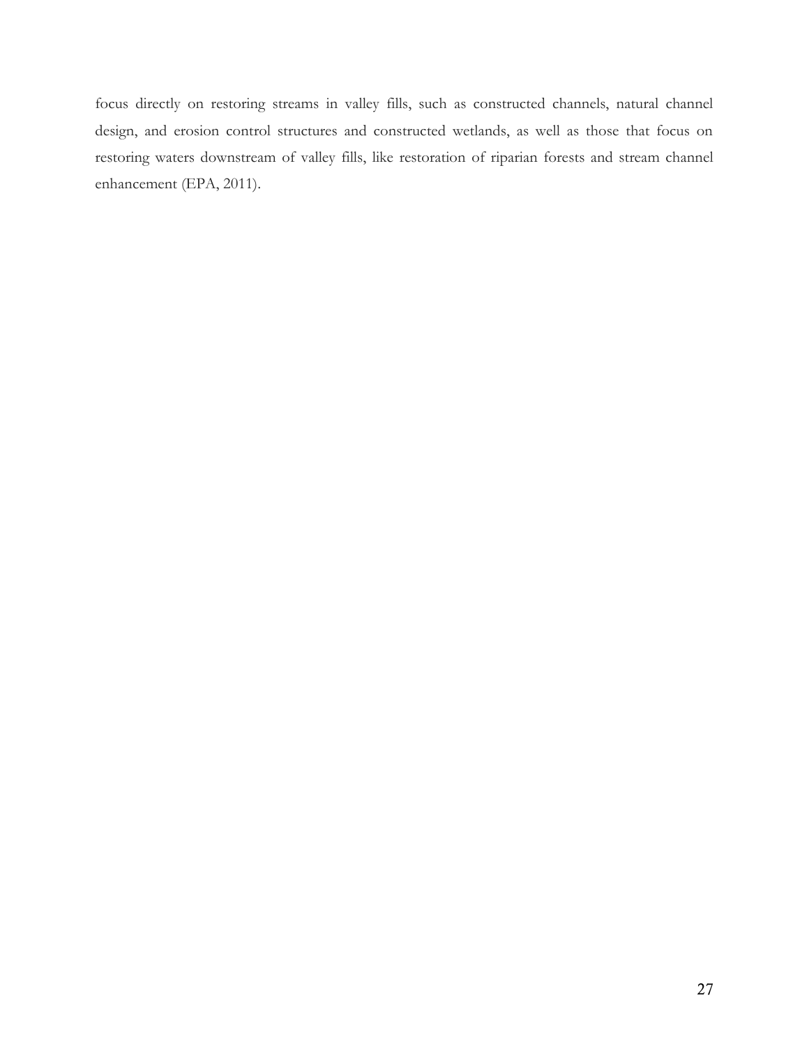focus directly on restoring streams in valley fills, such as constructed channels, natural channel design, and erosion control structures and constructed wetlands, as well as those that focus on restoring waters downstream of valley fills, like restoration of riparian forests and stream channel enhancement (EPA, 2011).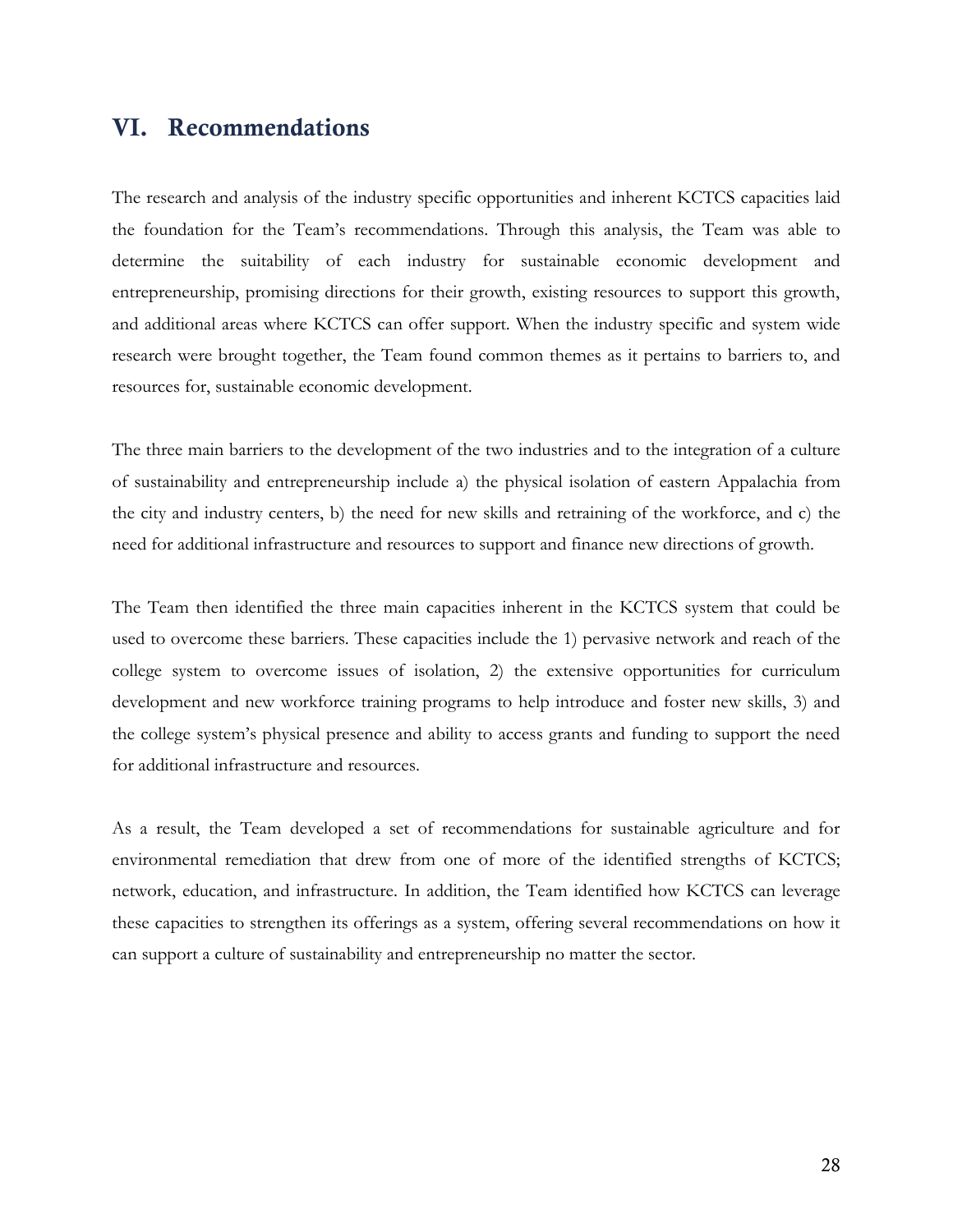# VI. Recommendations

The research and analysis of the industry specific opportunities and inherent KCTCS capacities laid the foundation for the Team's recommendations. Through this analysis, the Team was able to determine the suitability of each industry for sustainable economic development and entrepreneurship, promising directions for their growth, existing resources to support this growth, and additional areas where KCTCS can offer support. When the industry specific and system wide research were brought together, the Team found common themes as it pertains to barriers to, and resources for, sustainable economic development.

The three main barriers to the development of the two industries and to the integration of a culture of sustainability and entrepreneurship include a) the physical isolation of eastern Appalachia from the city and industry centers, b) the need for new skills and retraining of the workforce, and c) the need for additional infrastructure and resources to support and finance new directions of growth.

The Team then identified the three main capacities inherent in the KCTCS system that could be used to overcome these barriers. These capacities include the 1) pervasive network and reach of the college system to overcome issues of isolation, 2) the extensive opportunities for curriculum development and new workforce training programs to help introduce and foster new skills, 3) and the college system's physical presence and ability to access grants and funding to support the need for additional infrastructure and resources.

As a result, the Team developed a set of recommendations for sustainable agriculture and for environmental remediation that drew from one of more of the identified strengths of KCTCS; network, education, and infrastructure. In addition, the Team identified how KCTCS can leverage these capacities to strengthen its offerings as a system, offering several recommendations on how it can support a culture of sustainability and entrepreneurship no matter the sector.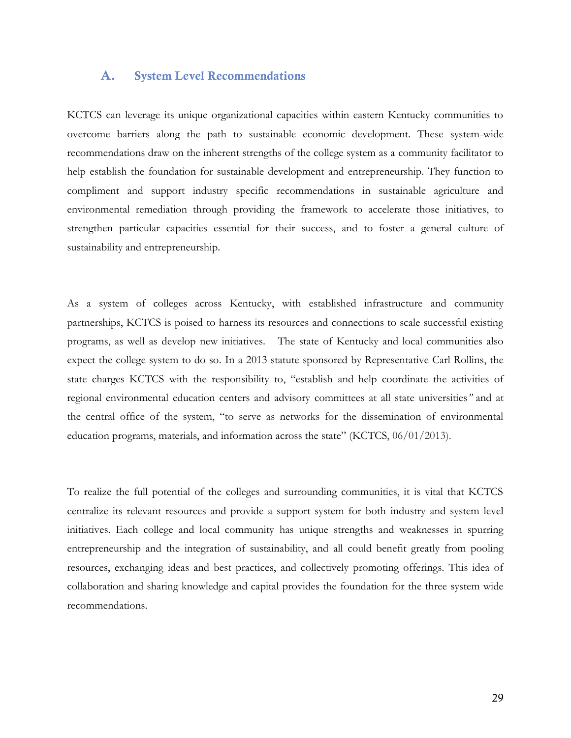## A. System Level Recommendations

KCTCS can leverage its unique organizational capacities within eastern Kentucky communities to overcome barriers along the path to sustainable economic development. These system-wide recommendations draw on the inherent strengths of the college system as a community facilitator to help establish the foundation for sustainable development and entrepreneurship. They function to compliment and support industry specific recommendations in sustainable agriculture and environmental remediation through providing the framework to accelerate those initiatives, to strengthen particular capacities essential for their success, and to foster a general culture of sustainability and entrepreneurship.

As a system of colleges across Kentucky, with established infrastructure and community partnerships, KCTCS is poised to harness its resources and connections to scale successful existing programs, as well as develop new initiatives. The state of Kentucky and local communities also expect the college system to do so. In a 2013 statute sponsored by Representative Carl Rollins, the state charges KCTCS with the responsibility to, "establish and help coordinate the activities of regional environmental education centers and advisory committees at all state universities" and at the central office of the system, "to serve as networks for the dissemination of environmental education programs, materials, and information across the state" (KCTCS, 06/01/2013).

To realize the full potential of the colleges and surrounding communities, it is vital that KCTCS centralize its relevant resources and provide a support system for both industry and system level initiatives. Each college and local community has unique strengths and weaknesses in spurring entrepreneurship and the integration of sustainability, and all could benefit greatly from pooling resources, exchanging ideas and best practices, and collectively promoting offerings. This idea of collaboration and sharing knowledge and capital provides the foundation for the three system wide recommendations.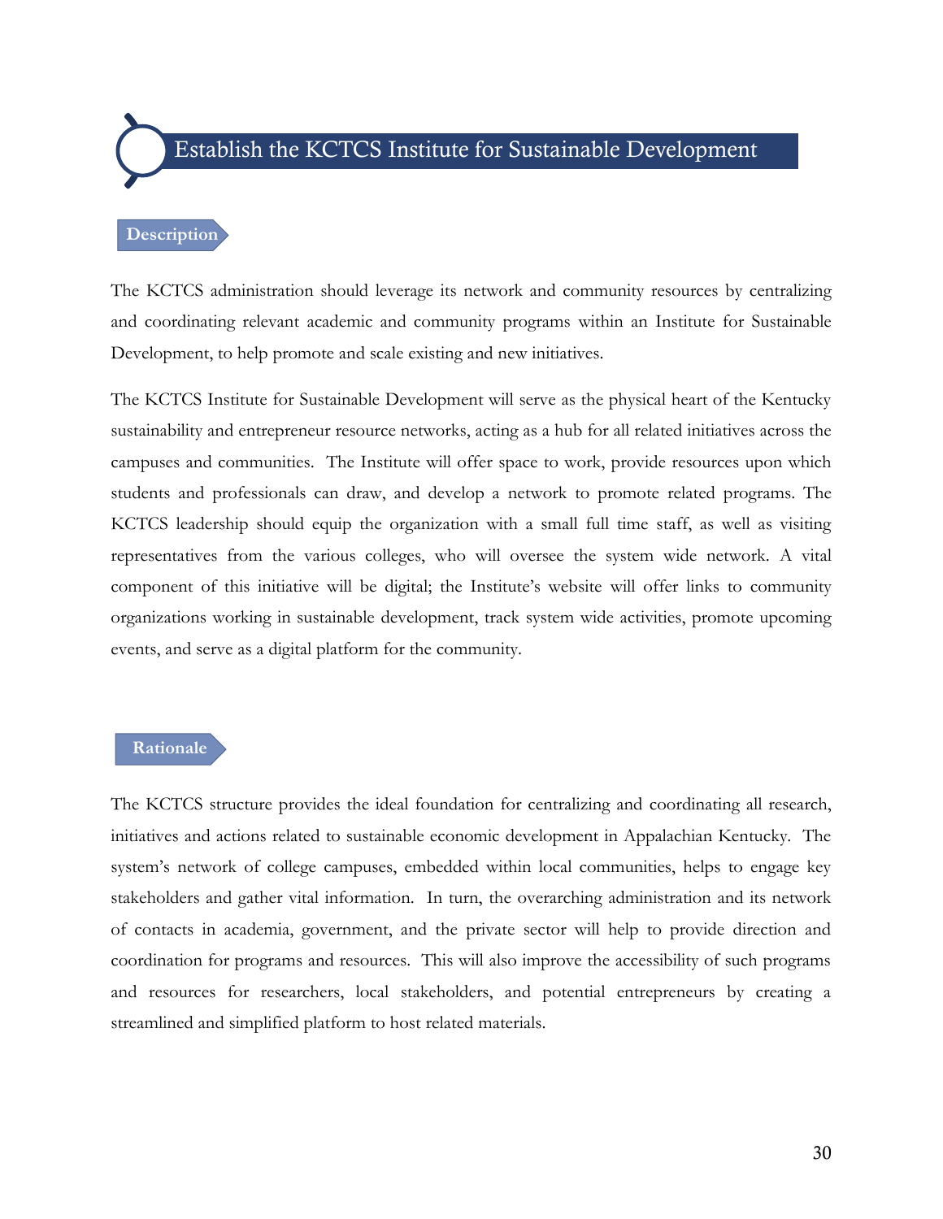# Establish the KCTCS Institute for Sustainable Development

## Description

The KCTCS administration should leverage its network and community resources by centralizing and coordinating relevant academic and community programs within an Institute for Sustainable Development, to help promote and scale existing and new initiatives.

The KCTCS Institute for Sustainable Development will serve as the physical heart of the Kentucky sustainability and entrepreneur resource networks, acting as a hub for all related initiatives across the campuses and communities. The Institute will offer space to work, provide resources upon which students and professionals can draw, and develop a network to promote related programs. The KCTCS leadership should equip the organization with a small full time staff, as well as visiting representatives from the various colleges, who will oversee the system wide network. A vital component of this initiative will be digital; the Institute's website will offer links to community organizations working in sustainable development, track system wide activities, promote upcoming events, and serve as a digital platform for the community.

## Rationale

The KCTCS structure provides the ideal foundation for centralizing and coordinating all research, initiatives and actions related to sustainable economic development in Appalachian Kentucky. The system's network of college campuses, embedded within local communities, helps to engage key stakeholders and gather vital information. In turn, the overarching administration and its network of contacts in academia, government, and the private sector will help to provide direction and coordination for programs and resources. This will also improve the accessibility of such programs and resources for researchers, local stakeholders, and potential entrepreneurs by creating a streamlined and simplified platform to host related materials.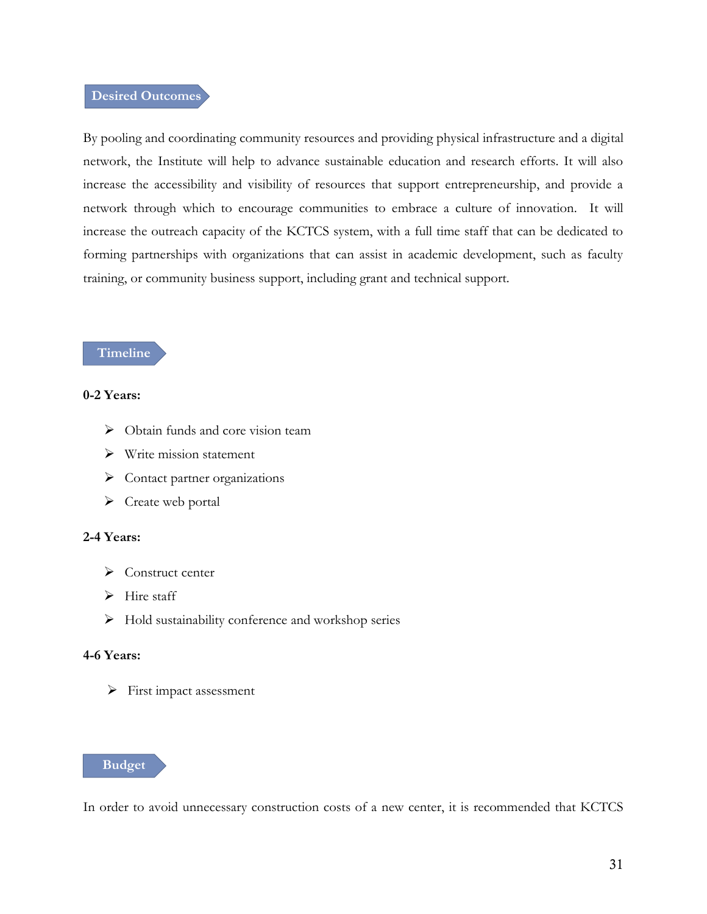## Desired Outcomes

By pooling and coordinating community resources and providing physical infrastructure and a digital network, the Institute will help to advance sustainable education and research efforts. It will also increase the accessibility and visibility of resources that support entrepreneurship, and provide a network through which to encourage communities to embrace a culture of innovation. It will increase the outreach capacity of the KCTCS system, with a full time staff that can be dedicated to forming partnerships with organizations that can assist in academic development, such as faculty training, or community business support, including grant and technical support.

## Timeline

**0-2 Years:**

- Obtain funds and core vision team
- Write mission statement
- Contact partner organizations
- Create web portal

**2-4 Years:**

- Construct center
- Hire staff
- Hold sustainability conference and workshop series

**4-6 Years:**

- First impact assessment

## Budget

In order to avoid unnecessary construction costs of a new center, it is recommended that KCTCS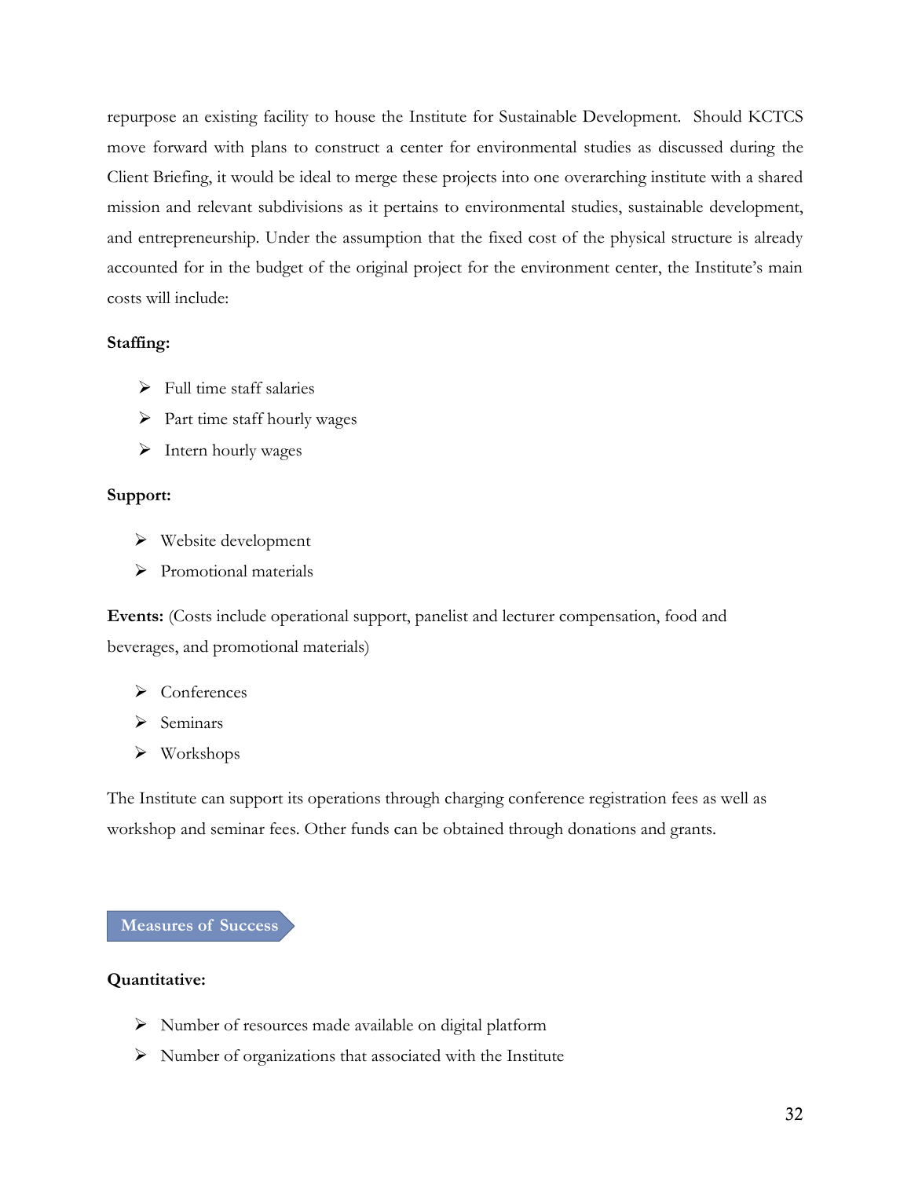repurpose an existing facility to house the Institute for Sustainable Development. Should KCTCS move forward with plans to construct a center for environmental studies as discussed during the Client Briefing, it would be ideal to merge these projects into one overarching institute with a shared mission and relevant subdivisions as it pertains to environmental studies, sustainable development, and entrepreneurship. Under the assumption that the fixed cost of the physical structure is already accounted for in the budget of the original project for the environment center, the Institute's main costs will include:

**Staffing:**

- Full time staff salaries
- Part time staff hourly wages
- Intern hourly wages

**Support:**

- Website development
- Promotional materials

**Events:** (Costs include operational support, panelist and lecturer compensation, food and beverages, and promotional materials)

- Conferences
- Seminars
- Workshops

The Institute can support its operations through charging conference registration fees as well as workshop and seminar fees. Other funds can be obtained through donations and grants.

## Measures of Success

**Quantitative:**

- Number of resources made available on digital platform
- Number of organizations that associated with the Institute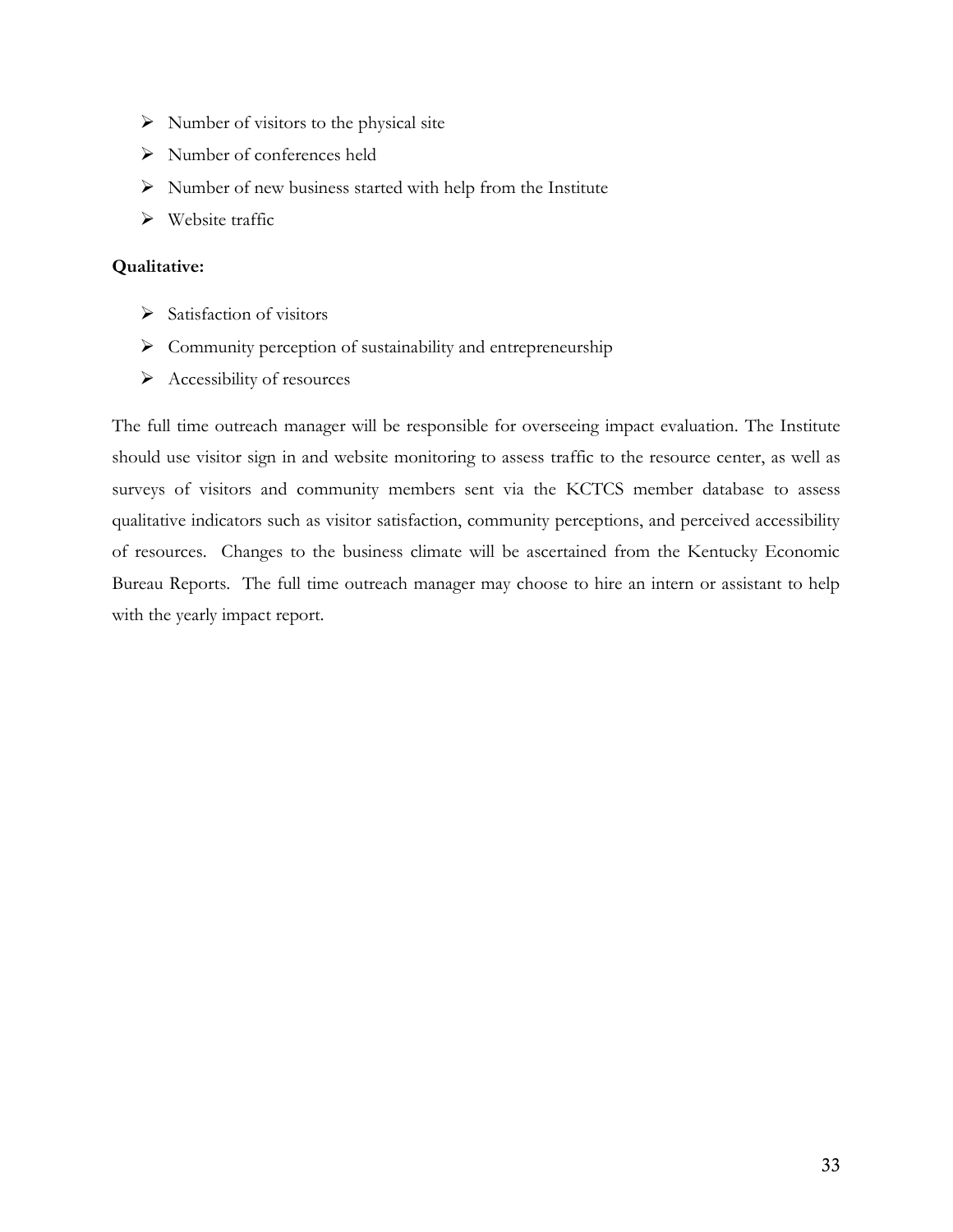- Number of visitors to the physical site
- Number of conferences held
- Number of new business started with help from the Institute
- Website traffic

**Qualitative:**

- Satisfaction of visitors
- Community perception of sustainability and entrepreneurship
- Accessibility of resources

The full time outreach manager will be responsible for overseeing impact evaluation. The Institute should use visitor sign in and website monitoring to assess traffic to the resource center, as well as surveys of visitors and community members sent via the KCTCS member database to assess qualitative indicators such as visitor satisfaction, community perceptions, and perceived accessibility of resources. Changes to the business climate will be ascertained from the Kentucky Economic Bureau Reports. The full time outreach manager may choose to hire an intern or assistant to help with the yearly impact report.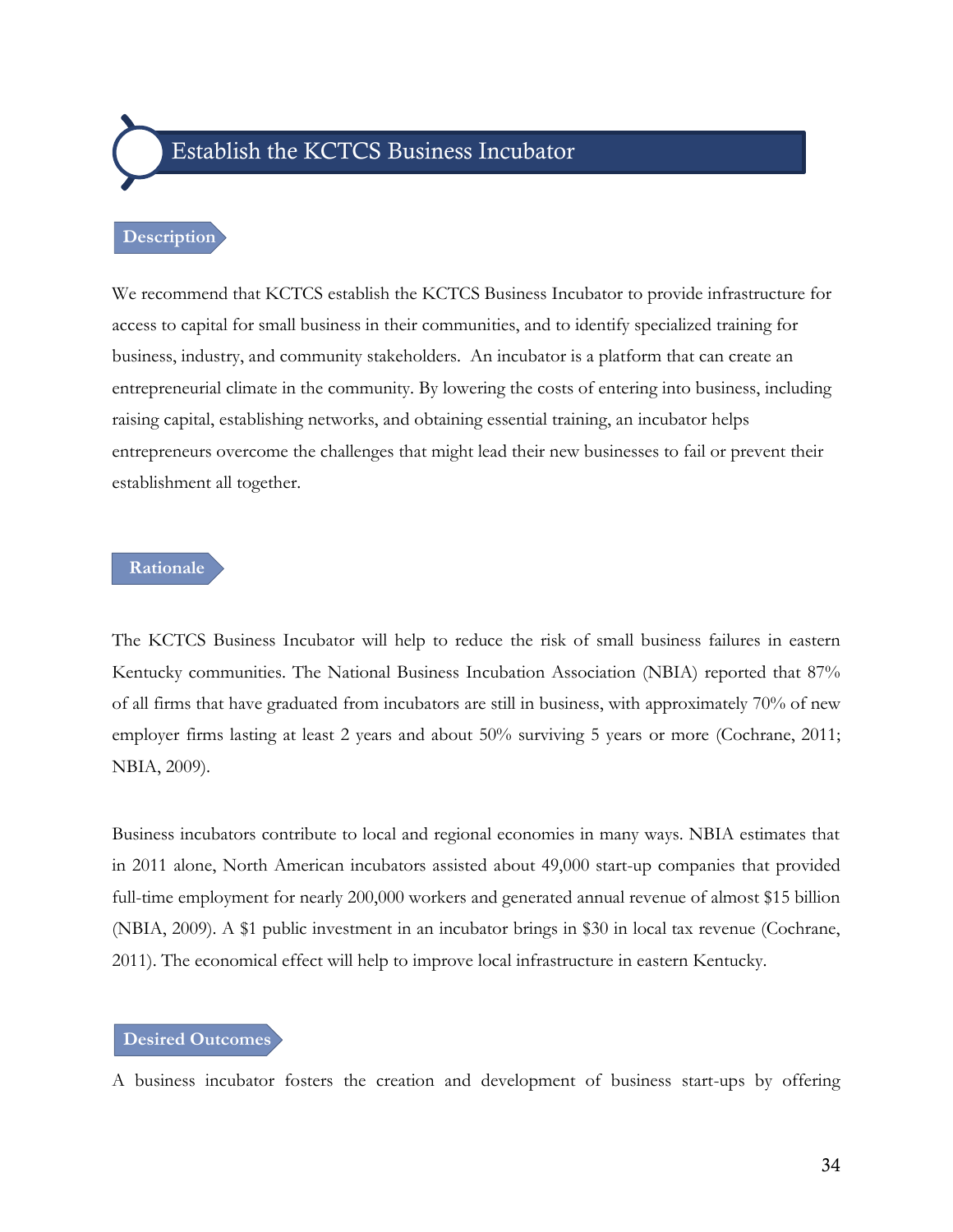# Establish the KCTCS Business Incubator

## Description

We recommend that KCTCS establish the KCTCS Business Incubator to provide infrastructure for access to capital for small business in their communities, and to identify specialized training for business, industry, and community stakeholders. An incubator is a platform that can create an entrepreneurial climate in the community. By lowering the costs of entering into business, including raising capital, establishing networks, and obtaining essential training, an incubator helps entrepreneurs overcome the challenges that might lead their new businesses to fail or prevent their establishment all together.

## Rationale

The KCTCS Business Incubator will help to reduce the risk of small business failures in eastern Kentucky communities. The National Business Incubation Association (NBIA) reported that 87% of all firms that have graduated from incubators are still in business, with approximately 70% of new employer firms lasting at least 2 years and about 50% surviving 5 years or more (Cochrane, 2011; NBIA, 2009).

Business incubators contribute to local and regional economies in many ways. NBIA estimates that in 2011 alone, North American incubators assisted about 49,000 start-up companies that provided full-time employment for nearly 200,000 workers and generated annual revenue of almost $15 billion (NBIA, 2009). A $1 public investment in an incubator brings in $30 in local tax revenue (Cochrane, 2011). The economical effect will help to improve local infrastructure in eastern Kentucky.

## Desired Outcomes

A business incubator fosters the creation and development of business start-ups by offering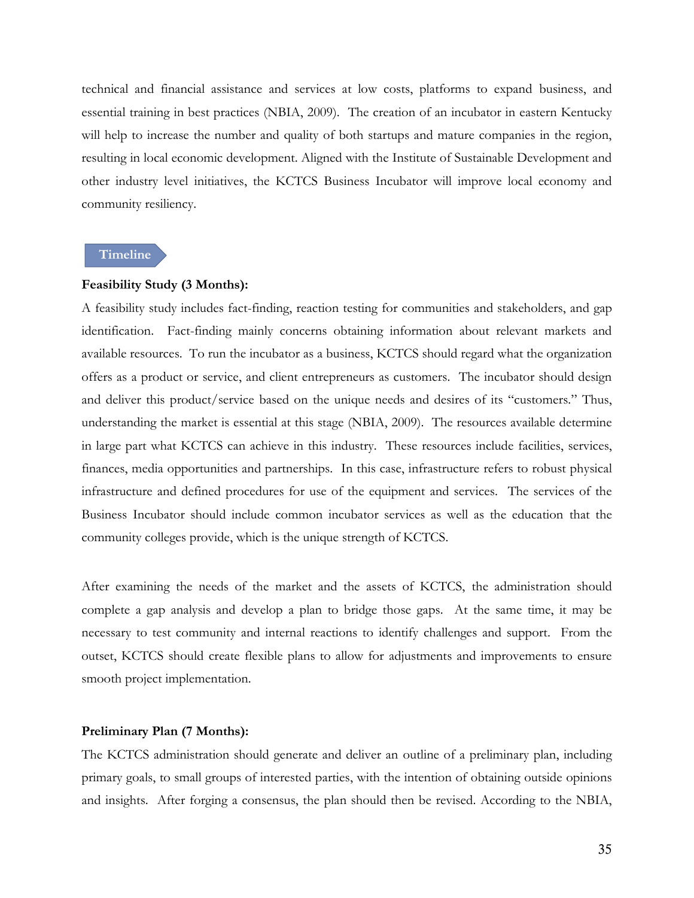technical and financial assistance and services at low costs, platforms to expand business, and essential training in best practices (NBIA, 2009). The creation of an incubator in eastern Kentucky will help to increase the number and quality of both startups and mature companies in the region, resulting in local economic development. Aligned with the Institute of Sustainable Development and other industry level initiatives, the KCTCS Business Incubator will improve local economy and community resiliency.

## Timeline

**Feasibility Study (3 Months):**

A feasibility study includes fact-finding, reaction testing for communities and stakeholders, and gap identification. Fact-finding mainly concerns obtaining information about relevant markets and available resources. To run the incubator as a business, KCTCS should regard what the organization offers as a product or service, and client entrepreneurs as customers. The incubator should design and deliver this product/service based on the unique needs and desires of its "customers." Thus, understanding the market is essential at this stage (NBIA, 2009). The resources available determine in large part what KCTCS can achieve in this industry. These resources include facilities, services, finances, media opportunities and partnerships. In this case, infrastructure refers to robust physical infrastructure and defined procedures for use of the equipment and services. The services of the Business Incubator should include common incubator services as well as the education that the community colleges provide, which is the unique strength of KCTCS.

After examining the needs of the market and the assets of KCTCS, the administration should complete a gap analysis and develop a plan to bridge those gaps. At the same time, it may be necessary to test community and internal reactions to identify challenges and support. From the outset, KCTCS should create flexible plans to allow for adjustments and improvements to ensure smooth project implementation.

**Preliminary Plan (7 Months):**

The KCTCS administration should generate and deliver an outline of a preliminary plan, including primary goals, to small groups of interested parties, with the intention of obtaining outside opinions and insights. After forging a consensus, the plan should then be revised. According to the NBIA,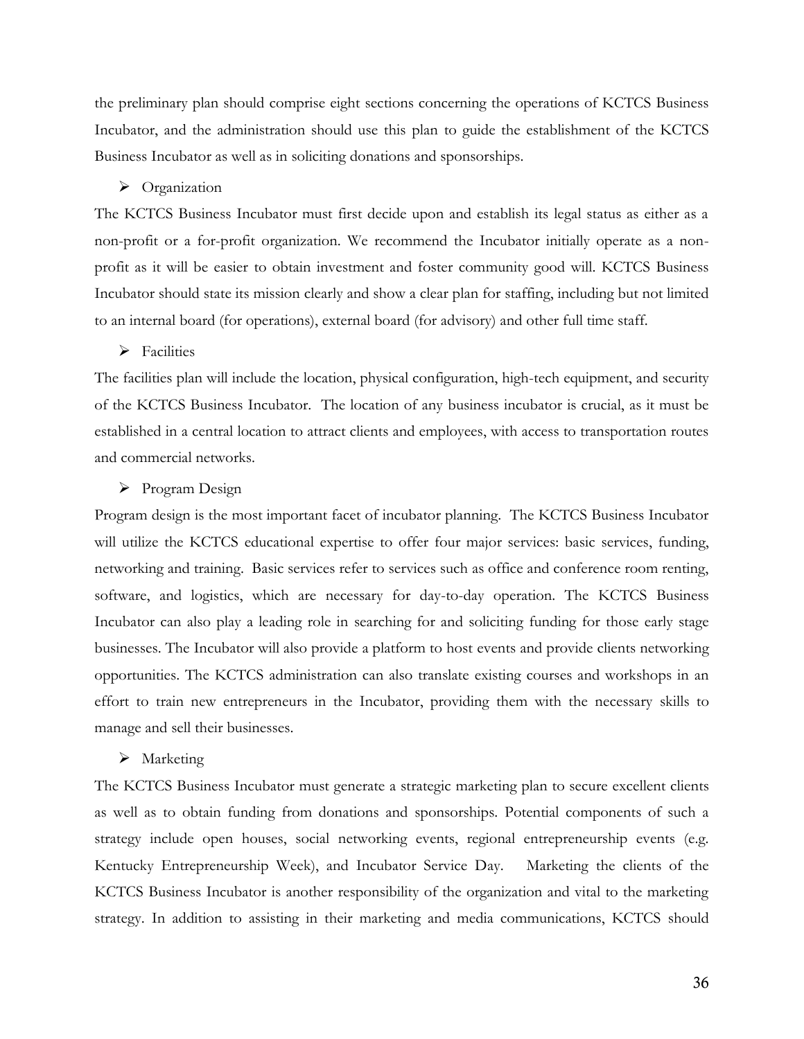the preliminary plan should comprise eight sections concerning the operations of KCTCS Business Incubator, and the administration should use this plan to guide the establishment of the KCTCS Business Incubator as well as in soliciting donations and sponsorships.

- Organization

The KCTCS Business Incubator must first decide upon and establish its legal status as either as a non-profit or a for-profit organization. We recommend the Incubator initially operate as a non-profit as it will be easier to obtain investment and foster community good will. KCTCS Business Incubator should state its mission clearly and show a clear plan for staffing, including but not limited to an internal board (for operations), external board (for advisory) and other full time staff.

- Facilities

The facilities plan will include the location, physical configuration, high-tech equipment, and security of the KCTCS Business Incubator. The location of any business incubator is crucial, as it must be established in a central location to attract clients and employees, with access to transportation routes and commercial networks.

- Program Design

Program design is the most important facet of incubator planning. The KCTCS Business Incubator will utilize the KCTCS educational expertise to offer four major services: basic services, funding, networking and training. Basic services refer to services such as office and conference room renting, software, and logistics, which are necessary for day-to-day operation. The KCTCS Business Incubator can also play a leading role in searching for and soliciting funding for those early stage businesses. The Incubator will also provide a platform to host events and provide clients networking opportunities. The KCTCS administration can also translate existing courses and workshops in an effort to train new entrepreneurs in the Incubator, providing them with the necessary skills to manage and sell their businesses.

- Marketing

The KCTCS Business Incubator must generate a strategic marketing plan to secure excellent clients as well as to obtain funding from donations and sponsorships. Potential components of such a strategy include open houses, social networking events, regional entrepreneurship events (e.g. Kentucky Entrepreneurship Week), and Incubator Service Day. Marketing the clients of the KCTCS Business Incubator is another responsibility of the organization and vital to the marketing strategy. In addition to assisting in their marketing and media communications, KCTCS should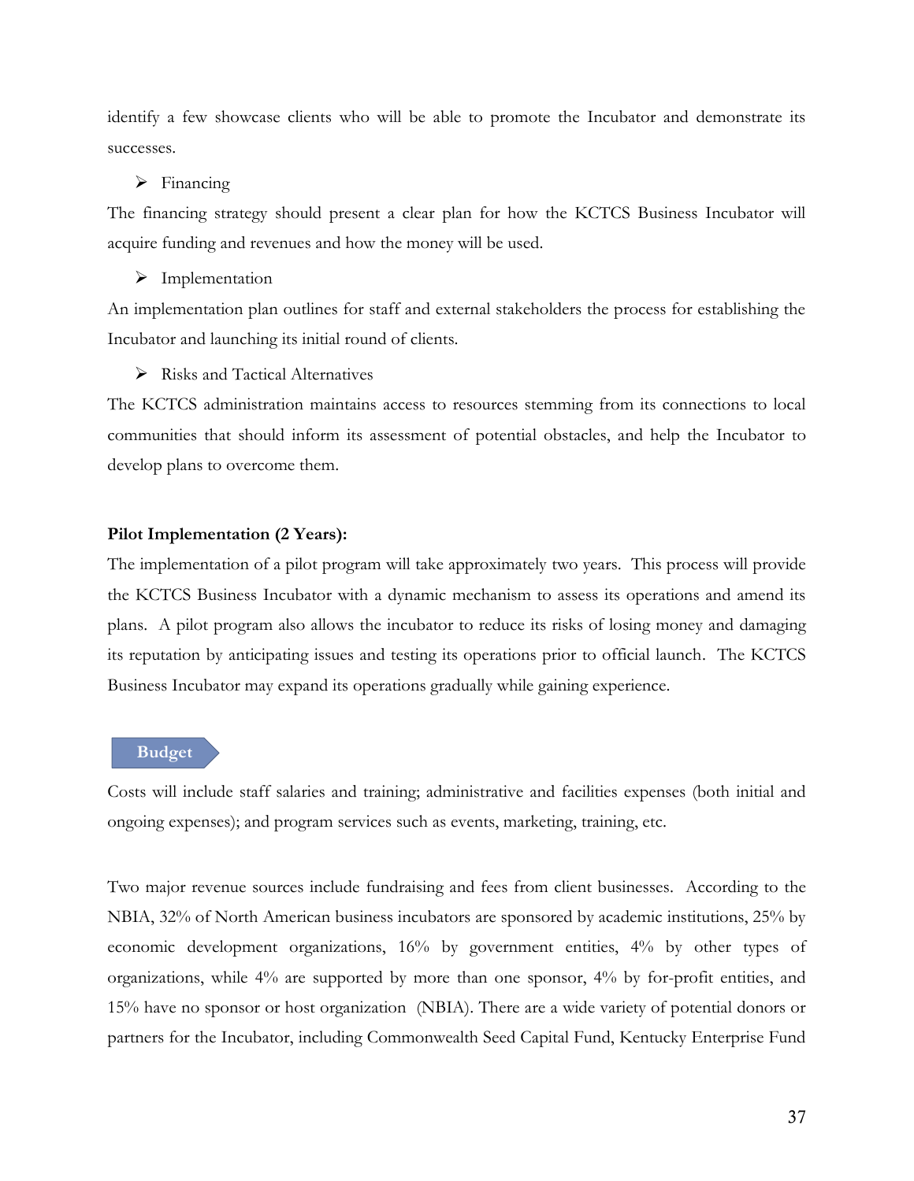identify a few showcase clients who will be able to promote the Incubator and demonstrate its successes.

- Financing

The financing strategy should present a clear plan for how the KCTCS Business Incubator will acquire funding and revenues and how the money will be used.

- Implementation

An implementation plan outlines for staff and external stakeholders the process for establishing the Incubator and launching its initial round of clients.

- Risks and Tactical Alternatives

The KCTCS administration maintains access to resources stemming from its connections to local communities that should inform its assessment of potential obstacles, and help the Incubator to develop plans to overcome them.

**Pilot Implementation (2 Years):**

The implementation of a pilot program will take approximately two years. This process will provide the KCTCS Business Incubator with a dynamic mechanism to assess its operations and amend its plans. A pilot program also allows the incubator to reduce its risks of losing money and damaging its reputation by anticipating issues and testing its operations prior to official launch. The KCTCS Business Incubator may expand its operations gradually while gaining experience.

## Budget

Costs will include staff salaries and training; administrative and facilities expenses (both initial and ongoing expenses); and program services such as events, marketing, training, etc.

Two major revenue sources include fundraising and fees from client businesses. According to the NBIA, 32% of North American business incubators are sponsored by academic institutions, 25% by economic development organizations, 16% by government entities, 4% by other types of organizations, while 4% are supported by more than one sponsor, 4% by for-profit entities, and 15% have no sponsor or host organization (NBIA). There are a wide variety of potential donors or partners for the Incubator, including Commonwealth Seed Capital Fund, Kentucky Enterprise Fund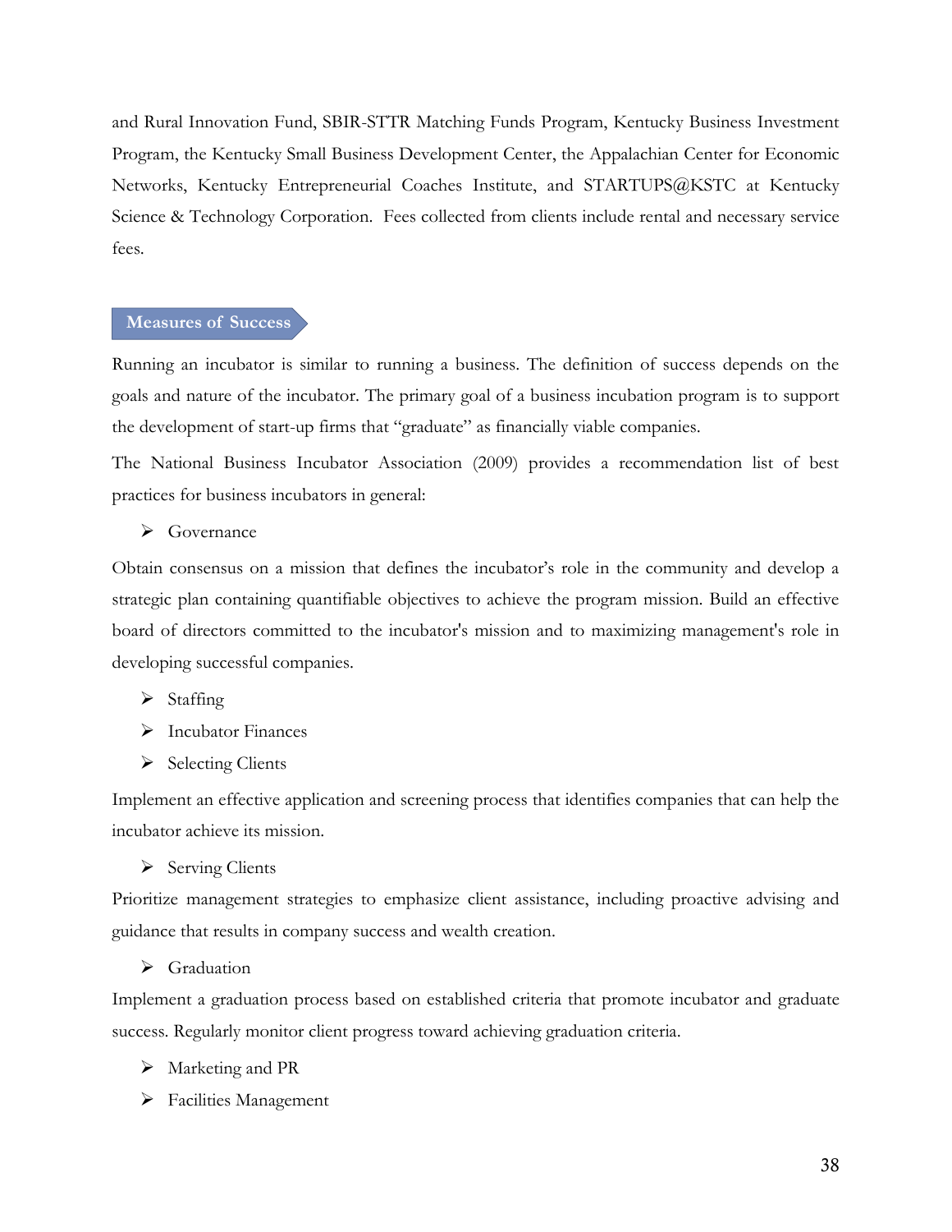and Rural Innovation Fund, SBIR-STTR Matching Funds Program, Kentucky Business Investment Program, the Kentucky Small Business Development Center, the Appalachian Center for Economic Networks, Kentucky Entrepreneurial Coaches Institute, and STARTUPS@KSTC at Kentucky Science & Technology Corporation. Fees collected from clients include rental and necessary service fees.

## Measures of Success

Running an incubator is similar to running a business. The definition of success depends on the goals and nature of the incubator. The primary goal of a business incubation program is to support the development of start-up firms that "graduate" as financially viable companies.

The National Business Incubator Association (2009) provides a recommendation list of best practices for business incubators in general:

- Governance

Obtain consensus on a mission that defines the incubator's role in the community and develop a strategic plan containing quantifiable objectives to achieve the program mission. Build an effective board of directors committed to the incubator's mission and to maximizing management's role in developing successful companies.

- Staffing
- Incubator Finances
- Selecting Clients

Implement an effective application and screening process that identifies companies that can help the incubator achieve its mission.

- Serving Clients

Prioritize management strategies to emphasize client assistance, including proactive advising and guidance that results in company success and wealth creation.

- Graduation

Implement a graduation process based on established criteria that promote incubator and graduate success. Regularly monitor client progress toward achieving graduation criteria.

- Marketing and PR
- Facilities Management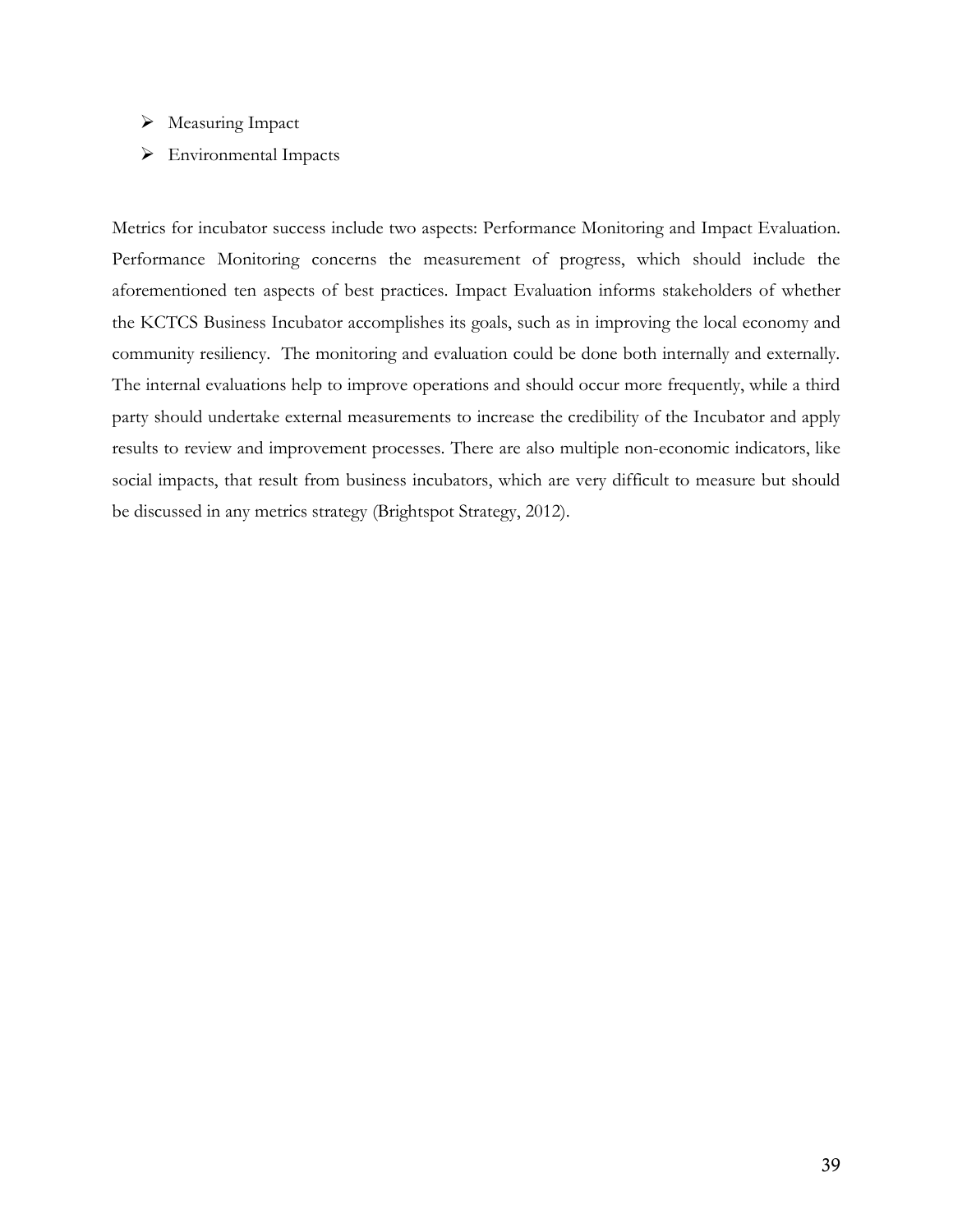- Measuring Impact
- Environmental Impacts

Metrics for incubator success include two aspects: Performance Monitoring and Impact Evaluation. Performance Monitoring concerns the measurement of progress, which should include the aforementioned ten aspects of best practices. Impact Evaluation informs stakeholders of whether the KCTCS Business Incubator accomplishes its goals, such as in improving the local economy and community resiliency. The monitoring and evaluation could be done both internally and externally. The internal evaluations help to improve operations and should occur more frequently, while a third party should undertake external measurements to increase the credibility of the Incubator and apply results to review and improvement processes. There are also multiple non-economic indicators, like social impacts, that result from business incubators, which are very difficult to measure but should be discussed in any metrics strategy (Brightspot Strategy, 2012).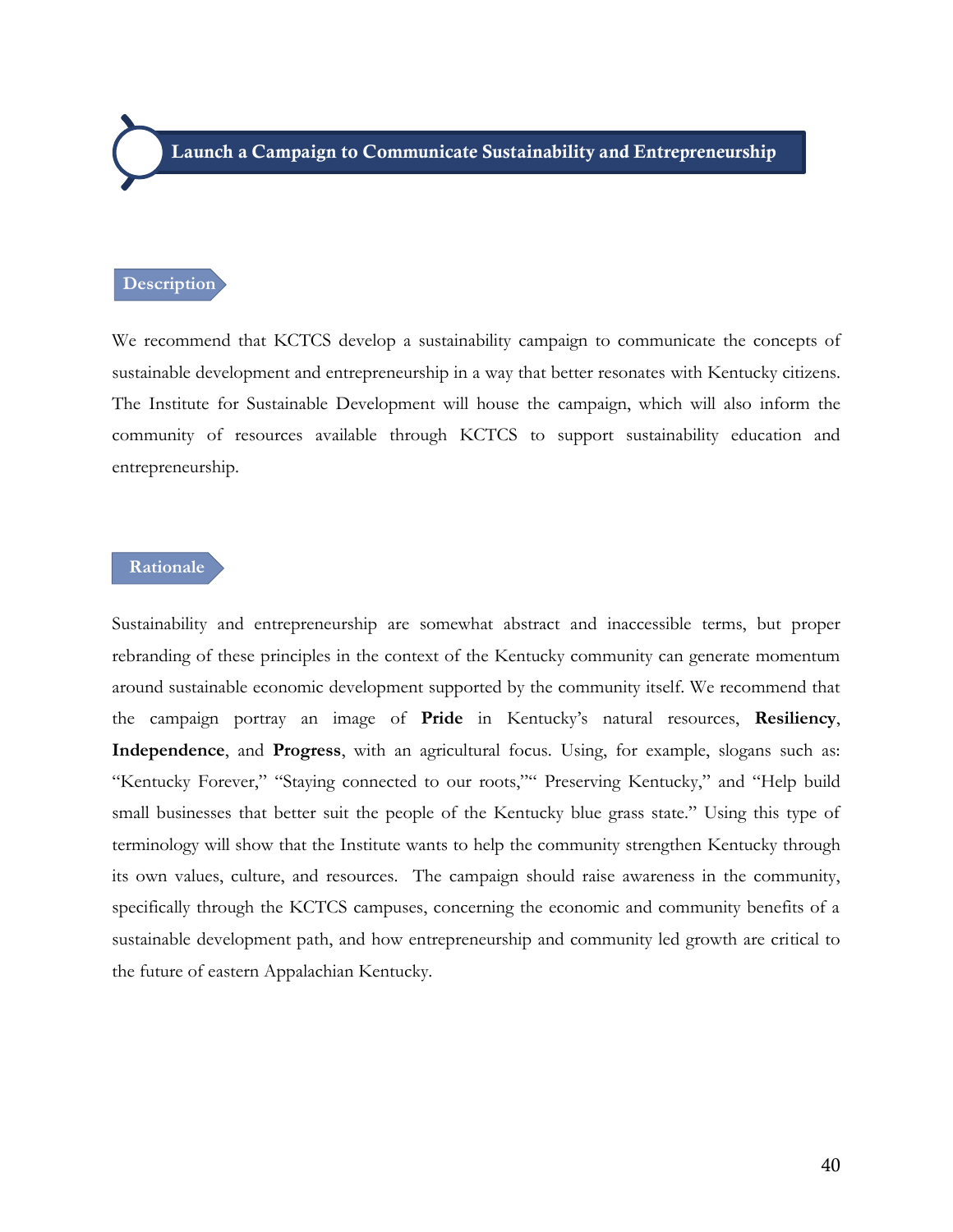# Launch a Campaign to Communicate Sustainability and Entrepreneurship

## Description

We recommend that KCTCS develop a sustainability campaign to communicate the concepts of sustainable development and entrepreneurship in a way that better resonates with Kentucky citizens. The Institute for Sustainable Development will house the campaign, which will also inform the community of resources available through KCTCS to support sustainability education and entrepreneurship.

## Rationale

Sustainability and entrepreneurship are somewhat abstract and inaccessible terms, but proper rebranding of these principles in the context of the Kentucky community can generate momentum around sustainable economic development supported by the community itself. We recommend that the campaign portray an image of **Pride** in Kentucky's natural resources, **Resiliency**, **Independence**, and **Progress**, with an agricultural focus. Using, for example, slogans such as: "Kentucky Forever," "Staying connected to our roots,"" Preserving Kentucky," and "Help build small businesses that better suit the people of the Kentucky blue grass state." Using this type of terminology will show that the Institute wants to help the community strengthen Kentucky through its own values, culture, and resources. The campaign should raise awareness in the community, specifically through the KCTCS campuses, concerning the economic and community benefits of a sustainable development path, and how entrepreneurship and community led growth are critical to the future of eastern Appalachian Kentucky.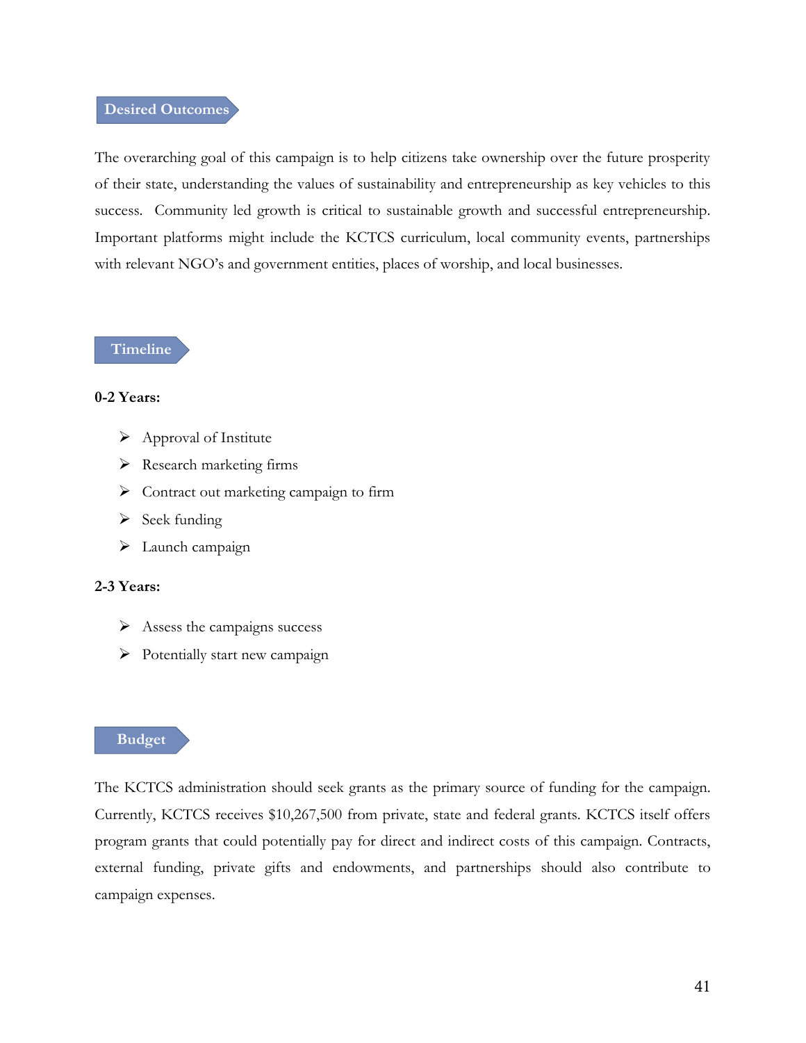## Desired Outcomes

The overarching goal of this campaign is to help citizens take ownership over the future prosperity of their state, understanding the values of sustainability and entrepreneurship as key vehicles to this success. Community led growth is critical to sustainable growth and successful entrepreneurship. Important platforms might include the KCTCS curriculum, local community events, partnerships with relevant NGO's and government entities, places of worship, and local businesses.

## Timeline

**0-2 Years:**

- Approval of Institute
- Research marketing firms
- Contract out marketing campaign to firm
- Seek funding
- Launch campaign

**2-3 Years:**

- Assess the campaigns success
- Potentially start new campaign

## Budget

The KCTCS administration should seek grants as the primary source of funding for the campaign. Currently, KCTCS receives $10,267,500 from private, state and federal grants. KCTCS itself offers program grants that could potentially pay for direct and indirect costs of this campaign. Contracts, external funding, private gifts and endowments, and partnerships should also contribute to campaign expenses.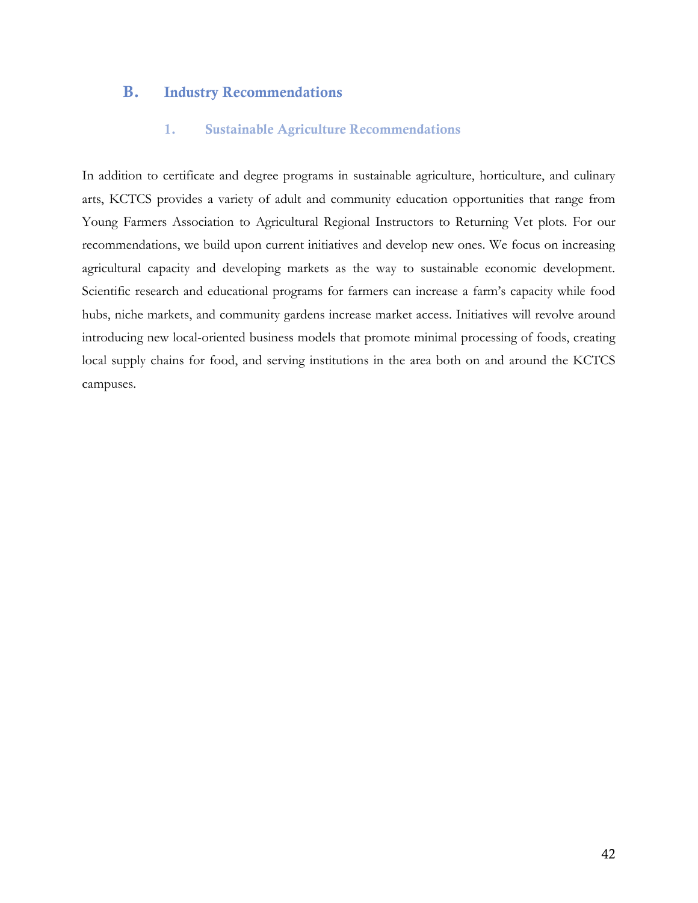## B. Industry Recommendations

### 1. Sustainable Agriculture Recommendations

In addition to certificate and degree programs in sustainable agriculture, horticulture, and culinary arts, KCTCS provides a variety of adult and community education opportunities that range from Young Farmers Association to Agricultural Regional Instructors to Returning Vet plots. For our recommendations, we build upon current initiatives and develop new ones. We focus on increasing agricultural capacity and developing markets as the way to sustainable economic development. Scientific research and educational programs for farmers can increase a farm's capacity while food hubs, niche markets, and community gardens increase market access. Initiatives will revolve around introducing new local-oriented business models that promote minimal processing of foods, creating local supply chains for food, and serving institutions in the area both on and around the KCTCS campuses.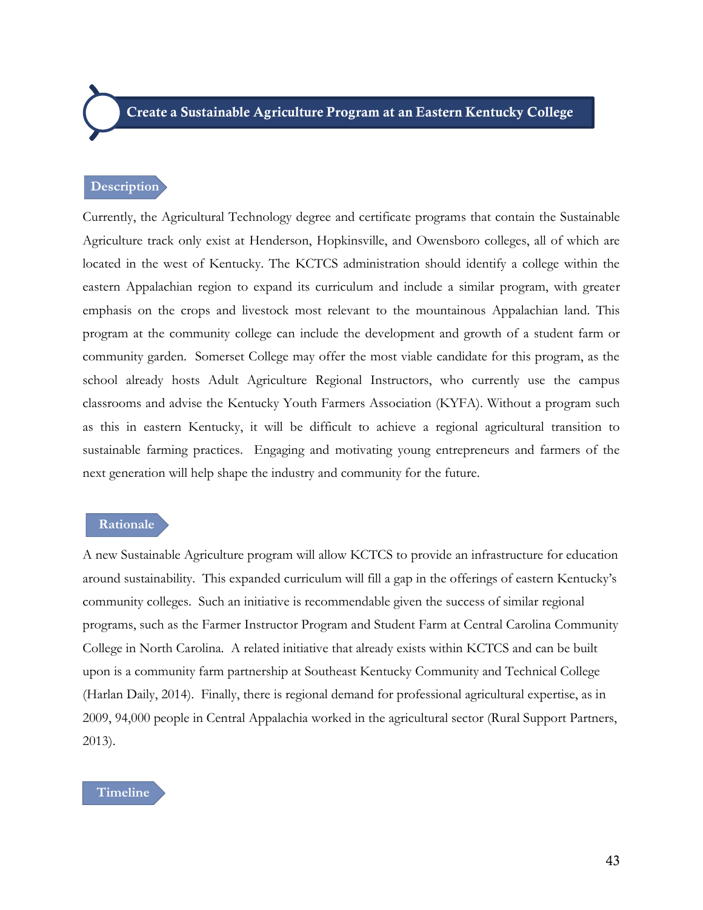## Create a Sustainable Agriculture Program at an Eastern Kentucky College

### Description

Currently, the Agricultural Technology degree and certificate programs that contain the Sustainable Agriculture track only exist at Henderson, Hopkinsville, and Owensboro colleges, all of which are located in the west of Kentucky. The KCTCS administration should identify a college within the eastern Appalachian region to expand its curriculum and include a similar program, with greater emphasis on the crops and livestock most relevant to the mountainous Appalachian land. This program at the community college can include the development and growth of a student farm or community garden. Somerset College may offer the most viable candidate for this program, as the school already hosts Adult Agriculture Regional Instructors, who currently use the campus classrooms and advise the Kentucky Youth Farmers Association (KYFA). Without a program such as this in eastern Kentucky, it will be difficult to achieve a regional agricultural transition to sustainable farming practices. Engaging and motivating young entrepreneurs and farmers of the next generation will help shape the industry and community for the future.

### Rationale

A new Sustainable Agriculture program will allow KCTCS to provide an infrastructure for education around sustainability. This expanded curriculum will fill a gap in the offerings of eastern Kentucky's community colleges. Such an initiative is recommendable given the success of similar regional programs, such as the Farmer Instructor Program and Student Farm at Central Carolina Community College in North Carolina. A related initiative that already exists within KCTCS and can be built upon is a community farm partnership at Southeast Kentucky Community and Technical College (Harlan Daily, 2014). Finally, there is regional demand for professional agricultural expertise, as in 2009, 94,000 people in Central Appalachia worked in the agricultural sector (Rural Support Partners, 2013).

### Timeline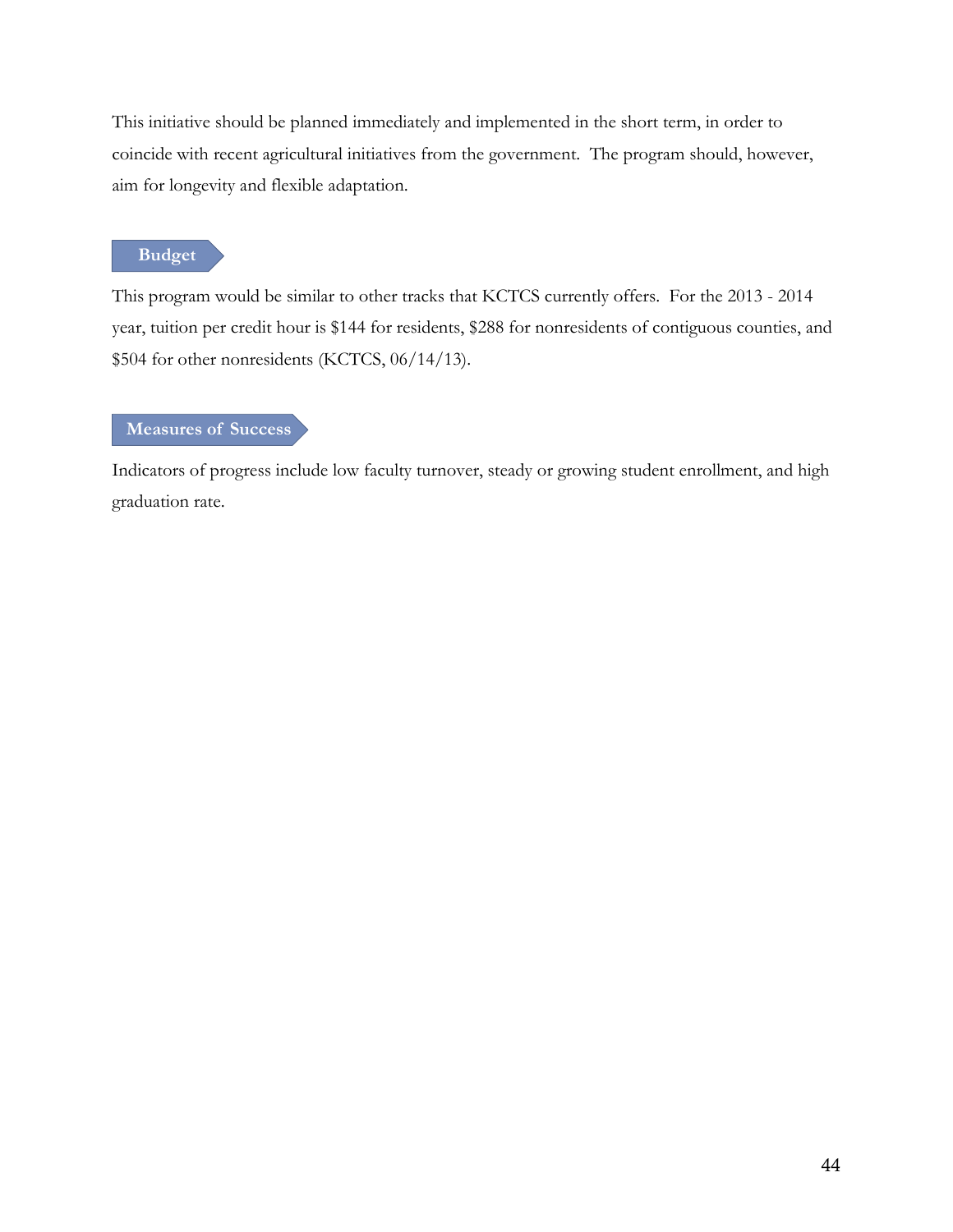This initiative should be planned immediately and implemented in the short term, in order to coincide with recent agricultural initiatives from the government. The program should, however, aim for longevity and flexible adaptation.

## Budget

This program would be similar to other tracks that KCTCS currently offers. For the 2013 - 2014 year, tuition per credit hour is $144 for residents, $288 for nonresidents of contiguous counties, and $504 for other nonresidents (KCTCS, 06/14/13).

## Measures of Success

Indicators of progress include low faculty turnover, steady or growing student enrollment, and high graduation rate.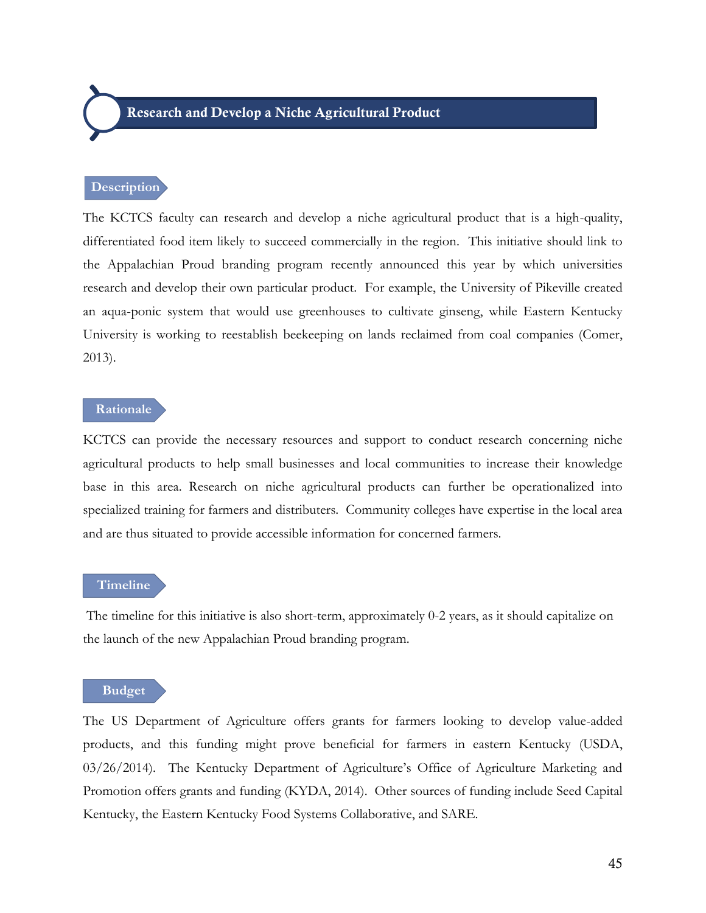## Research and Develop a Niche Agricultural Product

### Description

The KCTCS faculty can research and develop a niche agricultural product that is a high-quality, differentiated food item likely to succeed commercially in the region. This initiative should link to the Appalachian Proud branding program recently announced this year by which universities research and develop their own particular product. For example, the University of Pikeville created an aqua-ponic system that would use greenhouses to cultivate ginseng, while Eastern Kentucky University is working to reestablish beekeeping on lands reclaimed from coal companies (Comer, 2013).

### Rationale

KCTCS can provide the necessary resources and support to conduct research concerning niche agricultural products to help small businesses and local communities to increase their knowledge base in this area. Research on niche agricultural products can further be operationalized into specialized training for farmers and distributers. Community colleges have expertise in the local area and are thus situated to provide accessible information for concerned farmers.

### Timeline

The timeline for this initiative is also short-term, approximately 0-2 years, as it should capitalize on the launch of the new Appalachian Proud branding program.

### Budget

The US Department of Agriculture offers grants for farmers looking to develop value-added products, and this funding might prove beneficial for farmers in eastern Kentucky (USDA, 03/26/2014). The Kentucky Department of Agriculture's Office of Agriculture Marketing and Promotion offers grants and funding (KYDA, 2014). Other sources of funding include Seed Capital Kentucky, the Eastern Kentucky Food Systems Collaborative, and SARE.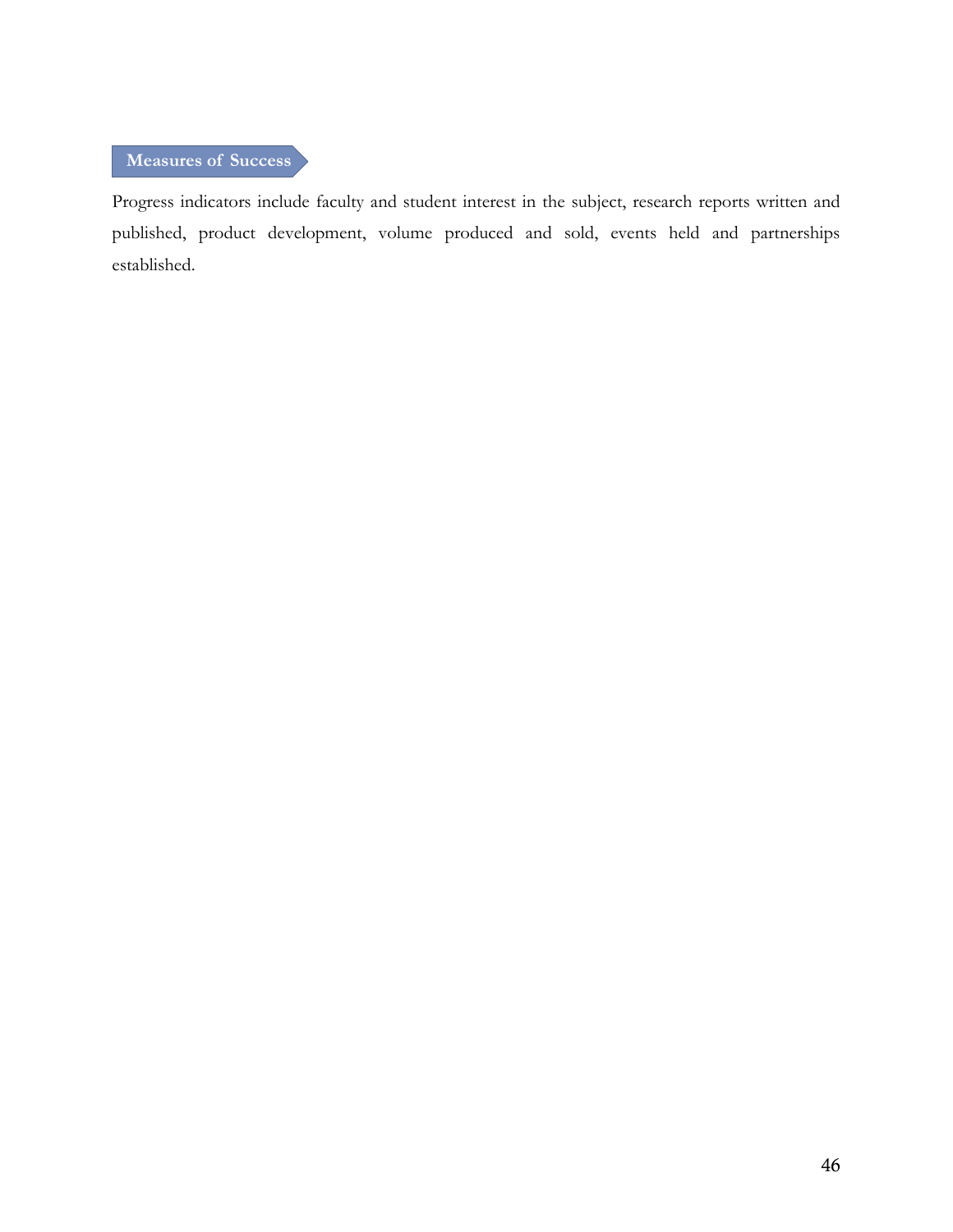### Measures of Success

Progress indicators include faculty and student interest in the subject, research reports written and published, product development, volume produced and sold, events held and partnerships established.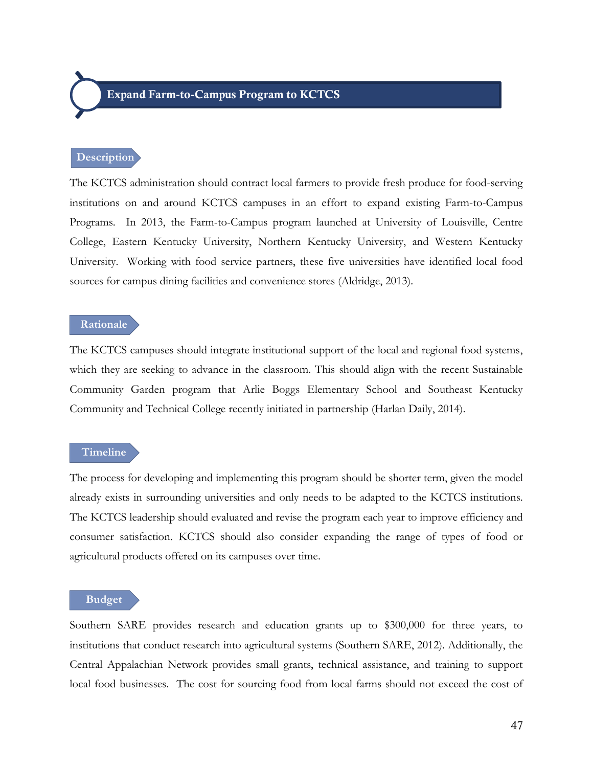# Expand Farm-to-Campus Program to KCTCS

## Description

The KCTCS administration should contract local farmers to provide fresh produce for food-serving institutions on and around KCTCS campuses in an effort to expand existing Farm-to-Campus Programs. In 2013, the Farm-to-Campus program launched at University of Louisville, Centre College, Eastern Kentucky University, Northern Kentucky University, and Western Kentucky University. Working with food service partners, these five universities have identified local food sources for campus dining facilities and convenience stores (Aldridge, 2013).

## Rationale

The KCTCS campuses should integrate institutional support of the local and regional food systems, which they are seeking to advance in the classroom. This should align with the recent Sustainable Community Garden program that Arlie Boggs Elementary School and Southeast Kentucky Community and Technical College recently initiated in partnership (Harlan Daily, 2014).

## Timeline

The process for developing and implementing this program should be shorter term, given the model already exists in surrounding universities and only needs to be adapted to the KCTCS institutions. The KCTCS leadership should evaluated and revise the program each year to improve efficiency and consumer satisfaction. KCTCS should also consider expanding the range of types of food or agricultural products offered on its campuses over time.

## Budget

Southern SARE provides research and education grants up to $300,000 for three years, to institutions that conduct research into agricultural systems (Southern SARE, 2012). Additionally, the Central Appalachian Network provides small grants, technical assistance, and training to support local food businesses. The cost for sourcing food from local farms should not exceed the cost of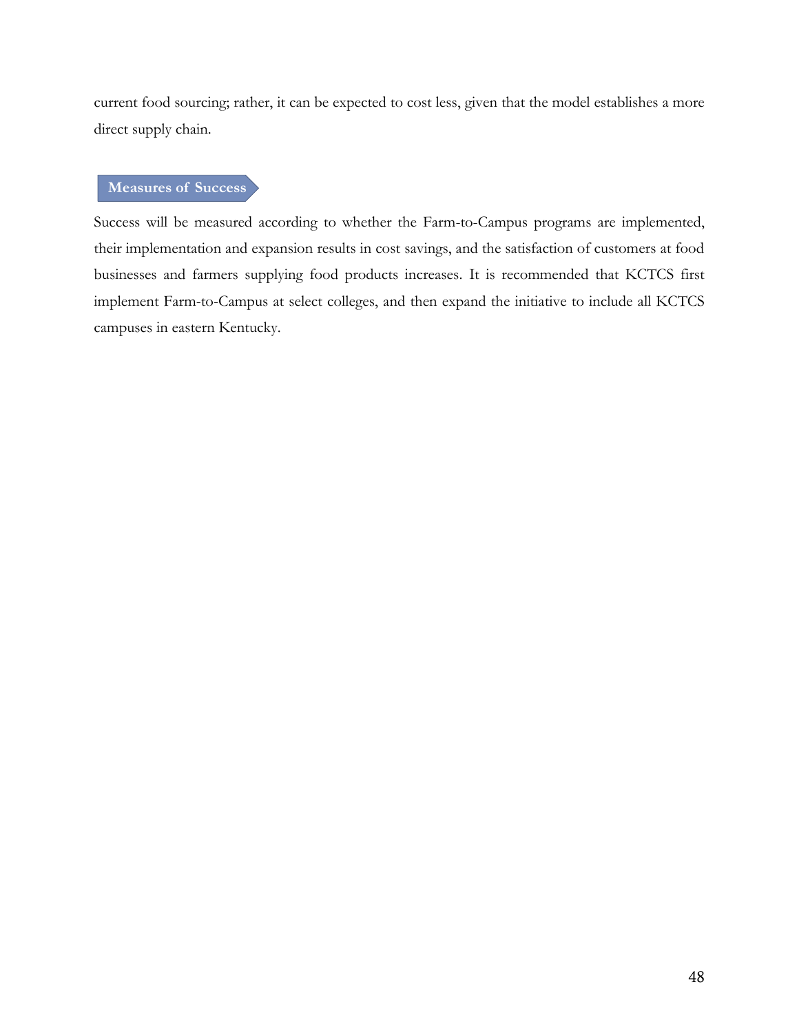current food sourcing; rather, it can be expected to cost less, given that the model establishes a more direct supply chain.

### Measures of Success

Success will be measured according to whether the Farm-to-Campus programs are implemented, their implementation and expansion results in cost savings, and the satisfaction of customers at food businesses and farmers supplying food products increases. It is recommended that KCTCS first implement Farm-to-Campus at select colleges, and then expand the initiative to include all KCTCS campuses in eastern Kentucky.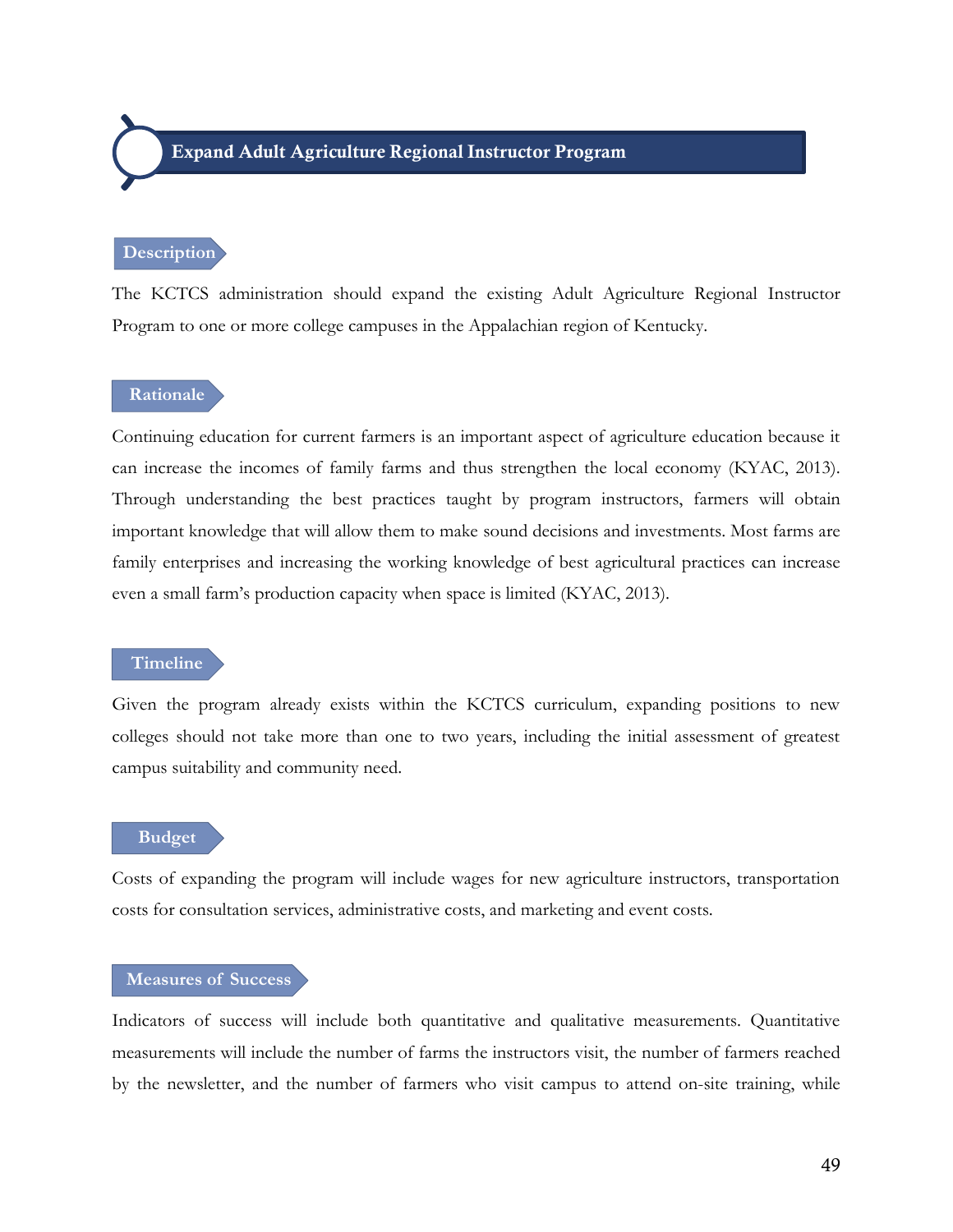# Expand Adult Agriculture Regional Instructor Program

## Description

The KCTCS administration should expand the existing Adult Agriculture Regional Instructor Program to one or more college campuses in the Appalachian region of Kentucky.

## Rationale

Continuing education for current farmers is an important aspect of agriculture education because it can increase the incomes of family farms and thus strengthen the local economy (KYAC, 2013). Through understanding the best practices taught by program instructors, farmers will obtain important knowledge that will allow them to make sound decisions and investments. Most farms are family enterprises and increasing the working knowledge of best agricultural practices can increase even a small farm's production capacity when space is limited (KYAC, 2013).

## Timeline

Given the program already exists within the KCTCS curriculum, expanding positions to new colleges should not take more than one to two years, including the initial assessment of greatest campus suitability and community need.

## Budget

Costs of expanding the program will include wages for new agriculture instructors, transportation costs for consultation services, administrative costs, and marketing and event costs.

## Measures of Success

Indicators of success will include both quantitative and qualitative measurements. Quantitative measurements will include the number of farms the instructors visit, the number of farmers reached by the newsletter, and the number of farmers who visit campus to attend on-site training, while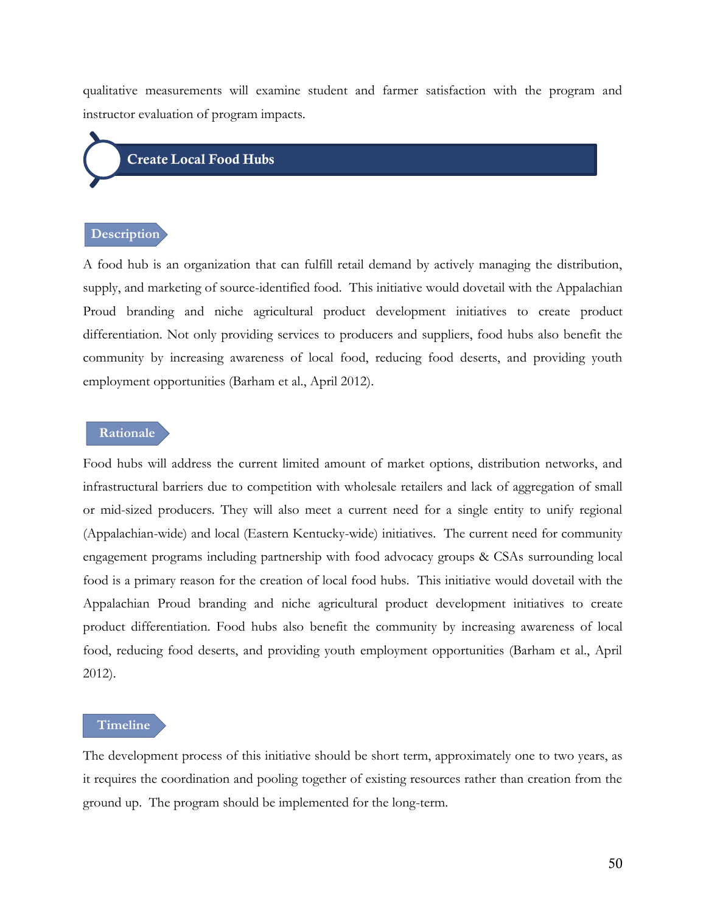qualitative measurements will examine student and farmer satisfaction with the program and instructor evaluation of program impacts.

## Create Local Food Hubs

### Description

A food hub is an organization that can fulfill retail demand by actively managing the distribution, supply, and marketing of source-identified food. This initiative would dovetail with the Appalachian Proud branding and niche agricultural product development initiatives to create product differentiation. Not only providing services to producers and suppliers, food hubs also benefit the community by increasing awareness of local food, reducing food deserts, and providing youth employment opportunities (Barham et al., April 2012).

### Rationale

Food hubs will address the current limited amount of market options, distribution networks, and infrastructural barriers due to competition with wholesale retailers and lack of aggregation of small or mid-sized producers. They will also meet a current need for a single entity to unify regional (Appalachian-wide) and local (Eastern Kentucky-wide) initiatives. The current need for community engagement programs including partnership with food advocacy groups & CSAs surrounding local food is a primary reason for the creation of local food hubs. This initiative would dovetail with the Appalachian Proud branding and niche agricultural product development initiatives to create product differentiation. Food hubs also benefit the community by increasing awareness of local food, reducing food deserts, and providing youth employment opportunities (Barham et al., April 2012).

### Timeline

The development process of this initiative should be short term, approximately one to two years, as it requires the coordination and pooling together of existing resources rather than creation from the ground up. The program should be implemented for the long-term.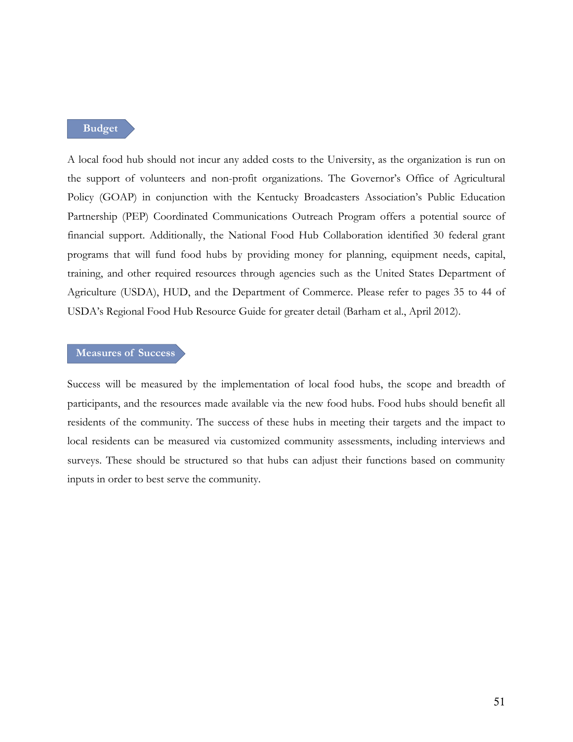## Budget

A local food hub should not incur any added costs to the University, as the organization is run on the support of volunteers and non-profit organizations. The Governor's Office of Agricultural Policy (GOAP) in conjunction with the Kentucky Broadcasters Association's Public Education Partnership (PEP) Coordinated Communications Outreach Program offers a potential source of financial support. Additionally, the National Food Hub Collaboration identified 30 federal grant programs that will fund food hubs by providing money for planning, equipment needs, capital, training, and other required resources through agencies such as the United States Department of Agriculture (USDA), HUD, and the Department of Commerce. Please refer to pages 35 to 44 of USDA's Regional Food Hub Resource Guide for greater detail (Barham et al., April 2012).

## Measures of Success

Success will be measured by the implementation of local food hubs, the scope and breadth of participants, and the resources made available via the new food hubs. Food hubs should benefit all residents of the community. The success of these hubs in meeting their targets and the impact to local residents can be measured via customized community assessments, including interviews and surveys. These should be structured so that hubs can adjust their functions based on community inputs in order to best serve the community.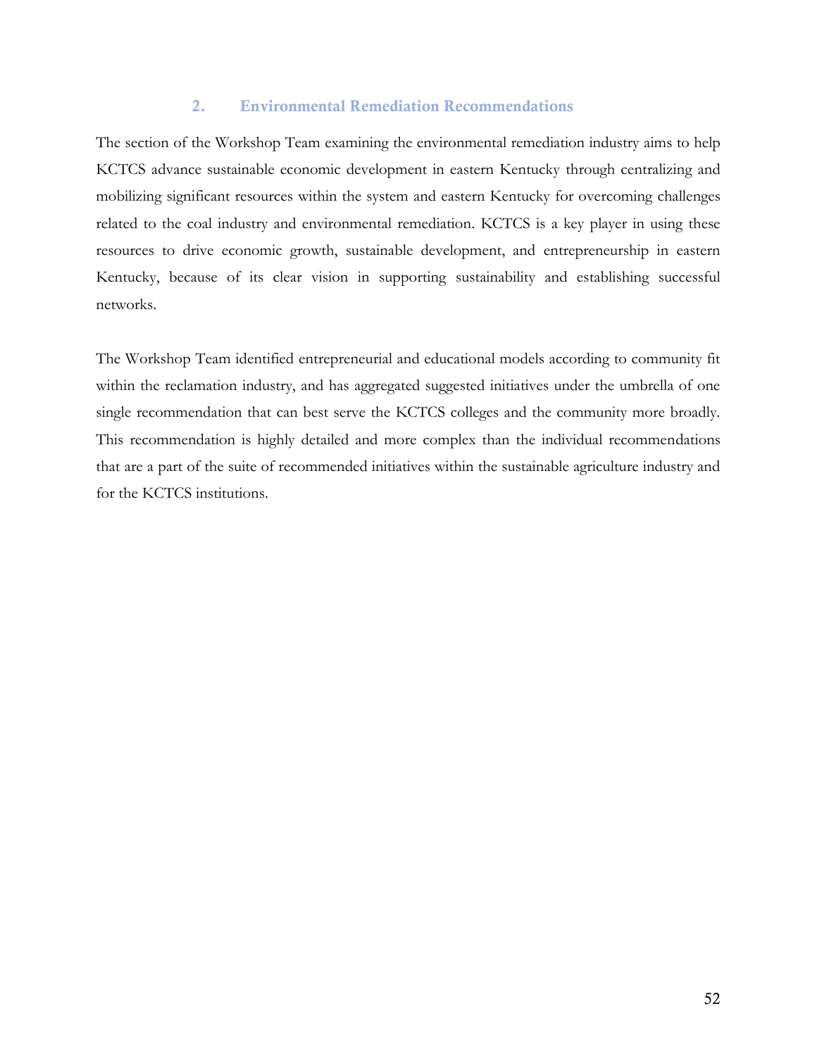## 2. Environmental Remediation Recommendations

The section of the Workshop Team examining the environmental remediation industry aims to help KCTCS advance sustainable economic development in eastern Kentucky through centralizing and mobilizing significant resources within the system and eastern Kentucky for overcoming challenges related to the coal industry and environmental remediation. KCTCS is a key player in using these resources to drive economic growth, sustainable development, and entrepreneurship in eastern Kentucky, because of its clear vision in supporting sustainability and establishing successful networks.

The Workshop Team identified entrepreneurial and educational models according to community fit within the reclamation industry, and has aggregated suggested initiatives under the umbrella of one single recommendation that can best serve the KCTCS colleges and the community more broadly. This recommendation is highly detailed and more complex than the individual recommendations that are a part of the suite of recommended initiatives within the sustainable agriculture industry and for the KCTCS institutions.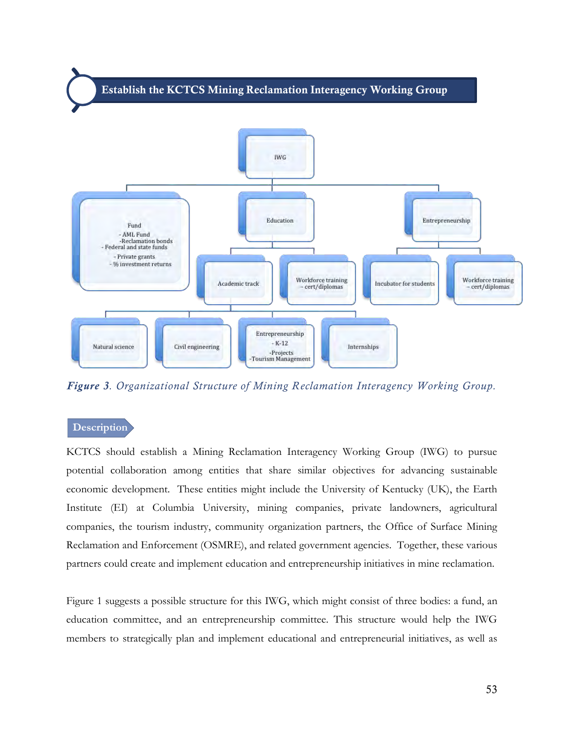# Establish the KCTCS Mining Reclamation Interagency Working Group

IWG

- Fund
  - AML Fund
  - Reclamation bonds
  - Federal and state funds
  - Private grants
  - % investment returns
- Education
  - Academic track
    - Natural science
    - Civil engineering
    - Entrepreneurship
      - K-12
      - Projects
      - Tourism Management
    - Internships
  - Workforce training – cert/diplomas
- Entrepreneurship
  - Incubator for students
  - Workforce training – cert/diplomas

***Figure 3**. Organizational Structure of Mining Reclamation Interagency Working Group.*

## Description

KCTCS should establish a Mining Reclamation Interagency Working Group (IWG) to pursue potential collaboration among entities that share similar objectives for advancing sustainable economic development. These entities might include the University of Kentucky (UK), the Earth Institute (EI) at Columbia University, mining companies, private landowners, agricultural companies, the tourism industry, community organization partners, the Office of Surface Mining Reclamation and Enforcement (OSMRE), and related government agencies. Together, these various partners could create and implement education and entrepreneurship initiatives in mine reclamation.

Figure 1 suggests a possible structure for this IWG, which might consist of three bodies: a fund, an education committee, and an entrepreneurship committee. This structure would help the IWG members to strategically plan and implement educational and entrepreneurial initiatives, as well as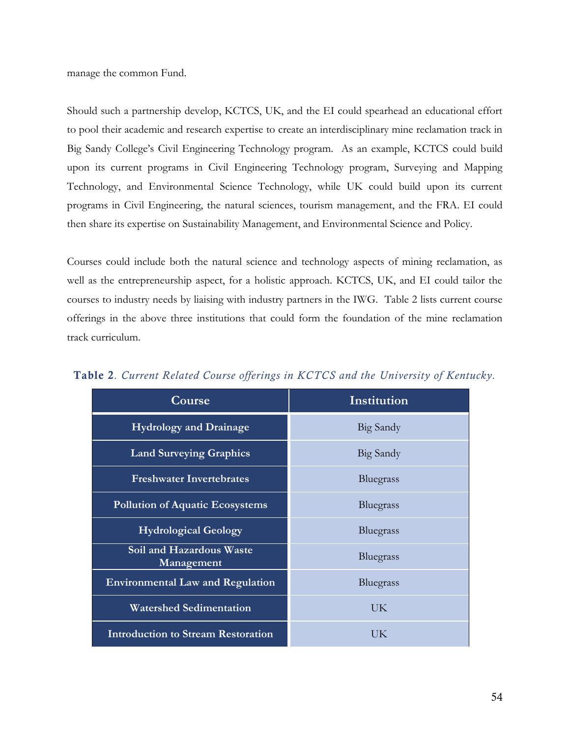manage the common Fund.

Should such a partnership develop, KCTCS, UK, and the EI could spearhead an educational effort to pool their academic and research expertise to create an interdisciplinary mine reclamation track in Big Sandy College's Civil Engineering Technology program. As an example, KCTCS could build upon its current programs in Civil Engineering Technology program, Surveying and Mapping Technology, and Environmental Science Technology, while UK could build upon its current programs in Civil Engineering, the natural sciences, tourism management, and the FRA. EI could then share its expertise on Sustainability Management, and Environmental Science and Policy.

Courses could include both the natural science and technology aspects of mining reclamation, as well as the entrepreneurship aspect, for a holistic approach. KCTCS, UK, and EI could tailor the courses to industry needs by liaising with industry partners in the IWG. Table 2 lists current course offerings in the above three institutions that could form the foundation of the mine reclamation track curriculum.

**Table 2**. *Current Related Course offerings in KCTCS and the University of Kentucky.*

| Course | Institution |
|---|---|
| **Hydrology and Drainage** | Big Sandy |
| **Land Surveying Graphics** | Big Sandy |
| **Freshwater Invertebrates** | Bluegrass |
| **Pollution of Aquatic Ecosystems** | Bluegrass |
| **Hydrological Geology** | Bluegrass |
| **Soil and Hazardous Waste Management** | Bluegrass |
| **Environmental Law and Regulation** | Bluegrass |
| **Watershed Sedimentation** | UK |
| **Introduction to Stream Restoration** | UK |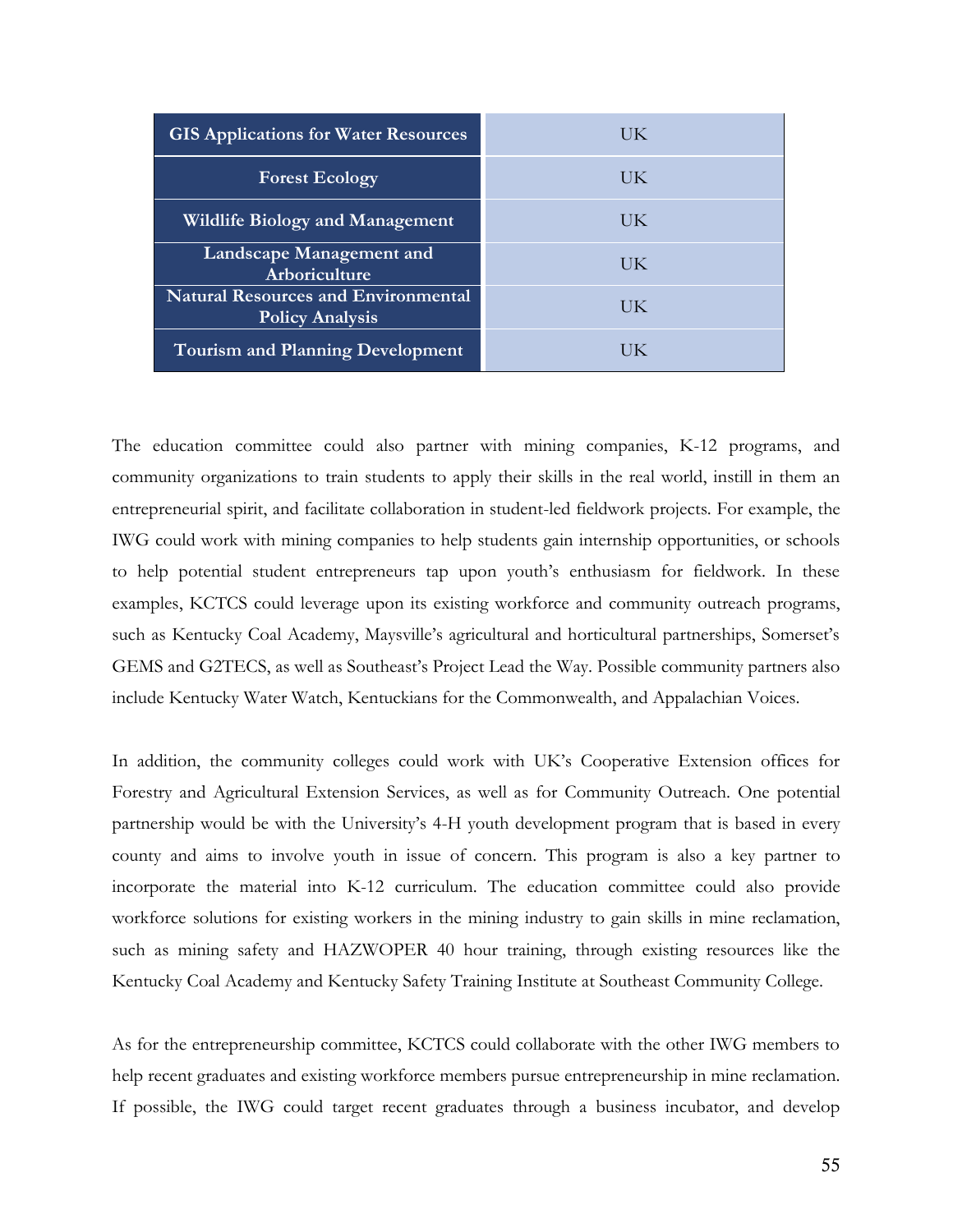| GIS Applications for Water Resources | UK |
|---|---|
| Forest Ecology | UK |
| Wildlife Biology and Management | UK |
| Landscape Management and Arboriculture | UK |
| Natural Resources and Environmental Policy Analysis | UK |
| Tourism and Planning Development | UK |

The education committee could also partner with mining companies, K-12 programs, and community organizations to train students to apply their skills in the real world, instill in them an entrepreneurial spirit, and facilitate collaboration in student-led fieldwork projects. For example, the IWG could work with mining companies to help students gain internship opportunities, or schools to help potential student entrepreneurs tap upon youth's enthusiasm for fieldwork. In these examples, KCTCS could leverage upon its existing workforce and community outreach programs, such as Kentucky Coal Academy, Maysville's agricultural and horticultural partnerships, Somerset's GEMS and G2TECS, as well as Southeast's Project Lead the Way. Possible community partners also include Kentucky Water Watch, Kentuckians for the Commonwealth, and Appalachian Voices.

In addition, the community colleges could work with UK's Cooperative Extension offices for Forestry and Agricultural Extension Services, as well as for Community Outreach. One potential partnership would be with the University's 4-H youth development program that is based in every county and aims to involve youth in issue of concern. This program is also a key partner to incorporate the material into K-12 curriculum. The education committee could also provide workforce solutions for existing workers in the mining industry to gain skills in mine reclamation, such as mining safety and HAZWOPER 40 hour training, through existing resources like the Kentucky Coal Academy and Kentucky Safety Training Institute at Southeast Community College.

As for the entrepreneurship committee, KCTCS could collaborate with the other IWG members to help recent graduates and existing workforce members pursue entrepreneurship in mine reclamation. If possible, the IWG could target recent graduates through a business incubator, and develop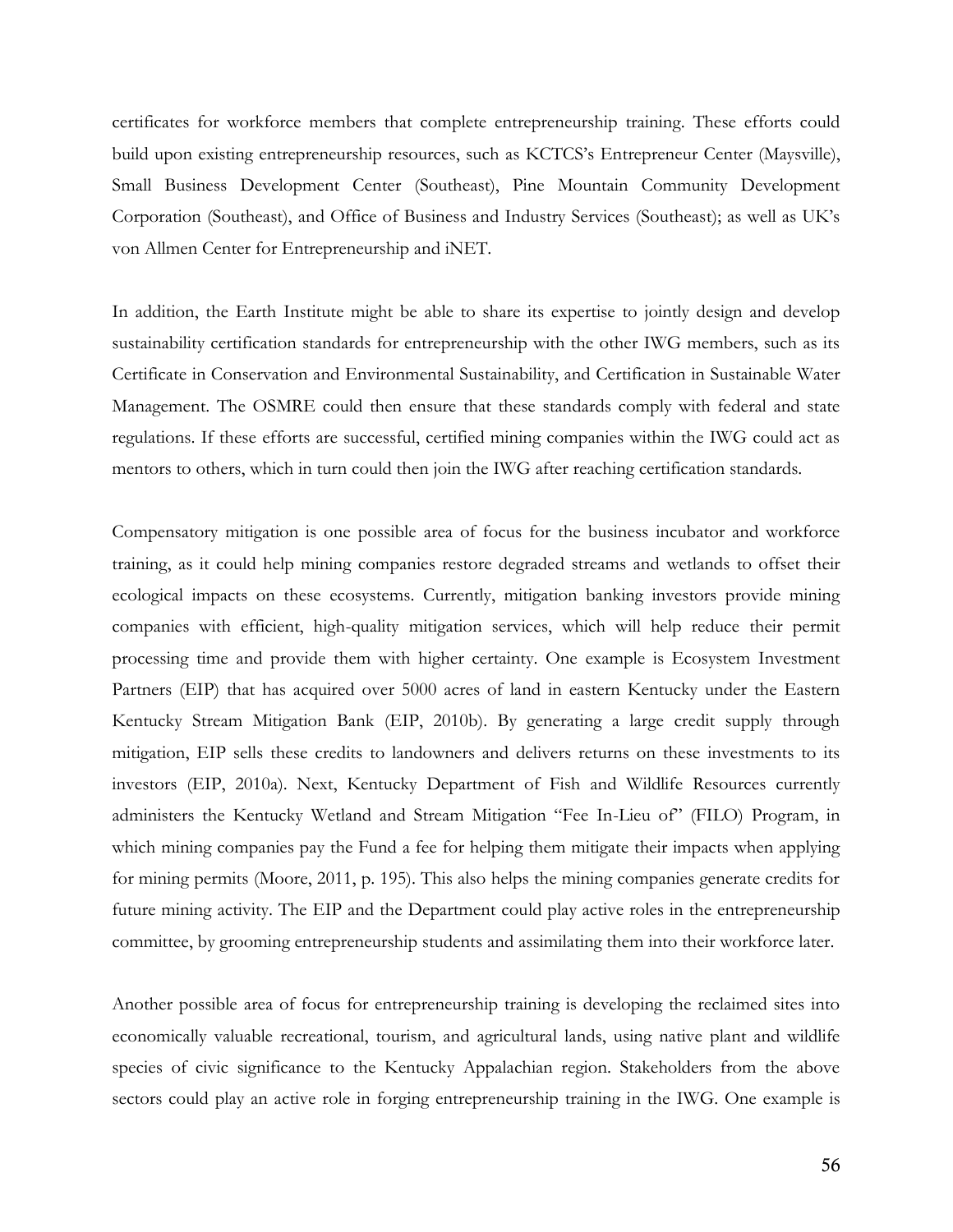certificates for workforce members that complete entrepreneurship training. These efforts could build upon existing entrepreneurship resources, such as KCTCS's Entrepreneur Center (Maysville), Small Business Development Center (Southeast), Pine Mountain Community Development Corporation (Southeast), and Office of Business and Industry Services (Southeast); as well as UK's von Allmen Center for Entrepreneurship and iNET.

In addition, the Earth Institute might be able to share its expertise to jointly design and develop sustainability certification standards for entrepreneurship with the other IWG members, such as its Certificate in Conservation and Environmental Sustainability, and Certification in Sustainable Water Management. The OSMRE could then ensure that these standards comply with federal and state regulations. If these efforts are successful, certified mining companies within the IWG could act as mentors to others, which in turn could then join the IWG after reaching certification standards.

Compensatory mitigation is one possible area of focus for the business incubator and workforce training, as it could help mining companies restore degraded streams and wetlands to offset their ecological impacts on these ecosystems. Currently, mitigation banking investors provide mining companies with efficient, high-quality mitigation services, which will help reduce their permit processing time and provide them with higher certainty. One example is Ecosystem Investment Partners (EIP) that has acquired over 5000 acres of land in eastern Kentucky under the Eastern Kentucky Stream Mitigation Bank (EIP, 2010b). By generating a large credit supply through mitigation, EIP sells these credits to landowners and delivers returns on these investments to its investors (EIP, 2010a). Next, Kentucky Department of Fish and Wildlife Resources currently administers the Kentucky Wetland and Stream Mitigation "Fee In-Lieu of" (FILO) Program, in which mining companies pay the Fund a fee for helping them mitigate their impacts when applying for mining permits (Moore, 2011, p. 195). This also helps the mining companies generate credits for future mining activity. The EIP and the Department could play active roles in the entrepreneurship committee, by grooming entrepreneurship students and assimilating them into their workforce later.

Another possible area of focus for entrepreneurship training is developing the reclaimed sites into economically valuable recreational, tourism, and agricultural lands, using native plant and wildlife species of civic significance to the Kentucky Appalachian region. Stakeholders from the above sectors could play an active role in forging entrepreneurship training in the IWG. One example is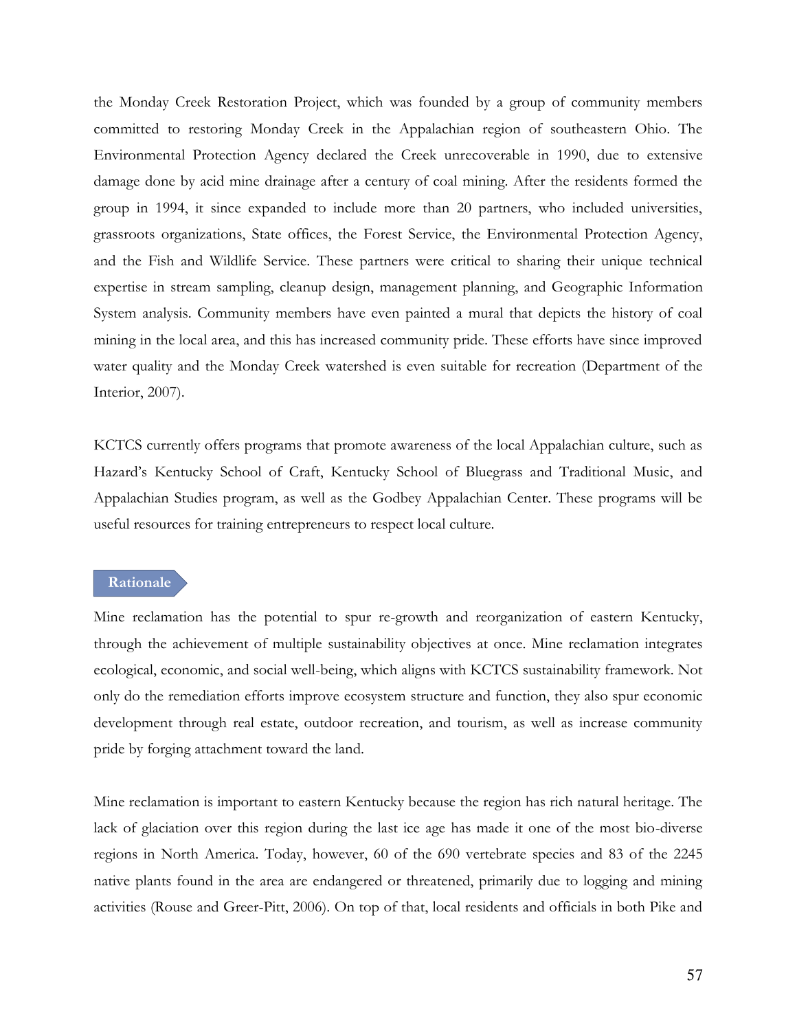the Monday Creek Restoration Project, which was founded by a group of community members committed to restoring Monday Creek in the Appalachian region of southeastern Ohio. The Environmental Protection Agency declared the Creek unrecoverable in 1990, due to extensive damage done by acid mine drainage after a century of coal mining. After the residents formed the group in 1994, it since expanded to include more than 20 partners, who included universities, grassroots organizations, State offices, the Forest Service, the Environmental Protection Agency, and the Fish and Wildlife Service. These partners were critical to sharing their unique technical expertise in stream sampling, cleanup design, management planning, and Geographic Information System analysis. Community members have even painted a mural that depicts the history of coal mining in the local area, and this has increased community pride. These efforts have since improved water quality and the Monday Creek watershed is even suitable for recreation (Department of the Interior, 2007).

KCTCS currently offers programs that promote awareness of the local Appalachian culture, such as Hazard's Kentucky School of Craft, Kentucky School of Bluegrass and Traditional Music, and Appalachian Studies program, as well as the Godbey Appalachian Center. These programs will be useful resources for training entrepreneurs to respect local culture.

## Rationale

Mine reclamation has the potential to spur re-growth and reorganization of eastern Kentucky, through the achievement of multiple sustainability objectives at once. Mine reclamation integrates ecological, economic, and social well-being, which aligns with KCTCS sustainability framework. Not only do the remediation efforts improve ecosystem structure and function, they also spur economic development through real estate, outdoor recreation, and tourism, as well as increase community pride by forging attachment toward the land.

Mine reclamation is important to eastern Kentucky because the region has rich natural heritage. The lack of glaciation over this region during the last ice age has made it one of the most bio-diverse regions in North America. Today, however, 60 of the 690 vertebrate species and 83 of the 2245 native plants found in the area are endangered or threatened, primarily due to logging and mining activities (Rouse and Greer-Pitt, 2006). On top of that, local residents and officials in both Pike and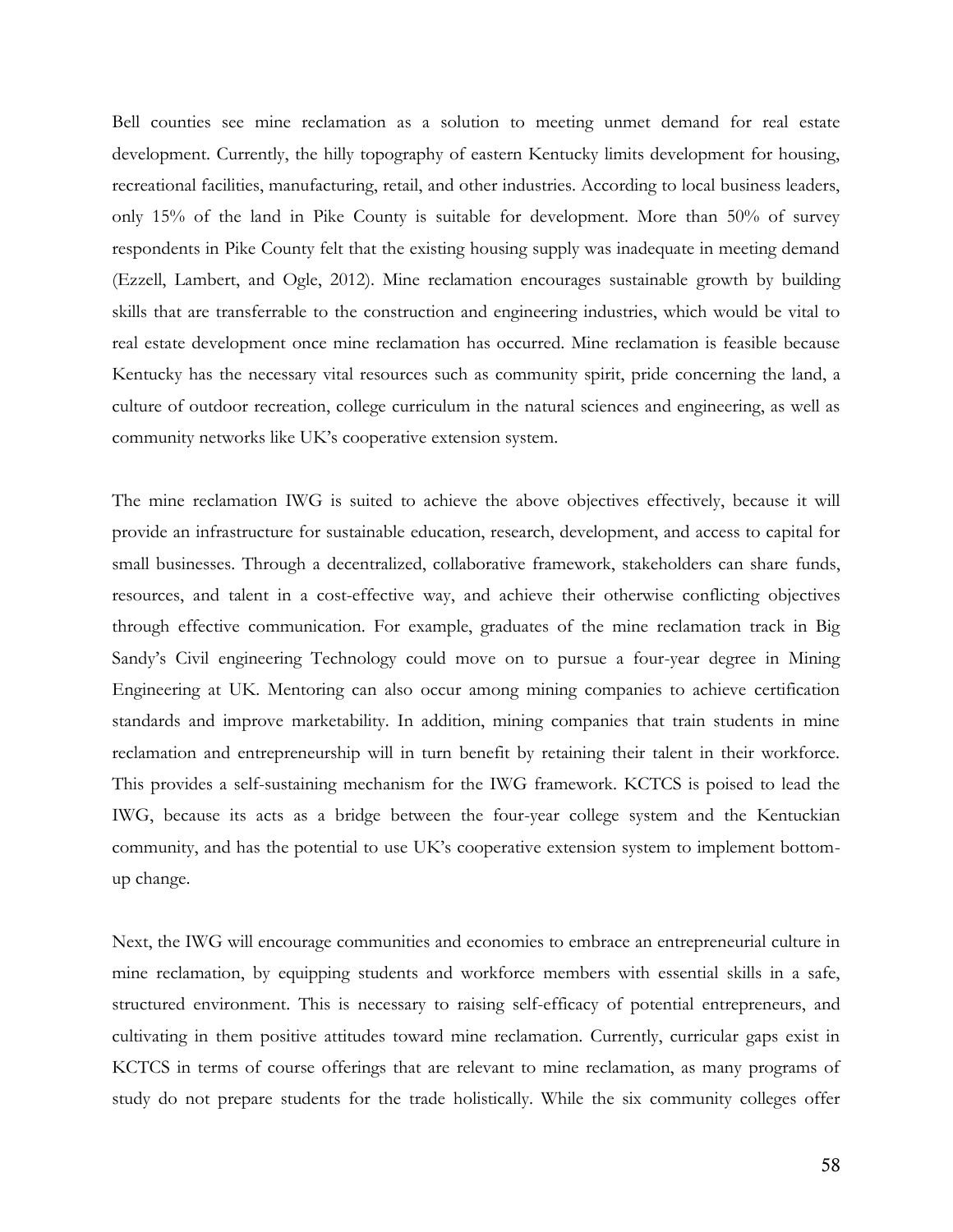Bell counties see mine reclamation as a solution to meeting unmet demand for real estate development. Currently, the hilly topography of eastern Kentucky limits development for housing, recreational facilities, manufacturing, retail, and other industries. According to local business leaders, only 15% of the land in Pike County is suitable for development. More than 50% of survey respondents in Pike County felt that the existing housing supply was inadequate in meeting demand (Ezzell, Lambert, and Ogle, 2012). Mine reclamation encourages sustainable growth by building skills that are transferrable to the construction and engineering industries, which would be vital to real estate development once mine reclamation has occurred. Mine reclamation is feasible because Kentucky has the necessary vital resources such as community spirit, pride concerning the land, a culture of outdoor recreation, college curriculum in the natural sciences and engineering, as well as community networks like UK's cooperative extension system.

The mine reclamation IWG is suited to achieve the above objectives effectively, because it will provide an infrastructure for sustainable education, research, development, and access to capital for small businesses. Through a decentralized, collaborative framework, stakeholders can share funds, resources, and talent in a cost-effective way, and achieve their otherwise conflicting objectives through effective communication. For example, graduates of the mine reclamation track in Big Sandy's Civil engineering Technology could move on to pursue a four-year degree in Mining Engineering at UK. Mentoring can also occur among mining companies to achieve certification standards and improve marketability. In addition, mining companies that train students in mine reclamation and entrepreneurship will in turn benefit by retaining their talent in their workforce. This provides a self-sustaining mechanism for the IWG framework. KCTCS is poised to lead the IWG, because its acts as a bridge between the four-year college system and the Kentuckian community, and has the potential to use UK's cooperative extension system to implement bottom-up change.

Next, the IWG will encourage communities and economies to embrace an entrepreneurial culture in mine reclamation, by equipping students and workforce members with essential skills in a safe, structured environment. This is necessary to raising self-efficacy of potential entrepreneurs, and cultivating in them positive attitudes toward mine reclamation. Currently, curricular gaps exist in KCTCS in terms of course offerings that are relevant to mine reclamation, as many programs of study do not prepare students for the trade holistically. While the six community colleges offer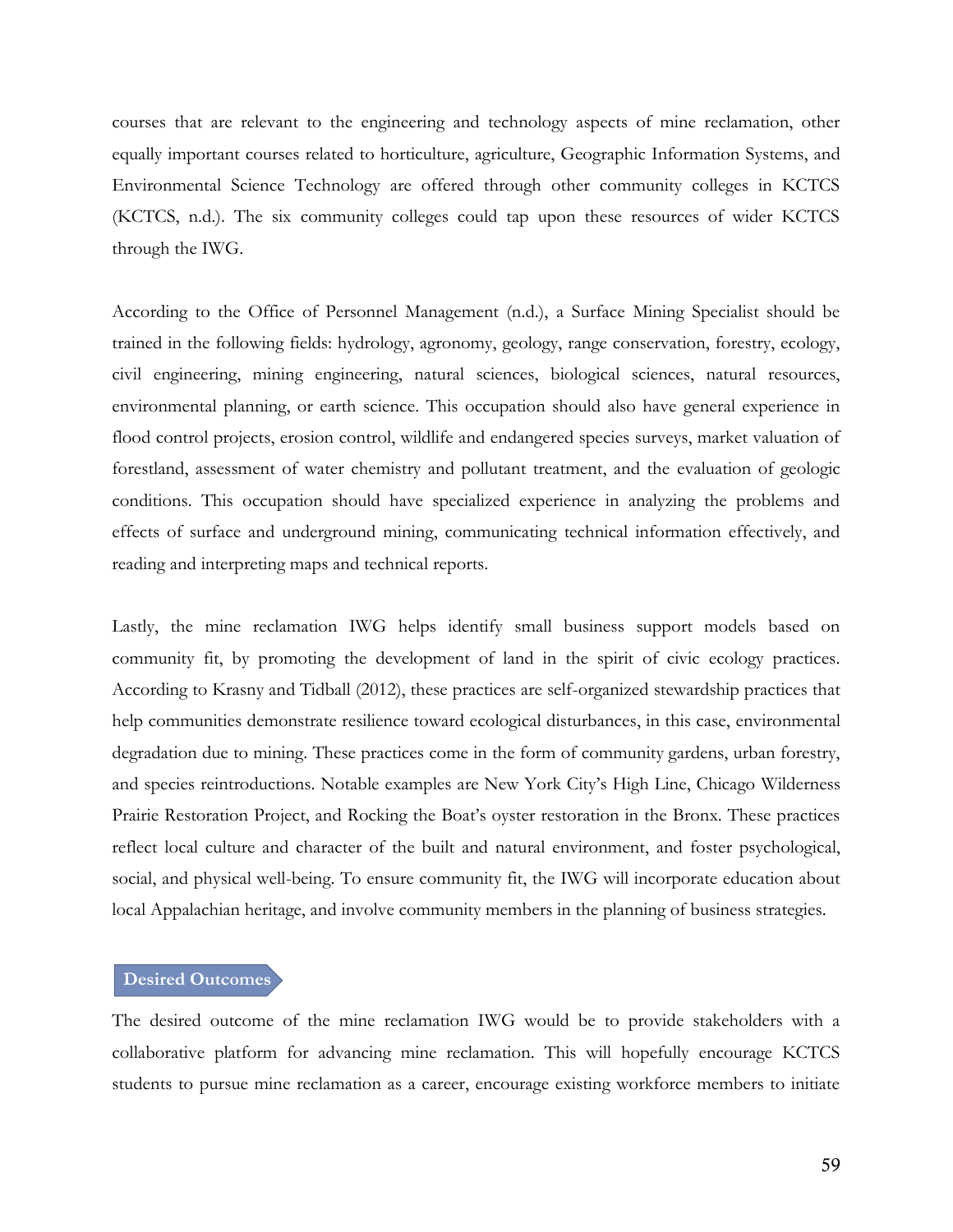courses that are relevant to the engineering and technology aspects of mine reclamation, other equally important courses related to horticulture, agriculture, Geographic Information Systems, and Environmental Science Technology are offered through other community colleges in KCTCS (KCTCS, n.d.). The six community colleges could tap upon these resources of wider KCTCS through the IWG.

According to the Office of Personnel Management (n.d.), a Surface Mining Specialist should be trained in the following fields: hydrology, agronomy, geology, range conservation, forestry, ecology, civil engineering, mining engineering, natural sciences, biological sciences, natural resources, environmental planning, or earth science. This occupation should also have general experience in flood control projects, erosion control, wildlife and endangered species surveys, market valuation of forestland, assessment of water chemistry and pollutant treatment, and the evaluation of geologic conditions. This occupation should have specialized experience in analyzing the problems and effects of surface and underground mining, communicating technical information effectively, and reading and interpreting maps and technical reports.

Lastly, the mine reclamation IWG helps identify small business support models based on community fit, by promoting the development of land in the spirit of civic ecology practices. According to Krasny and Tidball (2012), these practices are self-organized stewardship practices that help communities demonstrate resilience toward ecological disturbances, in this case, environmental degradation due to mining. These practices come in the form of community gardens, urban forestry, and species reintroductions. Notable examples are New York City's High Line, Chicago Wilderness Prairie Restoration Project, and Rocking the Boat's oyster restoration in the Bronx. These practices reflect local culture and character of the built and natural environment, and foster psychological, social, and physical well-being. To ensure community fit, the IWG will incorporate education about local Appalachian heritage, and involve community members in the planning of business strategies.

## Desired Outcomes

The desired outcome of the mine reclamation IWG would be to provide stakeholders with a collaborative platform for advancing mine reclamation. This will hopefully encourage KCTCS students to pursue mine reclamation as a career, encourage existing workforce members to initiate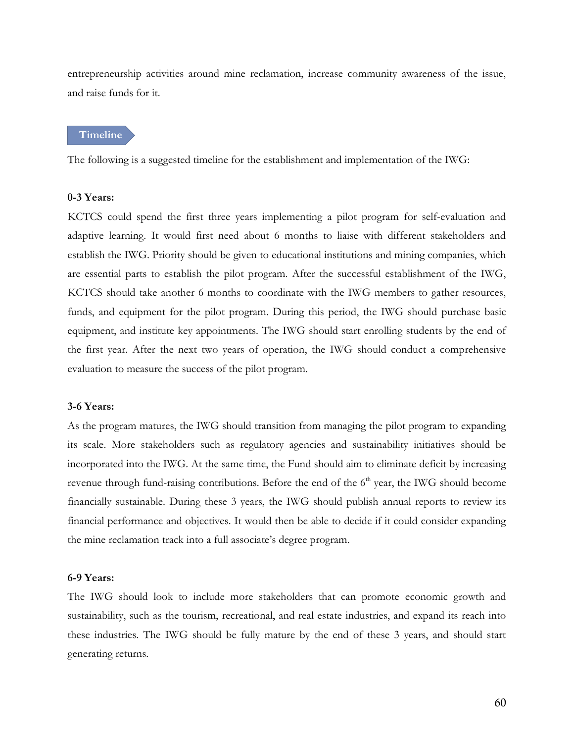entrepreneurship activities around mine reclamation, increase community awareness of the issue, and raise funds for it.

## Timeline

The following is a suggested timeline for the establishment and implementation of the IWG:

**0-3 Years:**

KCTCS could spend the first three years implementing a pilot program for self-evaluation and adaptive learning. It would first need about 6 months to liaise with different stakeholders and establish the IWG. Priority should be given to educational institutions and mining companies, which are essential parts to establish the pilot program. After the successful establishment of the IWG, KCTCS should take another 6 months to coordinate with the IWG members to gather resources, funds, and equipment for the pilot program. During this period, the IWG should purchase basic equipment, and institute key appointments. The IWG should start enrolling students by the end of the first year. After the next two years of operation, the IWG should conduct a comprehensive evaluation to measure the success of the pilot program.

**3-6 Years:**

As the program matures, the IWG should transition from managing the pilot program to expanding its scale. More stakeholders such as regulatory agencies and sustainability initiatives should be incorporated into the IWG. At the same time, the Fund should aim to eliminate deficit by increasing revenue through fund-raising contributions. Before the end of the 6th year, the IWG should become financially sustainable. During these 3 years, the IWG should publish annual reports to review its financial performance and objectives. It would then be able to decide if it could consider expanding the mine reclamation track into a full associate's degree program.

**6-9 Years:**

The IWG should look to include more stakeholders that can promote economic growth and sustainability, such as the tourism, recreational, and real estate industries, and expand its reach into these industries. The IWG should be fully mature by the end of these 3 years, and should start generating returns.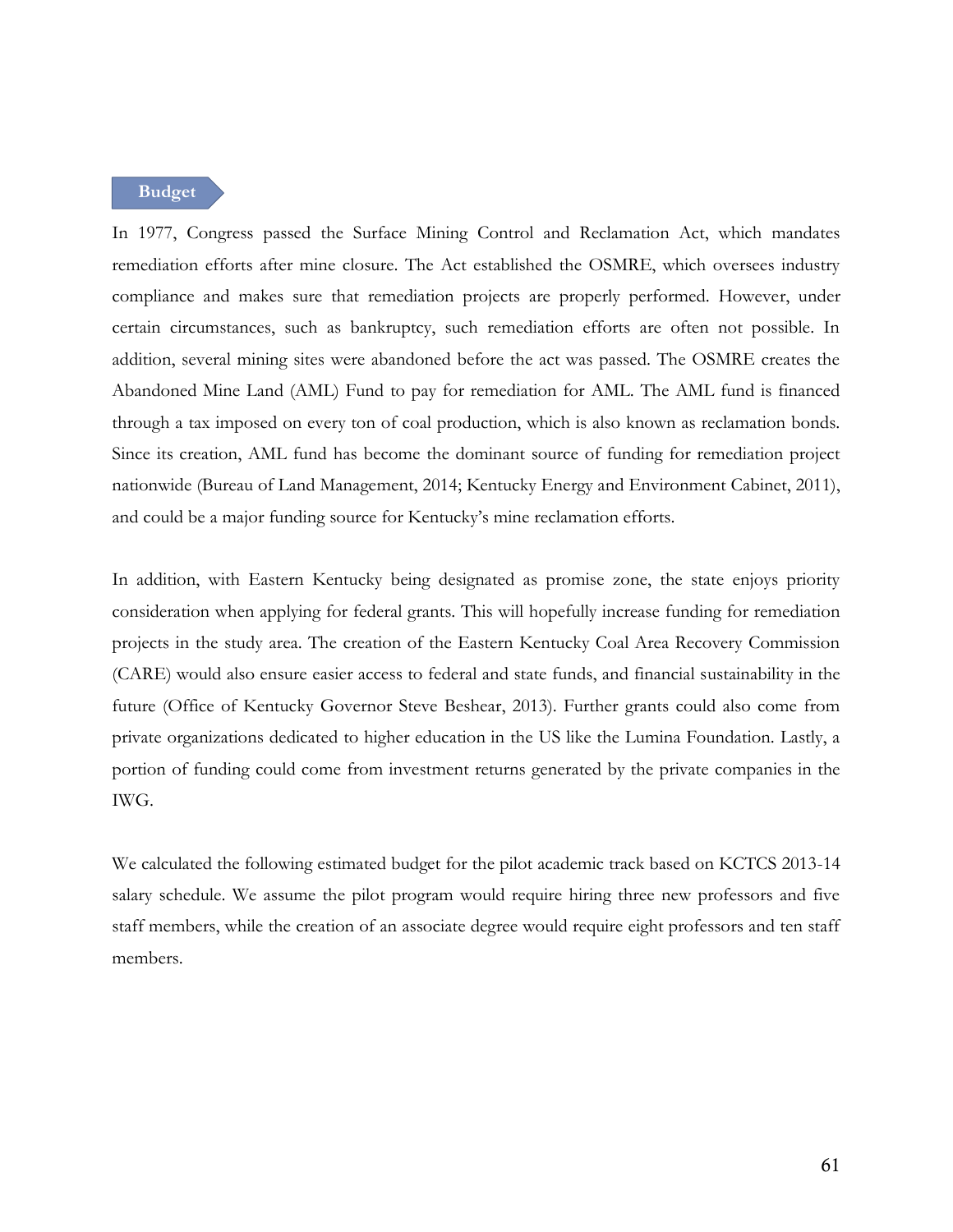## Budget

In 1977, Congress passed the Surface Mining Control and Reclamation Act, which mandates remediation efforts after mine closure. The Act established the OSMRE, which oversees industry compliance and makes sure that remediation projects are properly performed. However, under certain circumstances, such as bankruptcy, such remediation efforts are often not possible. In addition, several mining sites were abandoned before the act was passed. The OSMRE creates the Abandoned Mine Land (AML) Fund to pay for remediation for AML. The AML fund is financed through a tax imposed on every ton of coal production, which is also known as reclamation bonds. Since its creation, AML fund has become the dominant source of funding for remediation project nationwide (Bureau of Land Management, 2014; Kentucky Energy and Environment Cabinet, 2011), and could be a major funding source for Kentucky's mine reclamation efforts.

In addition, with Eastern Kentucky being designated as promise zone, the state enjoys priority consideration when applying for federal grants. This will hopefully increase funding for remediation projects in the study area. The creation of the Eastern Kentucky Coal Area Recovery Commission (CARE) would also ensure easier access to federal and state funds, and financial sustainability in the future (Office of Kentucky Governor Steve Beshear, 2013). Further grants could also come from private organizations dedicated to higher education in the US like the Lumina Foundation. Lastly, a portion of funding could come from investment returns generated by the private companies in the IWG.

We calculated the following estimated budget for the pilot academic track based on KCTCS 2013-14 salary schedule. We assume the pilot program would require hiring three new professors and five staff members, while the creation of an associate degree would require eight professors and ten staff members.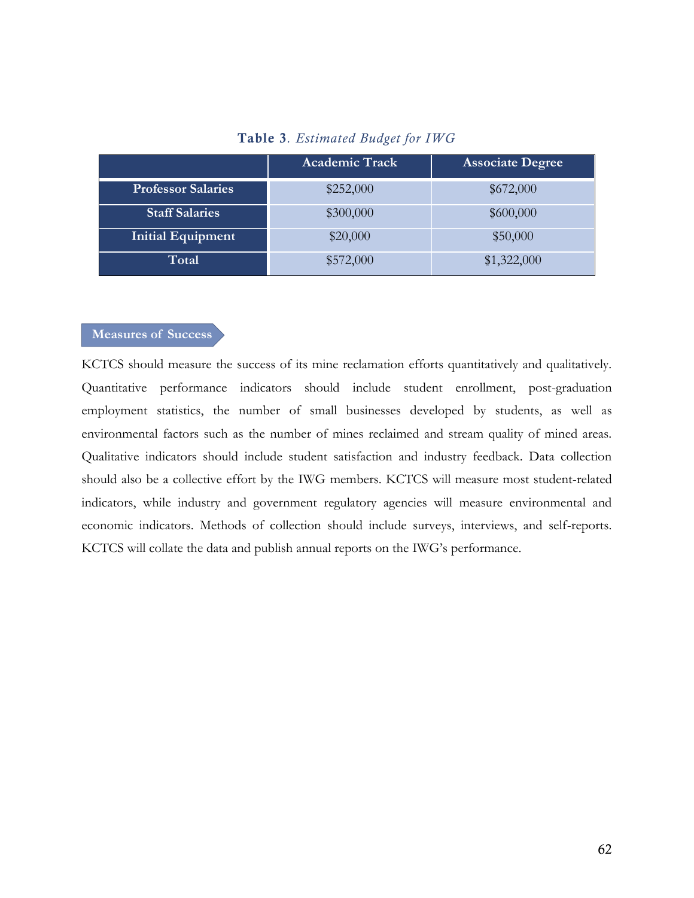**Table 3**. *Estimated Budget for IWG*

| | Academic Track | Associate Degree |
|---|---|---|
| **Professor Salaries** | $252,000 | $672,000 |
| **Staff Salaries** | $300,000 | $600,000 |
| **Initial Equipment** | $20,000 | $50,000 |
| **Total** | $572,000 | $1,322,000 |

## Measures of Success

KCTCS should measure the success of its mine reclamation efforts quantitatively and qualitatively. Quantitative performance indicators should include student enrollment, post-graduation employment statistics, the number of small businesses developed by students, as well as environmental factors such as the number of mines reclaimed and stream quality of mined areas. Qualitative indicators should include student satisfaction and industry feedback. Data collection should also be a collective effort by the IWG members. KCTCS will measure most student-related indicators, while industry and government regulatory agencies will measure environmental and economic indicators. Methods of collection should include surveys, interviews, and self-reports. KCTCS will collate the data and publish annual reports on the IWG's performance.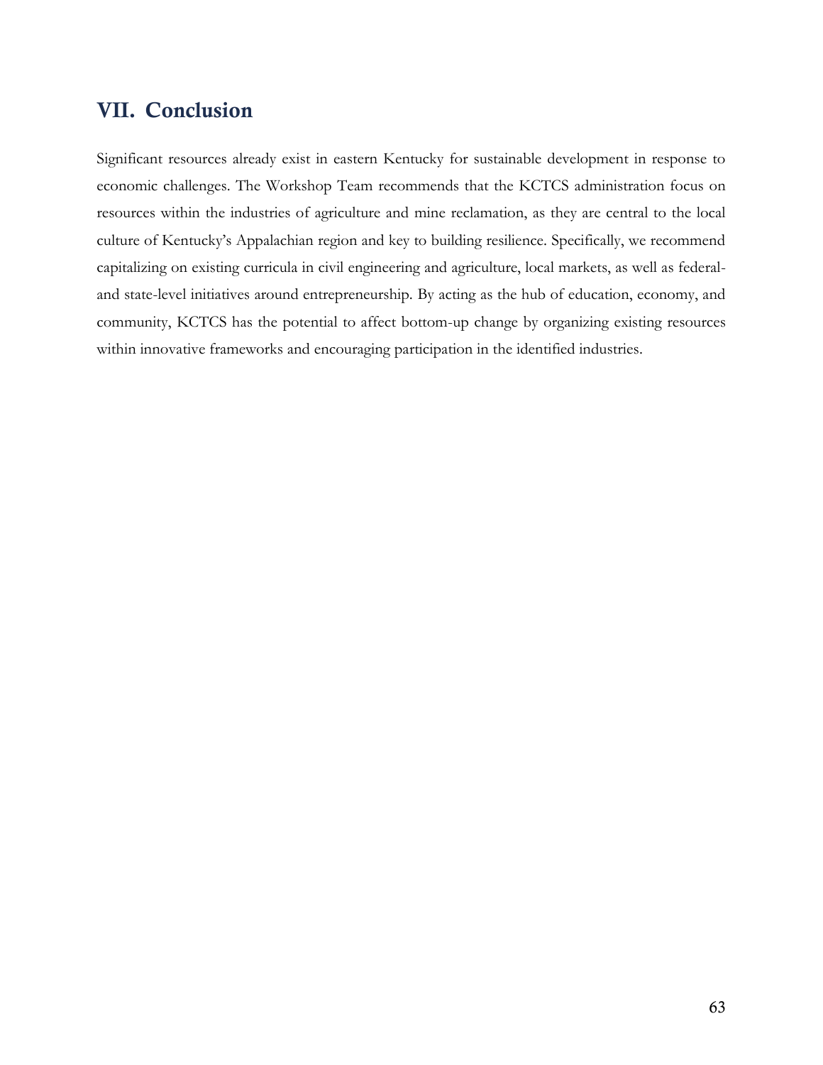## VII. Conclusion

Significant resources already exist in eastern Kentucky for sustainable development in response to economic challenges. The Workshop Team recommends that the KCTCS administration focus on resources within the industries of agriculture and mine reclamation, as they are central to the local culture of Kentucky's Appalachian region and key to building resilience. Specifically, we recommend capitalizing on existing curricula in civil engineering and agriculture, local markets, as well as federal- and state-level initiatives around entrepreneurship. By acting as the hub of education, economy, and community, KCTCS has the potential to affect bottom-up change by organizing existing resources within innovative frameworks and encouraging participation in the identified industries.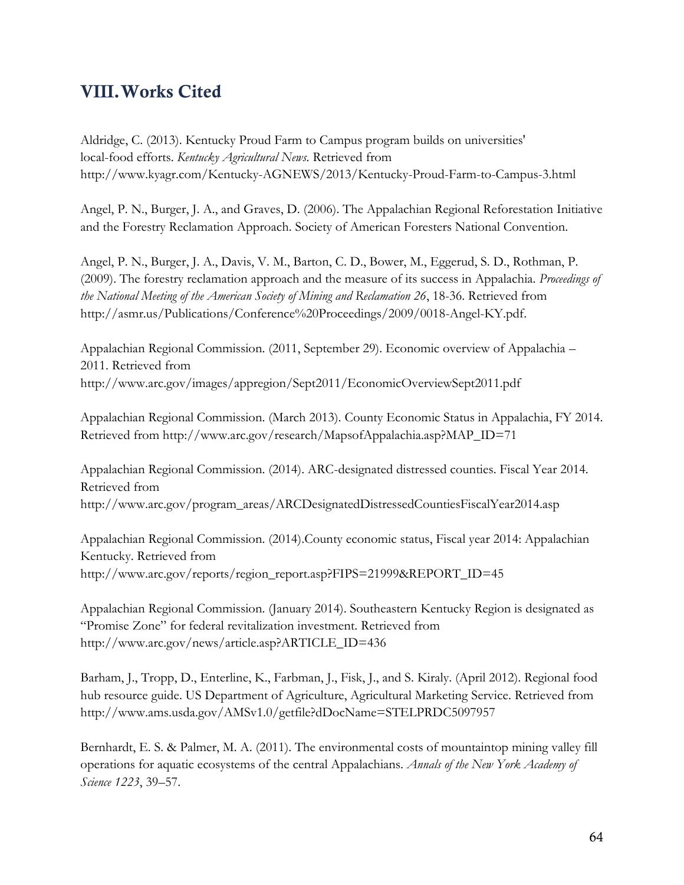## VIII. Works Cited

Aldridge, C. (2013). Kentucky Proud Farm to Campus program builds on universities' local-food efforts. *Kentucky Agricultural News*. Retrieved from http://www.kyagr.com/Kentucky-AGNEWS/2013/Kentucky-Proud-Farm-to-Campus-3.html

Angel, P. N., Burger, J. A., and Graves, D. (2006). The Appalachian Regional Reforestation Initiative and the Forestry Reclamation Approach. Society of American Foresters National Convention.

Angel, P. N., Burger, J. A., Davis, V. M., Barton, C. D., Bower, M., Eggerud, S. D., Rothman, P. (2009). The forestry reclamation approach and the measure of its success in Appalachia. *Proceedings of the National Meeting of the American Society of Mining and Reclamation 26*, 18-36. Retrieved from http://asmr.us/Publications/Conference%20Proceedings/2009/0018-Angel-KY.pdf.

Appalachian Regional Commission. (2011, September 29). Economic overview of Appalachia – 2011. Retrieved from http://www.arc.gov/images/appregion/Sept2011/EconomicOverviewSept2011.pdf

Appalachian Regional Commission. (March 2013). County Economic Status in Appalachia, FY 2014. Retrieved from http://www.arc.gov/research/MapsofAppalachia.asp?MAP_ID=71

Appalachian Regional Commission. (2014). ARC-designated distressed counties. Fiscal Year 2014. Retrieved from http://www.arc.gov/program_areas/ARCDesignatedDistressedCountiesFiscalYear2014.asp

Appalachian Regional Commission. (2014).County economic status, Fiscal year 2014: Appalachian Kentucky. Retrieved from http://www.arc.gov/reports/region_report.asp?FIPS=21999&REPORT_ID=45

Appalachian Regional Commission. (January 2014). Southeastern Kentucky Region is designated as "Promise Zone" for federal revitalization investment. Retrieved from http://www.arc.gov/news/article.asp?ARTICLE_ID=436

Barham, J., Tropp, D., Enterline, K., Farbman, J., Fisk, J., and S. Kiraly. (April 2012). Regional food hub resource guide. US Department of Agriculture, Agricultural Marketing Service. Retrieved from http://www.ams.usda.gov/AMSv1.0/getfile?dDocName=STELPRDC5097957

Bernhardt, E. S. & Palmer, M. A. (2011). The environmental costs of mountaintop mining valley fill operations for aquatic ecosystems of the central Appalachians. *Annals of the New York Academy of Science 1223*, 39–57.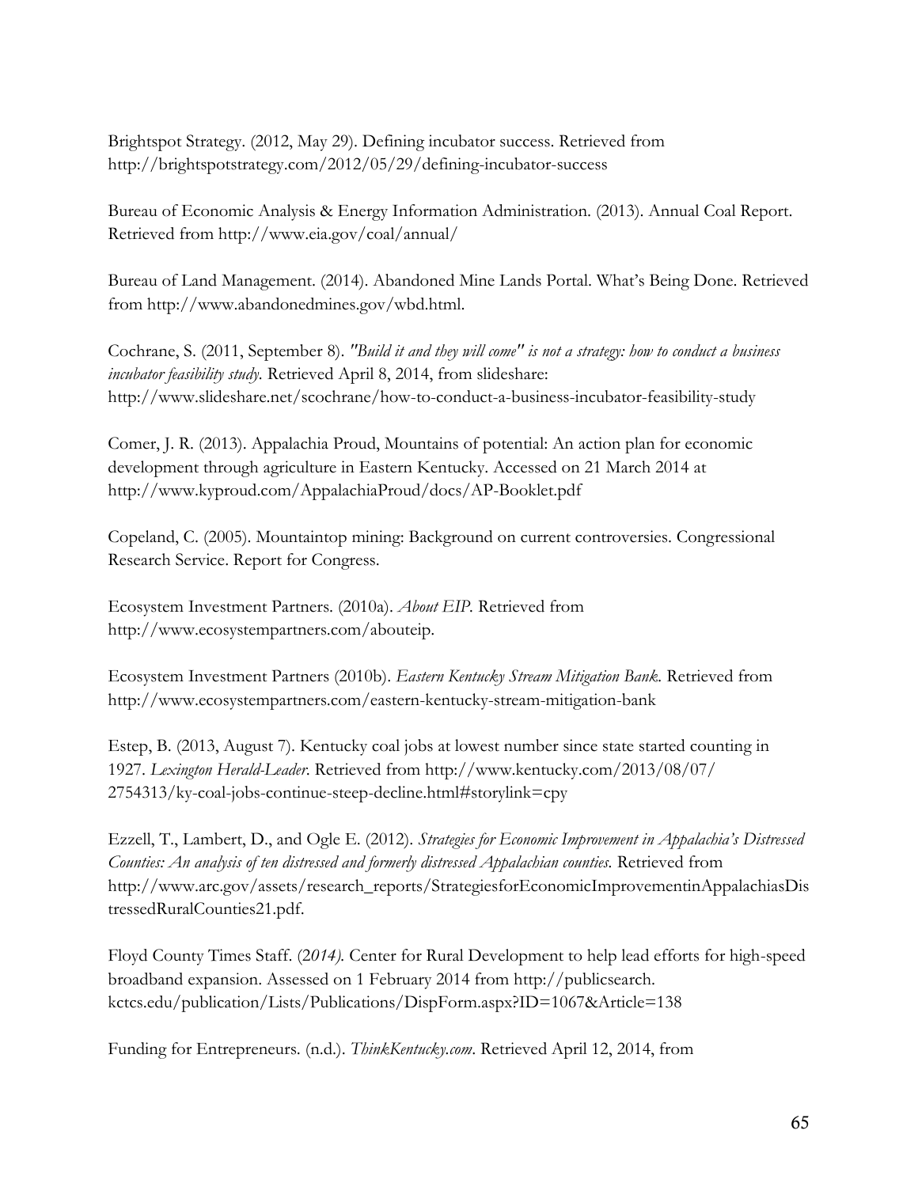Brightspot Strategy. (2012, May 29). Defining incubator success. Retrieved from http://brightspotstrategy.com/2012/05/29/defining-incubator-success

Bureau of Economic Analysis & Energy Information Administration. (2013). Annual Coal Report. Retrieved from http://www.eia.gov/coal/annual/

Bureau of Land Management. (2014). Abandoned Mine Lands Portal. What's Being Done. Retrieved from http://www.abandonedmines.gov/wbd.html.

Cochrane, S. (2011, September 8). *"Build it and they will come" is not a strategy: how to conduct a business incubator feasibility study.* Retrieved April 8, 2014, from slideshare: http://www.slideshare.net/scochrane/how-to-conduct-a-business-incubator-feasibility-study

Comer, J. R. (2013). Appalachia Proud, Mountains of potential: An action plan for economic development through agriculture in Eastern Kentucky. Accessed on 21 March 2014 at http://www.kyproud.com/AppalachiaProud/docs/AP-Booklet.pdf

Copeland, C. (2005). Mountaintop mining: Background on current controversies. Congressional Research Service. Report for Congress.

Ecosystem Investment Partners. (2010a). *About EIP.* Retrieved from http://www.ecosystempartners.com/abouteip.

Ecosystem Investment Partners (2010b). *Eastern Kentucky Stream Mitigation Bank.* Retrieved from http://www.ecosystempartners.com/eastern-kentucky-stream-mitigation-bank

Estep, B. (2013, August 7). Kentucky coal jobs at lowest number since state started counting in 1927. *Lexington Herald-Leader.* Retrieved from http://www.kentucky.com/2013/08/07/2754313/ky-coal-jobs-continue-steep-decline.html#storylink=cpy

Ezzell, T., Lambert, D., and Ogle E. (2012). *Strategies for Economic Improvement in Appalachia's Distressed Counties: An analysis of ten distressed and formerly distressed Appalachian counties.* Retrieved from http://www.arc.gov/assets/research_reports/StrategiesforEconomicImprovementinAppalachiasDistressedRuralCounties21.pdf.

Floyd County Times Staff. (*2014*). Center for Rural Development to help lead efforts for high-speed broadband expansion. Assessed on 1 February 2014 from http://publicsearch.kctcs.edu/publication/Lists/Publications/DispForm.aspx?ID=1067&Article=138

Funding for Entrepreneurs. (n.d.). *ThinkKentucky.com*. Retrieved April 12, 2014, from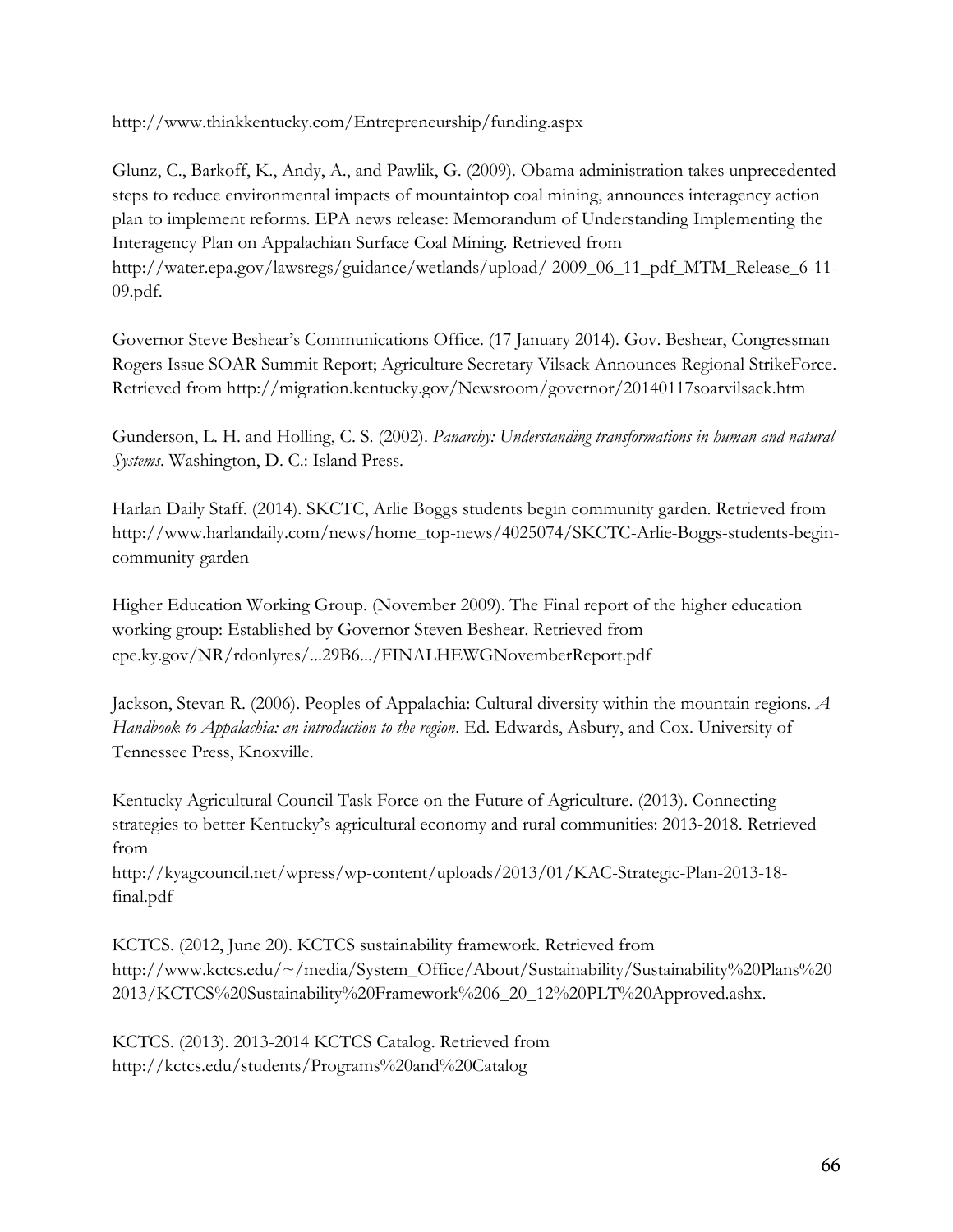http://www.thinkkentucky.com/Entrepreneurship/funding.aspx

Glunz, C., Barkoff, K., Andy, A., and Pawlik, G. (2009). Obama administration takes unprecedented steps to reduce environmental impacts of mountaintop coal mining, announces interagency action plan to implement reforms. EPA news release: Memorandum of Understanding Implementing the Interagency Plan on Appalachian Surface Coal Mining. Retrieved from http://water.epa.gov/lawsregs/guidance/wetlands/upload/ 2009_06_11_pdf_MTM_Release_6-11-09.pdf.

Governor Steve Beshear's Communications Office. (17 January 2014). Gov. Beshear, Congressman Rogers Issue SOAR Summit Report; Agriculture Secretary Vilsack Announces Regional StrikeForce. Retrieved from http://migration.kentucky.gov/Newsroom/governor/20140117soarvilsack.htm

Gunderson, L. H. and Holling, C. S. (2002). *Panarchy: Understanding transformations in human and natural Systems*. Washington, D. C.: Island Press.

Harlan Daily Staff. (2014). SKCTC, Arlie Boggs students begin community garden. Retrieved from http://www.harlandaily.com/news/home_top-news/4025074/SKCTC-Arlie-Boggs-students-begin-community-garden

Higher Education Working Group. (November 2009). The Final report of the higher education working group: Established by Governor Steven Beshear. Retrieved from cpe.ky.gov/NR/rdonlyres/...29B6.../FINALHEWGNovemberReport.pdf

Jackson, Stevan R. (2006). Peoples of Appalachia: Cultural diversity within the mountain regions. *A Handbook to Appalachia: an introduction to the region*. Ed. Edwards, Asbury, and Cox. University of Tennessee Press, Knoxville.

Kentucky Agricultural Council Task Force on the Future of Agriculture. (2013). Connecting strategies to better Kentucky's agricultural economy and rural communities: 2013-2018. Retrieved from http://kyagcouncil.net/wpress/wp-content/uploads/2013/01/KAC-Strategic-Plan-2013-18-final.pdf

KCTCS. (2012, June 20). KCTCS sustainability framework. Retrieved from http://www.kctcs.edu/~/media/System_Office/About/Sustainability/Sustainability%20Plans%202013/KCTCS%20Sustainability%20Framework%206_20_12%20PLT%20Approved.ashx.

KCTCS. (2013). 2013-2014 KCTCS Catalog. Retrieved from http://kctcs.edu/students/Programs%20and%20Catalog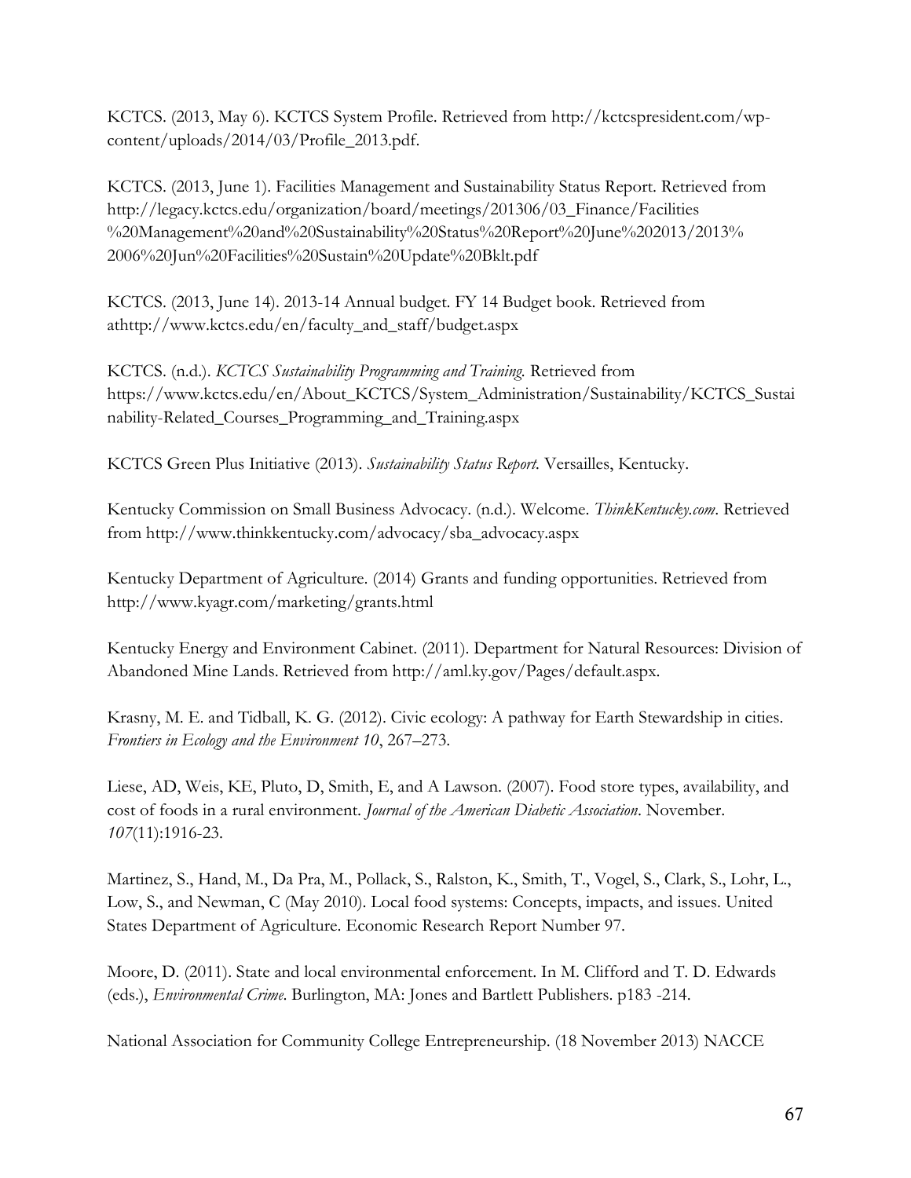KCTCS. (2013, May 6). KCTCS System Profile. Retrieved from http://kctcspresident.com/wp-content/uploads/2014/03/Profile_2013.pdf.

KCTCS. (2013, June 1). Facilities Management and Sustainability Status Report. Retrieved from http://legacy.kctcs.edu/organization/board/meetings/201306/03_Finance/Facilities%20Management%20and%20Sustainability%20Status%20Report%20June%202013/2013%2006%20Jun%20Facilities%20Sustain%20Update%20Bklt.pdf

KCTCS. (2013, June 14). 2013-14 Annual budget. FY 14 Budget book. Retrieved from athttp://www.kctcs.edu/en/faculty_and_staff/budget.aspx

KCTCS. (n.d.). *KCTCS Sustainability Programming and Training.* Retrieved from https://www.kctcs.edu/en/About_KCTCS/System_Administration/Sustainability/KCTCS_Sustainability-Related_Courses_Programming_and_Training.aspx

KCTCS Green Plus Initiative (2013). *Sustainability Status Report.* Versailles, Kentucky.

Kentucky Commission on Small Business Advocacy. (n.d.). Welcome. *ThinkKentucky.com*. Retrieved from http://www.thinkkentucky.com/advocacy/sba_advocacy.aspx

Kentucky Department of Agriculture. (2014) Grants and funding opportunities. Retrieved from http://www.kyagr.com/marketing/grants.html

Kentucky Energy and Environment Cabinet. (2011). Department for Natural Resources: Division of Abandoned Mine Lands. Retrieved from http://aml.ky.gov/Pages/default.aspx.

Krasny, M. E. and Tidball, K. G. (2012). Civic ecology: A pathway for Earth Stewardship in cities. *Frontiers in Ecology and the Environment 10*, 267–273.

Liese, AD, Weis, KE, Pluto, D, Smith, E, and A Lawson. (2007). Food store types, availability, and cost of foods in a rural environment. *Journal of the American Diabetic Association*. November. *107*(11):1916-23.

Martinez, S., Hand, M., Da Pra, M., Pollack, S., Ralston, K., Smith, T., Vogel, S., Clark, S., Lohr, L., Low, S., and Newman, C (May 2010). Local food systems: Concepts, impacts, and issues. United States Department of Agriculture. Economic Research Report Number 97.

Moore, D. (2011). State and local environmental enforcement. In M. Clifford and T. D. Edwards (eds.), *Environmental Crime*. Burlington, MA: Jones and Bartlett Publishers. p183 -214.

National Association for Community College Entrepreneurship. (18 November 2013) NACCE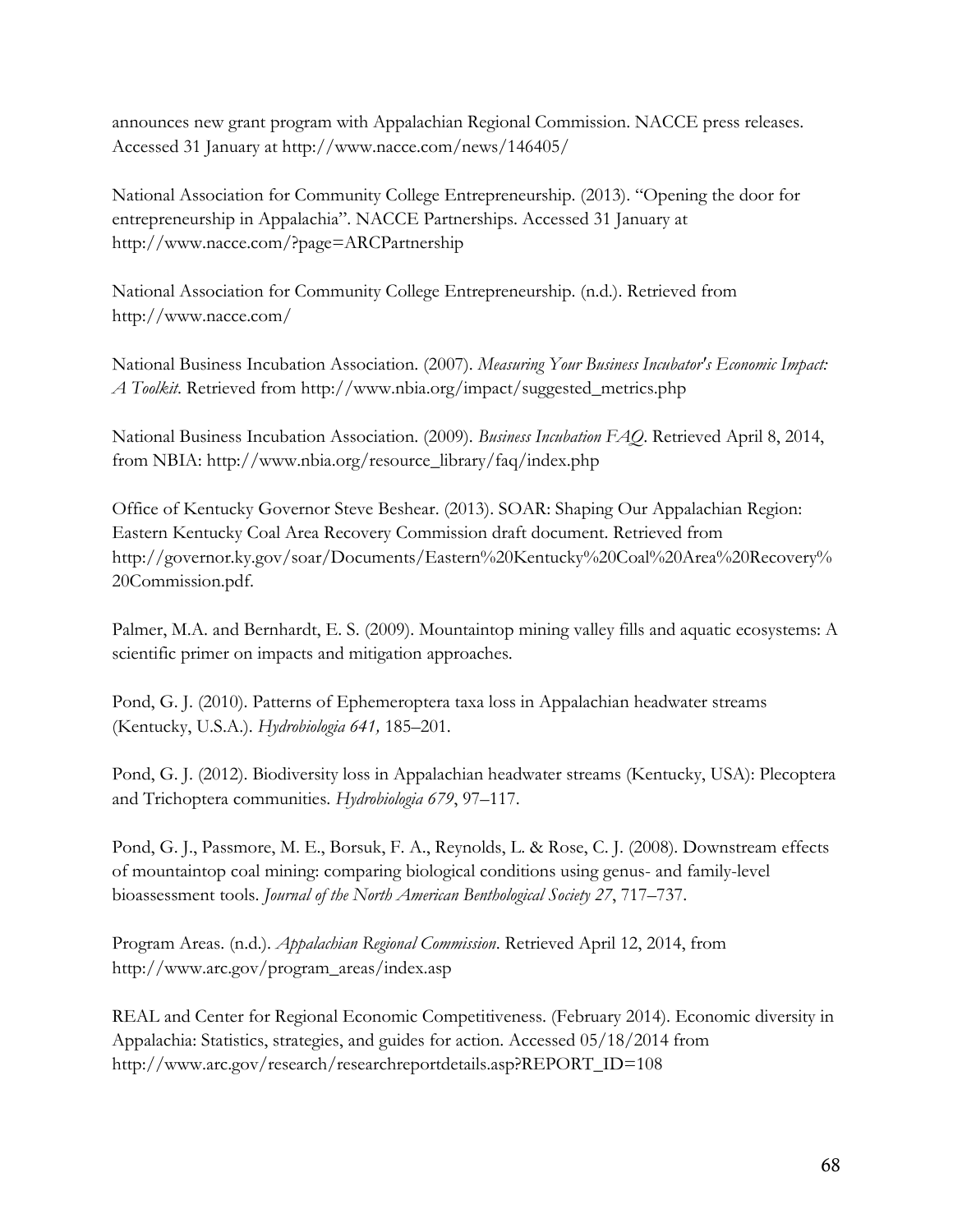announces new grant program with Appalachian Regional Commission. NACCE press releases. Accessed 31 January at http://www.nacce.com/news/146405/

National Association for Community College Entrepreneurship. (2013). "Opening the door for entrepreneurship in Appalachia". NACCE Partnerships. Accessed 31 January at http://www.nacce.com/?page=ARCPartnership

National Association for Community College Entrepreneurship. (n.d.). Retrieved from http://www.nacce.com/

National Business Incubation Association. (2007). *Measuring Your Business Incubator's Economic Impact: A Toolkit*. Retrieved from http://www.nbia.org/impact/suggested_metrics.php

National Business Incubation Association. (2009). *Business Incubation FAQ*. Retrieved April 8, 2014, from NBIA: http://www.nbia.org/resource_library/faq/index.php

Office of Kentucky Governor Steve Beshear. (2013). SOAR: Shaping Our Appalachian Region: Eastern Kentucky Coal Area Recovery Commission draft document. Retrieved from http://governor.ky.gov/soar/Documents/Eastern%20Kentucky%20Coal%20Area%20Recovery%20Commission.pdf.

Palmer, M.A. and Bernhardt, E. S. (2009). Mountaintop mining valley fills and aquatic ecosystems: A scientific primer on impacts and mitigation approaches.

Pond, G. J. (2010). Patterns of Ephemeroptera taxa loss in Appalachian headwater streams (Kentucky, U.S.A.). *Hydrobiologia 641,* 185–201.

Pond, G. J. (2012). Biodiversity loss in Appalachian headwater streams (Kentucky, USA): Plecoptera and Trichoptera communities. *Hydrobiologia 679*, 97–117.

Pond, G. J., Passmore, M. E., Borsuk, F. A., Reynolds, L. & Rose, C. J. (2008). Downstream effects of mountaintop coal mining: comparing biological conditions using genus- and family-level bioassessment tools. *Journal of the North American Benthological Society 27*, 717–737.

Program Areas. (n.d.). *Appalachian Regional Commission*. Retrieved April 12, 2014, from http://www.arc.gov/program_areas/index.asp

REAL and Center for Regional Economic Competitiveness. (February 2014). Economic diversity in Appalachia: Statistics, strategies, and guides for action. Accessed 05/18/2014 from http://www.arc.gov/research/researchreportdetails.asp?REPORT_ID=108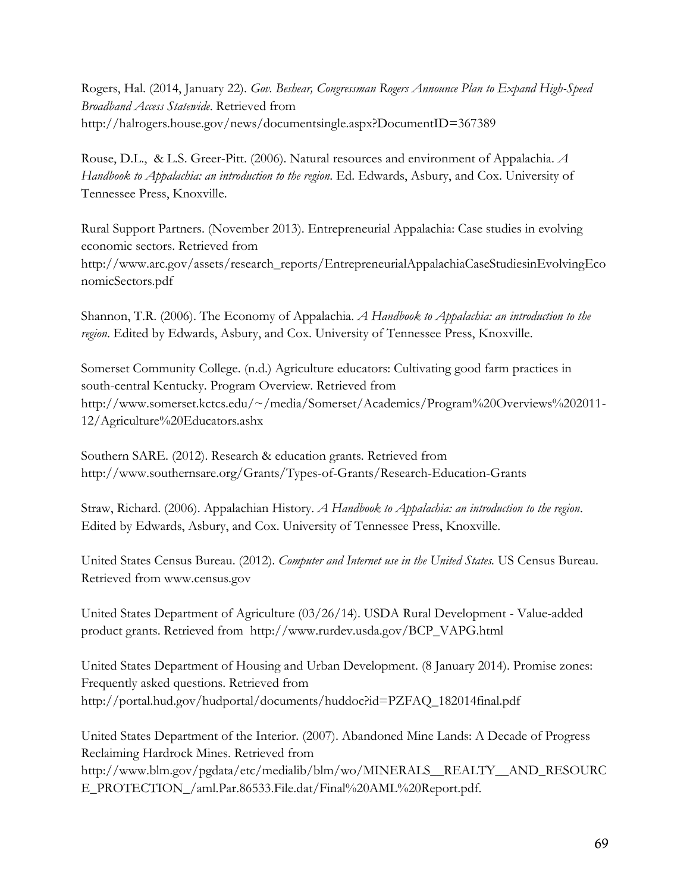Rogers, Hal. (2014, January 22). *Gov. Beshear, Congressman Rogers Announce Plan to Expand High-Speed Broadband Access Statewide*. Retrieved from http://halrogers.house.gov/news/documentsingle.aspx?DocumentID=367389

Rouse, D.L., & L.S. Greer-Pitt. (2006). Natural resources and environment of Appalachia. *A Handbook to Appalachia: an introduction to the region*. Ed. Edwards, Asbury, and Cox. University of Tennessee Press, Knoxville.

Rural Support Partners. (November 2013). Entrepreneurial Appalachia: Case studies in evolving economic sectors. Retrieved from http://www.arc.gov/assets/research_reports/EntrepreneurialAppalachiaCaseStudiesinEvolvingEconomicSectors.pdf

Shannon, T.R. (2006). The Economy of Appalachia. *A Handbook to Appalachia: an introduction to the region*. Edited by Edwards, Asbury, and Cox. University of Tennessee Press, Knoxville.

Somerset Community College. (n.d.) Agriculture educators: Cultivating good farm practices in south-central Kentucky. Program Overview. Retrieved from http://www.somerset.kctcs.edu/~/media/Somerset/Academics/Program%20Overviews%202011-12/Agriculture%20Educators.ashx

Southern SARE. (2012). Research & education grants. Retrieved from http://www.southernsare.org/Grants/Types-of-Grants/Research-Education-Grants

Straw, Richard. (2006). Appalachian History. *A Handbook to Appalachia: an introduction to the region*. Edited by Edwards, Asbury, and Cox. University of Tennessee Press, Knoxville.

United States Census Bureau. (2012). *Computer and Internet use in the United States.* US Census Bureau. Retrieved from www.census.gov

United States Department of Agriculture (03/26/14). USDA Rural Development - Value-added product grants. Retrieved from http://www.rurdev.usda.gov/BCP_VAPG.html

United States Department of Housing and Urban Development. (8 January 2014). Promise zones: Frequently asked questions. Retrieved from http://portal.hud.gov/hudportal/documents/huddoc?id=PZFAQ_182014final.pdf

United States Department of the Interior. (2007). Abandoned Mine Lands: A Decade of Progress Reclaiming Hardrock Mines. Retrieved from http://www.blm.gov/pgdata/etc/medialib/blm/wo/MINERALS__REALTY__AND_RESOURCE_PROTECTION_/aml.Par.86533.File.dat/Final%20AML%20Report.pdf.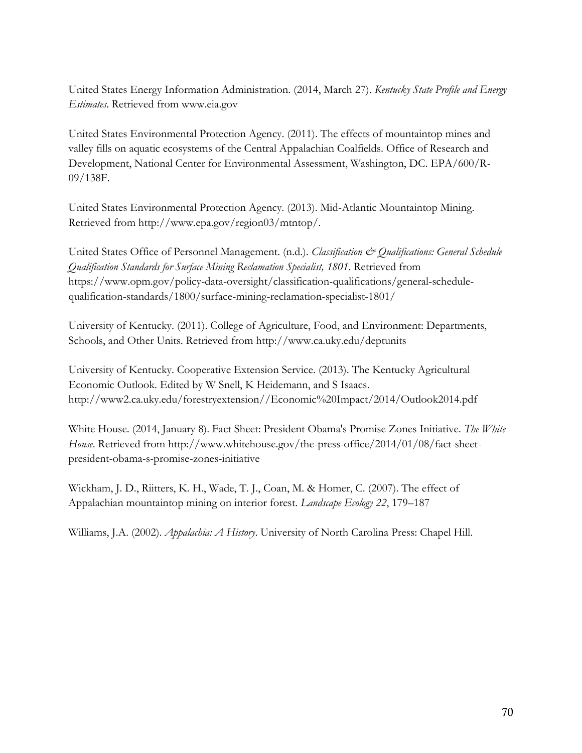United States Energy Information Administration. (2014, March 27). *Kentucky State Profile and Energy Estimates*. Retrieved from www.eia.gov

United States Environmental Protection Agency. (2011). The effects of mountaintop mines and valley fills on aquatic ecosystems of the Central Appalachian Coalfields. Office of Research and Development, National Center for Environmental Assessment, Washington, DC. EPA/600/R-09/138F.

United States Environmental Protection Agency. (2013). Mid-Atlantic Mountaintop Mining. Retrieved from http://www.epa.gov/region03/mtntop/.

United States Office of Personnel Management. (n.d.). *Classification & Qualifications: General Schedule Qualification Standards for Surface Mining Reclamation Specialist, 1801*. Retrieved from https://www.opm.gov/policy-data-oversight/classification-qualifications/general-schedule-qualification-standards/1800/surface-mining-reclamation-specialist-1801/

University of Kentucky. (2011). College of Agriculture, Food, and Environment: Departments, Schools, and Other Units. Retrieved from http://www.ca.uky.edu/deptunits

University of Kentucky. Cooperative Extension Service. (2013). The Kentucky Agricultural Economic Outlook. Edited by W Snell, K Heidemann, and S Isaacs. http://www2.ca.uky.edu/forestryextension//Economic%20Impact/2014/Outlook2014.pdf

White House. (2014, January 8). Fact Sheet: President Obama's Promise Zones Initiative. *The White House*. Retrieved from http://www.whitehouse.gov/the-press-office/2014/01/08/fact-sheet-president-obama-s-promise-zones-initiative

Wickham, J. D., Riitters, K. H., Wade, T. J., Coan, M. & Homer, C. (2007). The effect of Appalachian mountaintop mining on interior forest. *Landscape Ecology 22*, 179–187

Williams, J.A. (2002). *Appalachia: A History*. University of North Carolina Press: Chapel Hill.